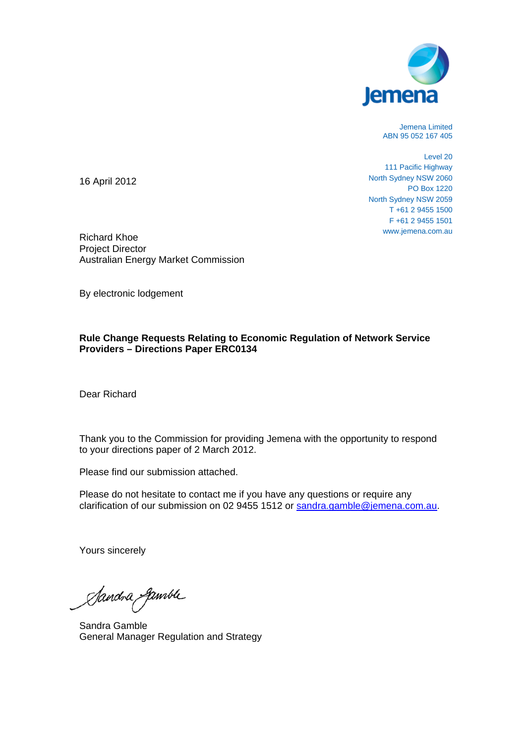Jemena

Jemena Limited
ABN 95 052 167 405

Level 20
111 Pacific Highway
North Sydney NSW 2060
PO Box 1220
North Sydney NSW 2059
T +61 2 9455 1500
F +61 2 9455 1501
www.jemena.com.au

16 April 2012

Richard Khoe
Project Director
Australian Energy Market Commission

By electronic lodgement

**Rule Change Requests Relating to Economic Regulation of Network Service Providers – Directions Paper ERC0134**

Dear Richard

Thank you to the Commission for providing Jemena with the opportunity to respond to your directions paper of 2 March 2012.

Please find our submission attached.

Please do not hesitate to contact me if you have any questions or require any clarification of our submission on 02 9455 1512 or sandra.gamble@jemena.com.au.

Yours sincerely

Sandra Gamble
General Manager Regulation and Strategy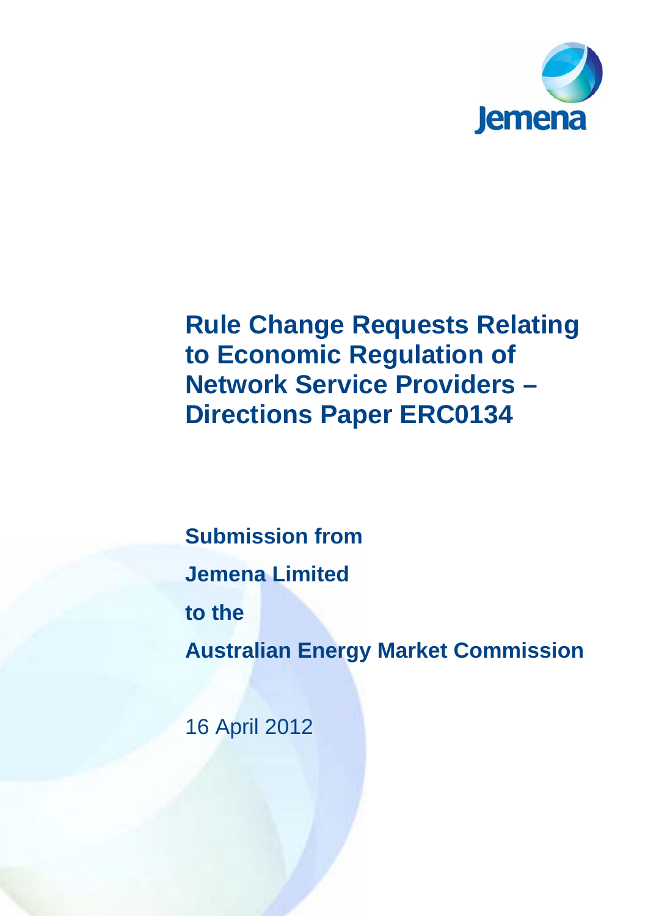# Rule Change Requests Relating to Economic Regulation of Network Service Providers – Directions Paper ERC0134

**Submission from**

**Jemena Limited**

**to the**

**Australian Energy Market Commission**

16 April 2012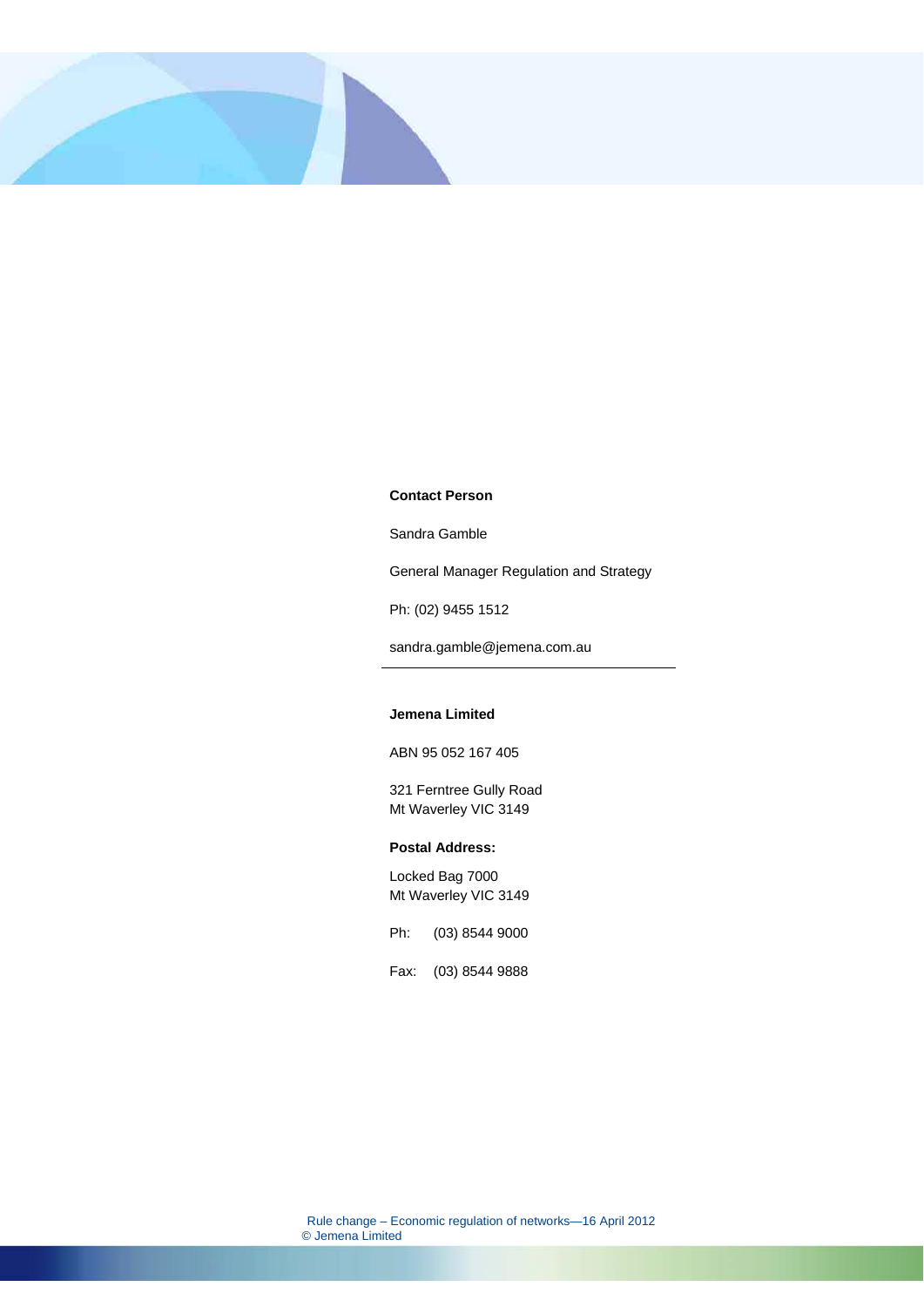**Contact Person**

Sandra Gamble

General Manager Regulation and Strategy

Ph: (02) 9455 1512

sandra.gamble@jemena.com.au

---

**Jemena Limited**

ABN 95 052 167 405

321 Ferntree Gully Road
Mt Waverley VIC 3149

**Postal Address:**

Locked Bag 7000
Mt Waverley VIC 3149

Ph: (03) 8544 9000

Fax: (03) 8544 9888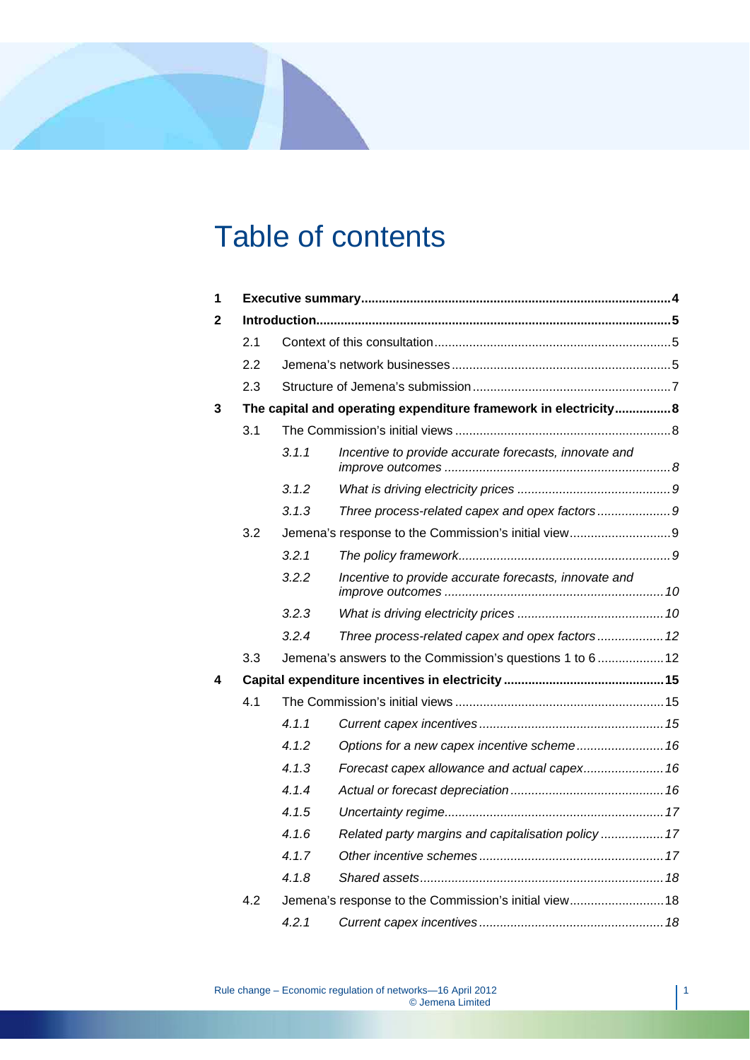# Table of contents

| | | | |
|---|---|---|---|
| **1** | **Executive summary** | | **4** |
| **2** | **Introduction** | | **5** |
| | 2.1 | Context of this consultation | 5 |
| | 2.2 | Jemena's network businesses | 5 |
| | 2.3 | Structure of Jemena's submission | 7 |
| **3** | **The capital and operating expenditure framework in electricity** | | **8** |
| | 3.1 | The Commission's initial views | 8 |
| | *3.1.1* | *Incentive to provide accurate forecasts, innovate and improve outcomes* | *8* |
| | *3.1.2* | *What is driving electricity prices* | *9* |
| | *3.1.3* | *Three process-related capex and opex factors* | *9* |
| | 3.2 | Jemena's response to the Commission's initial view | 9 |
| | *3.2.1* | *The policy framework* | *9* |
| | *3.2.2* | *Incentive to provide accurate forecasts, innovate and improve outcomes* | *10* |
| | *3.2.3* | *What is driving electricity prices* | *10* |
| | *3.2.4* | *Three process-related capex and opex factors* | *12* |
| | 3.3 | Jemena's answers to the Commission's questions 1 to 6 | 12 |
| **4** | **Capital expenditure incentives in electricity** | | **15** |
| | 4.1 | The Commission's initial views | 15 |
| | *4.1.1* | *Current capex incentives* | *15* |
| | *4.1.2* | *Options for a new capex incentive scheme* | *16* |
| | *4.1.3* | *Forecast capex allowance and actual capex* | *16* |
| | *4.1.4* | *Actual or forecast depreciation* | *16* |
| | *4.1.5* | *Uncertainty regime* | *17* |
| | *4.1.6* | *Related party margins and capitalisation policy* | *17* |
| | *4.1.7* | *Other incentive schemes* | *17* |
| | *4.1.8* | *Shared assets* | *18* |
| | 4.2 | Jemena's response to the Commission's initial view | 18 |
| | *4.2.1* | *Current capex incentives* | *18* |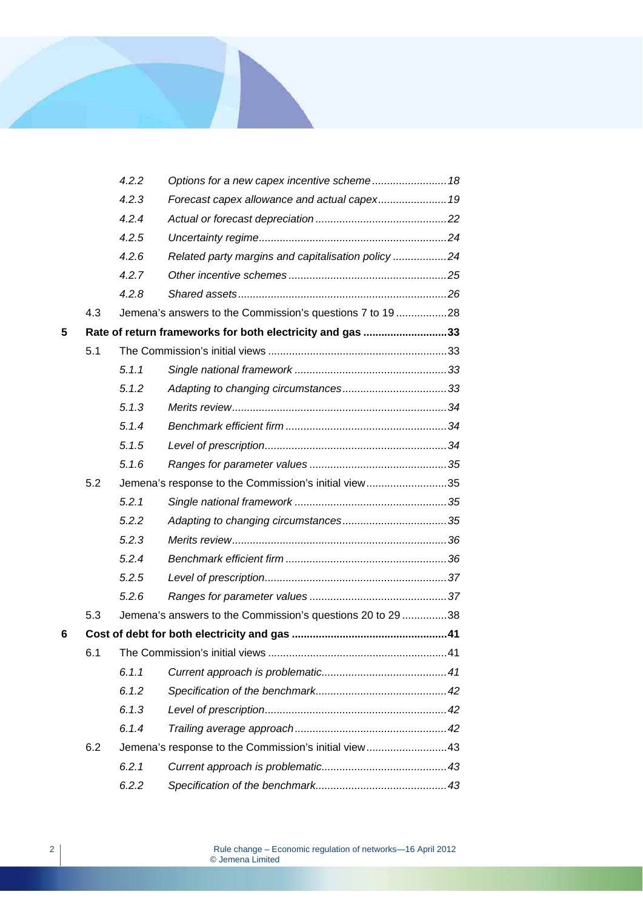| | | | |
|---|---|---|---|
| | *4.2.2* | *Options for a new capex incentive scheme* | *18* |
| | *4.2.3* | *Forecast capex allowance and actual capex* | *19* |
| | *4.2.4* | *Actual or forecast depreciation* | *22* |
| | *4.2.5* | *Uncertainty regime* | *24* |
| | *4.2.6* | *Related party margins and capitalisation policy* | *24* |
| | *4.2.7* | *Other incentive schemes* | *25* |
| | *4.2.8* | *Shared assets* | *26* |
| | 4.3 | Jemena's answers to the Commission's questions 7 to 19 | 28 |
| **5** | **Rate of return frameworks for both electricity and gas** | | **33** |
| | 5.1 | The Commission's initial views | 33 |
| | *5.1.1* | *Single national framework* | *33* |
| | *5.1.2* | *Adapting to changing circumstances* | *33* |
| | *5.1.3* | *Merits review* | *34* |
| | *5.1.4* | *Benchmark efficient firm* | *34* |
| | *5.1.5* | *Level of prescription* | *34* |
| | *5.1.6* | *Ranges for parameter values* | *35* |
| | 5.2 | Jemena's response to the Commission's initial view | 35 |
| | *5.2.1* | *Single national framework* | *35* |
| | *5.2.2* | *Adapting to changing circumstances* | *35* |
| | *5.2.3* | *Merits review* | *36* |
| | *5.2.4* | *Benchmark efficient firm* | *36* |
| | *5.2.5* | *Level of prescription* | *37* |
| | *5.2.6* | *Ranges for parameter values* | *37* |
| | 5.3 | Jemena's answers to the Commission's questions 20 to 29 | 38 |
| **6** | **Cost of debt for both electricity and gas** | | **41** |
| | 6.1 | The Commission's initial views | 41 |
| | *6.1.1* | *Current approach is problematic* | *41* |
| | *6.1.2* | *Specification of the benchmark* | *42* |
| | *6.1.3* | *Level of prescription* | *42* |
| | *6.1.4* | *Trailing average approach* | *42* |
| | 6.2 | Jemena's response to the Commission's initial view | 43 |
| | *6.2.1* | *Current approach is problematic* | *43* |
| | *6.2.2* | *Specification of the benchmark* | *43* |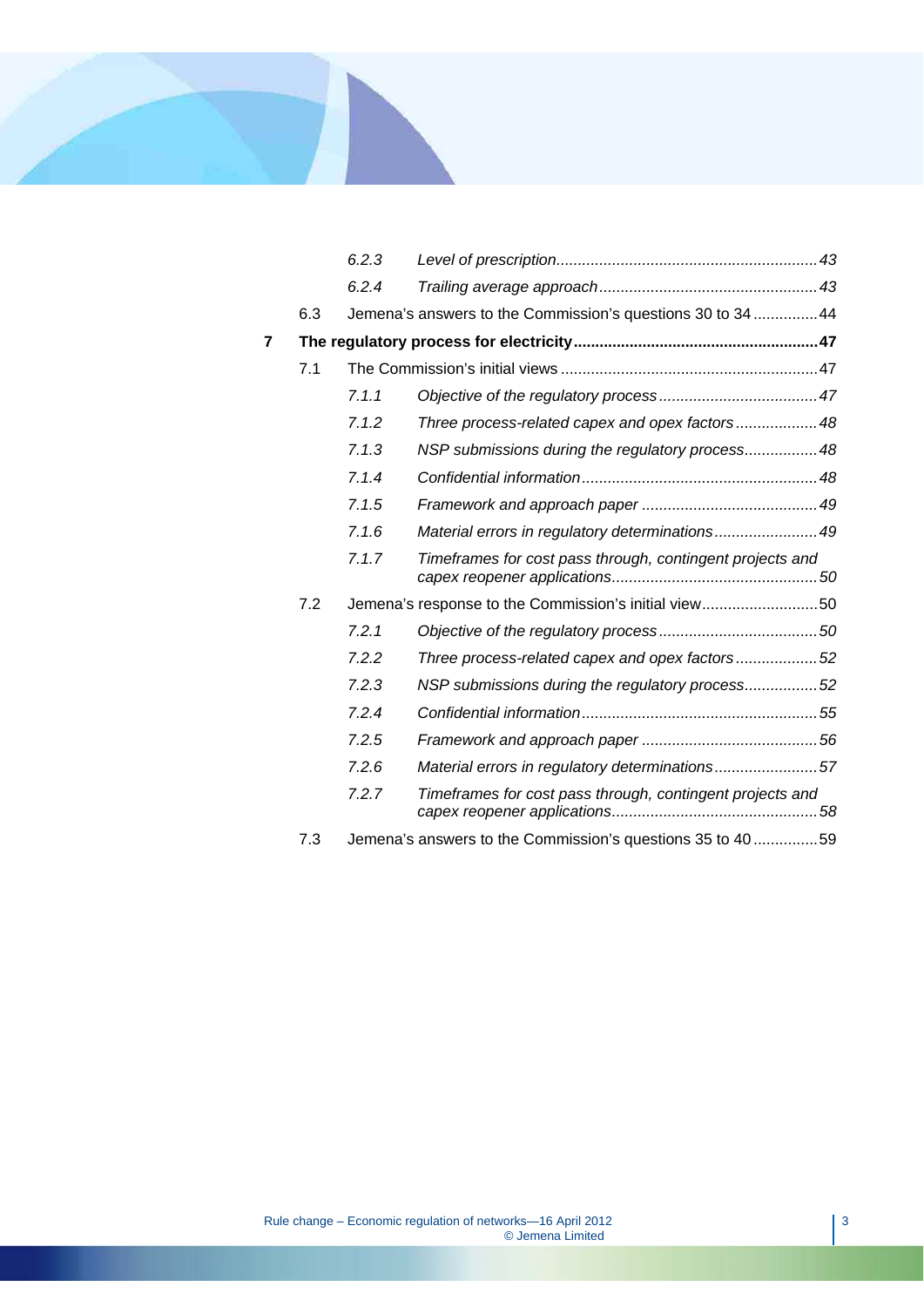|  |  |  |  |
|---|---|---|---|
|  |  | *6.2.3* | *Level of prescription ... 43* |
|  |  | *6.2.4* | *Trailing average approach ... 43* |
|  | 6.3 | Jemena's answers to the Commission's questions 30 to 34 ... 44 |  |
| **7** | **The regulatory process for electricity ... 47** |  |  |
|  | 7.1 | The Commission's initial views ... 47 |  |
|  |  | *7.1.1* | *Objective of the regulatory process ... 47* |
|  |  | *7.1.2* | *Three process-related capex and opex factors ... 48* |
|  |  | *7.1.3* | *NSP submissions during the regulatory process ... 48* |
|  |  | *7.1.4* | *Confidential information ... 48* |
|  |  | *7.1.5* | *Framework and approach paper ... 49* |
|  |  | *7.1.6* | *Material errors in regulatory determinations ... 49* |
|  |  | *7.1.7* | *Timeframes for cost pass through, contingent projects and capex reopener applications ... 50* |
|  | 7.2 | Jemena's response to the Commission's initial view ... 50 |  |
|  |  | *7.2.1* | *Objective of the regulatory process ... 50* |
|  |  | *7.2.2* | *Three process-related capex and opex factors ... 52* |
|  |  | *7.2.3* | *NSP submissions during the regulatory process ... 52* |
|  |  | *7.2.4* | *Confidential information ... 55* |
|  |  | *7.2.5* | *Framework and approach paper ... 56* |
|  |  | *7.2.6* | *Material errors in regulatory determinations ... 57* |
|  |  | *7.2.7* | *Timeframes for cost pass through, contingent projects and capex reopener applications ... 58* |
|  | 7.3 | Jemena's answers to the Commission's questions 35 to 40 ... 59 |  |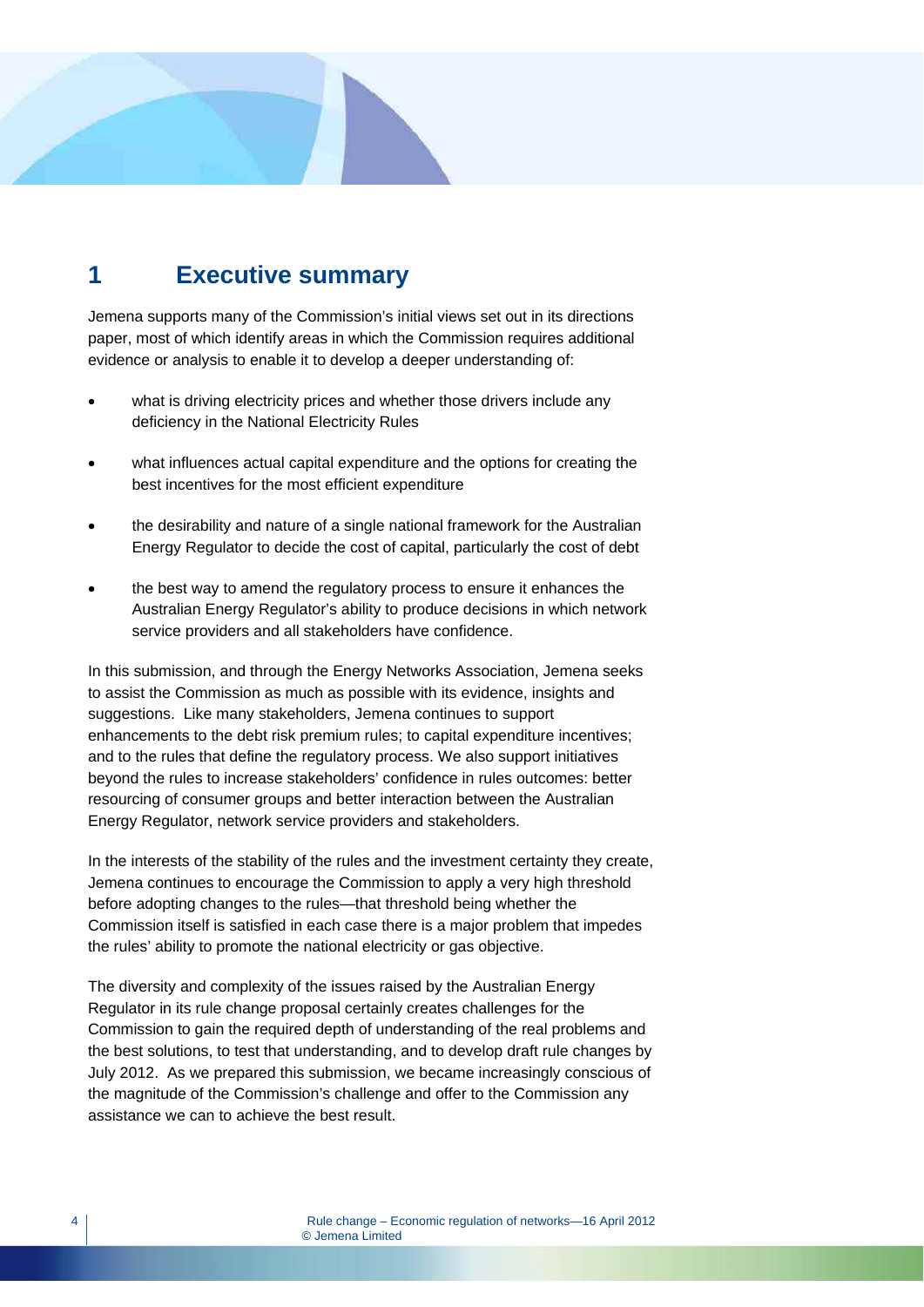# 1 Executive summary

Jemena supports many of the Commission's initial views set out in its directions paper, most of which identify areas in which the Commission requires additional evidence or analysis to enable it to develop a deeper understanding of:

- what is driving electricity prices and whether those drivers include any deficiency in the National Electricity Rules
- what influences actual capital expenditure and the options for creating the best incentives for the most efficient expenditure
- the desirability and nature of a single national framework for the Australian Energy Regulator to decide the cost of capital, particularly the cost of debt
- the best way to amend the regulatory process to ensure it enhances the Australian Energy Regulator's ability to produce decisions in which network service providers and all stakeholders have confidence.

In this submission, and through the Energy Networks Association, Jemena seeks to assist the Commission as much as possible with its evidence, insights and suggestions. Like many stakeholders, Jemena continues to support enhancements to the debt risk premium rules; to capital expenditure incentives; and to the rules that define the regulatory process. We also support initiatives beyond the rules to increase stakeholders' confidence in rules outcomes: better resourcing of consumer groups and better interaction between the Australian Energy Regulator, network service providers and stakeholders.

In the interests of the stability of the rules and the investment certainty they create, Jemena continues to encourage the Commission to apply a very high threshold before adopting changes to the rules—that threshold being whether the Commission itself is satisfied in each case there is a major problem that impedes the rules' ability to promote the national electricity or gas objective.

The diversity and complexity of the issues raised by the Australian Energy Regulator in its rule change proposal certainly creates challenges for the Commission to gain the required depth of understanding of the real problems and the best solutions, to test that understanding, and to develop draft rule changes by July 2012. As we prepared this submission, we became increasingly conscious of the magnitude of the Commission's challenge and offer to the Commission any assistance we can to achieve the best result.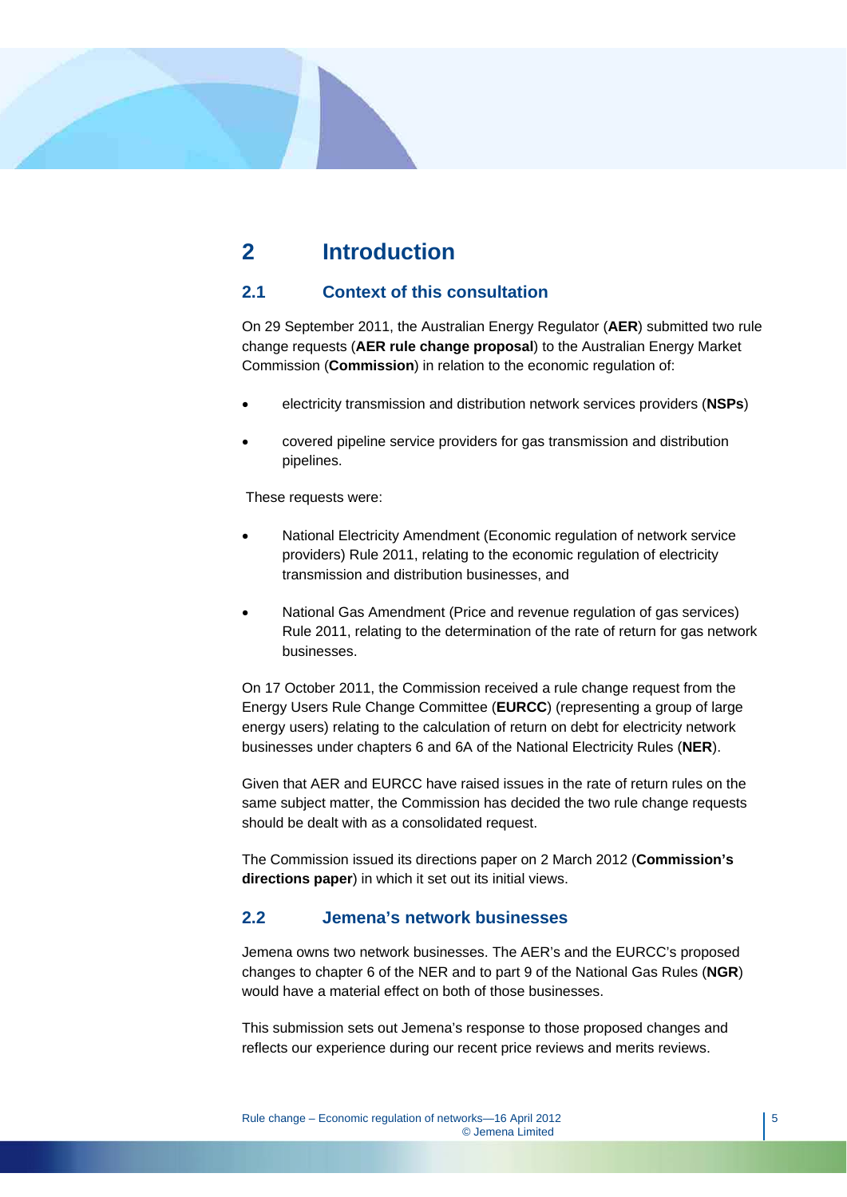# 2 Introduction

## 2.1 Context of this consultation

On 29 September 2011, the Australian Energy Regulator (**AER**) submitted two rule change requests (**AER rule change proposal**) to the Australian Energy Market Commission (**Commission**) in relation to the economic regulation of:

- electricity transmission and distribution network services providers (**NSPs**)
- covered pipeline service providers for gas transmission and distribution pipelines.

These requests were:

- National Electricity Amendment (Economic regulation of network service providers) Rule 2011, relating to the economic regulation of electricity transmission and distribution businesses, and
- National Gas Amendment (Price and revenue regulation of gas services) Rule 2011, relating to the determination of the rate of return for gas network businesses.

On 17 October 2011, the Commission received a rule change request from the Energy Users Rule Change Committee (**EURCC**) (representing a group of large energy users) relating to the calculation of return on debt for electricity network businesses under chapters 6 and 6A of the National Electricity Rules (**NER**).

Given that AER and EURCC have raised issues in the rate of return rules on the same subject matter, the Commission has decided the two rule change requests should be dealt with as a consolidated request.

The Commission issued its directions paper on 2 March 2012 (**Commission's directions paper**) in which it set out its initial views.

## 2.2 Jemena's network businesses

Jemena owns two network businesses. The AER's and the EURCC's proposed changes to chapter 6 of the NER and to part 9 of the National Gas Rules (**NGR**) would have a material effect on both of those businesses.

This submission sets out Jemena's response to those proposed changes and reflects our experience during our recent price reviews and merits reviews.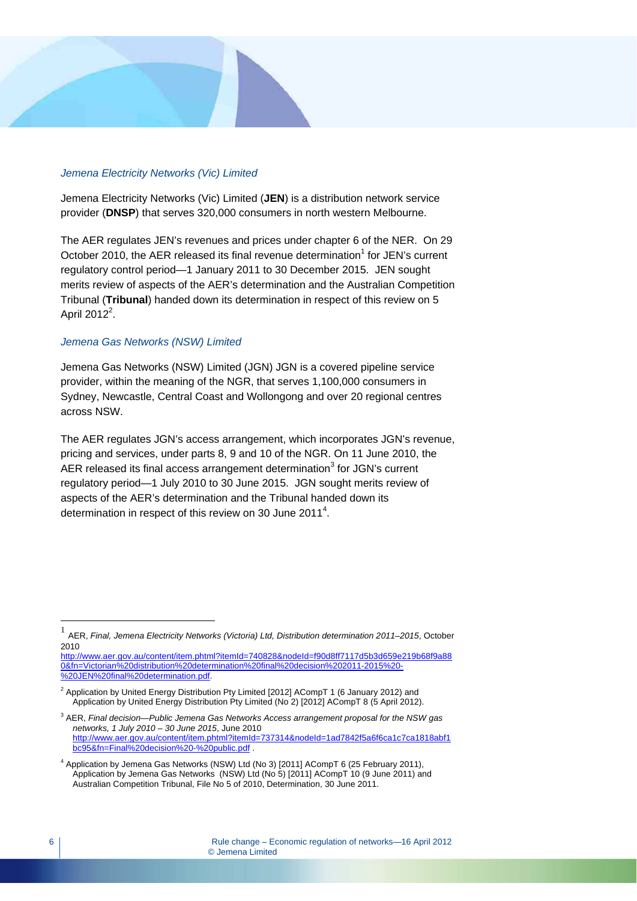*Jemena Electricity Networks (Vic) Limited*

Jemena Electricity Networks (Vic) Limited (**JEN**) is a distribution network service provider (**DNSP**) that serves 320,000 consumers in north western Melbourne.

The AER regulates JEN's revenues and prices under chapter 6 of the NER. On 29 October 2010, the AER released its final revenue determination[1] for JEN's current regulatory control period—1 January 2011 to 30 December 2015. JEN sought merits review of aspects of the AER's determination and the Australian Competition Tribunal (**Tribunal**) handed down its determination in respect of this review on 5 April 2012[2].

*Jemena Gas Networks (NSW) Limited*

Jemena Gas Networks (NSW) Limited (JGN) JGN is a covered pipeline service provider, within the meaning of the NGR, that serves 1,100,000 consumers in Sydney, Newcastle, Central Coast and Wollongong and over 20 regional centres across NSW.

The AER regulates JGN's access arrangement, which incorporates JGN's revenue, pricing and services, under parts 8, 9 and 10 of the NGR. On 11 June 2010, the AER released its final access arrangement determination[3] for JGN's current regulatory period—1 July 2010 to 30 June 2015. JGN sought merits review of aspects of the AER's determination and the Tribunal handed down its determination in respect of this review on 30 June 2011[4].

---

[1] AER, *Final, Jemena Electricity Networks (Victoria) Ltd, Distribution determination 2011–2015*, October 2010 http://www.aer.gov.au/content/item.phtml?itemId=740828&nodeId=f90d8ff7117d5b3d659e219b68f9a880&fn=Victorian%20distribution%20determination%20final%20decision%202011-2015%20-%20JEN%20final%20determination.pdf.

[2] Application by United Energy Distribution Pty Limited [2012] ACompT 1 (6 January 2012) and Application by United Energy Distribution Pty Limited (No 2) [2012] ACompT 8 (5 April 2012).

[3] AER, *Final decision—Public Jemena Gas Networks Access arrangement proposal for the NSW gas networks, 1 July 2010 – 30 June 2015*, June 2010 http://www.aer.gov.au/content/item.phtml?itemId=737314&nodeId=1ad7842f5a6f6ca1c7ca1818abf1bc95&fn=Final%20decision%20-%20public.pdf .

[4] Application by Jemena Gas Networks (NSW) Ltd (No 3) [2011] ACompT 6 (25 February 2011), Application by Jemena Gas Networks (NSW) Ltd (No 5) [2011] ACompT 10 (9 June 2011) and Australian Competition Tribunal, File No 5 of 2010, Determination, 30 June 2011.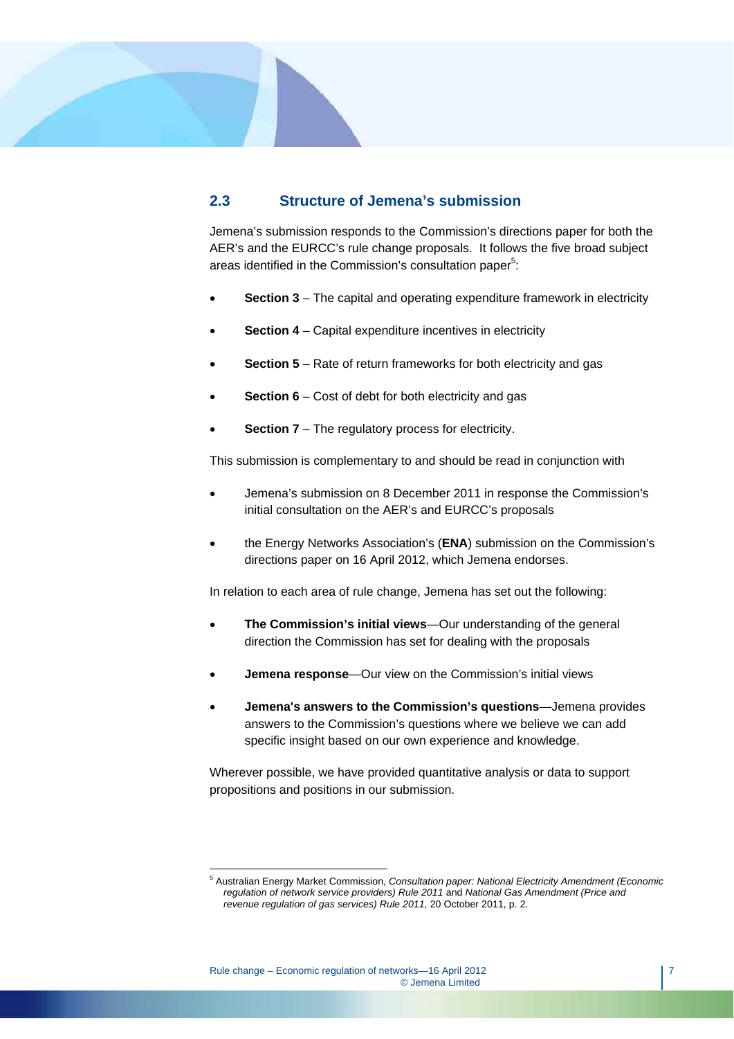## 2.3 Structure of Jemena's submission

Jemena's submission responds to the Commission's directions paper for both the AER's and the EURCC's rule change proposals. It follows the five broad subject areas identified in the Commission's consultation paper[5]:

- **Section 3** – The capital and operating expenditure framework in electricity
- **Section 4** – Capital expenditure incentives in electricity
- **Section 5** – Rate of return frameworks for both electricity and gas
- **Section 6** – Cost of debt for both electricity and gas
- **Section 7** – The regulatory process for electricity.

This submission is complementary to and should be read in conjunction with

- Jemena's submission on 8 December 2011 in response the Commission's initial consultation on the AER's and EURCC's proposals
- the Energy Networks Association's (**ENA**) submission on the Commission's directions paper on 16 April 2012, which Jemena endorses.

In relation to each area of rule change, Jemena has set out the following:

- **The Commission's initial views**—Our understanding of the general direction the Commission has set for dealing with the proposals
- **Jemena response**—Our view on the Commission's initial views
- **Jemena's answers to the Commission's questions**—Jemena provides answers to the Commission's questions where we believe we can add specific insight based on our own experience and knowledge.

Wherever possible, we have provided quantitative analysis or data to support propositions and positions in our submission.

---

[5] Australian Energy Market Commission, *Consultation paper: National Electricity Amendment (Economic regulation of network service providers) Rule 2011* and *National Gas Amendment (Price and revenue regulation of gas services) Rule 2011,* 20 October 2011, p. 2.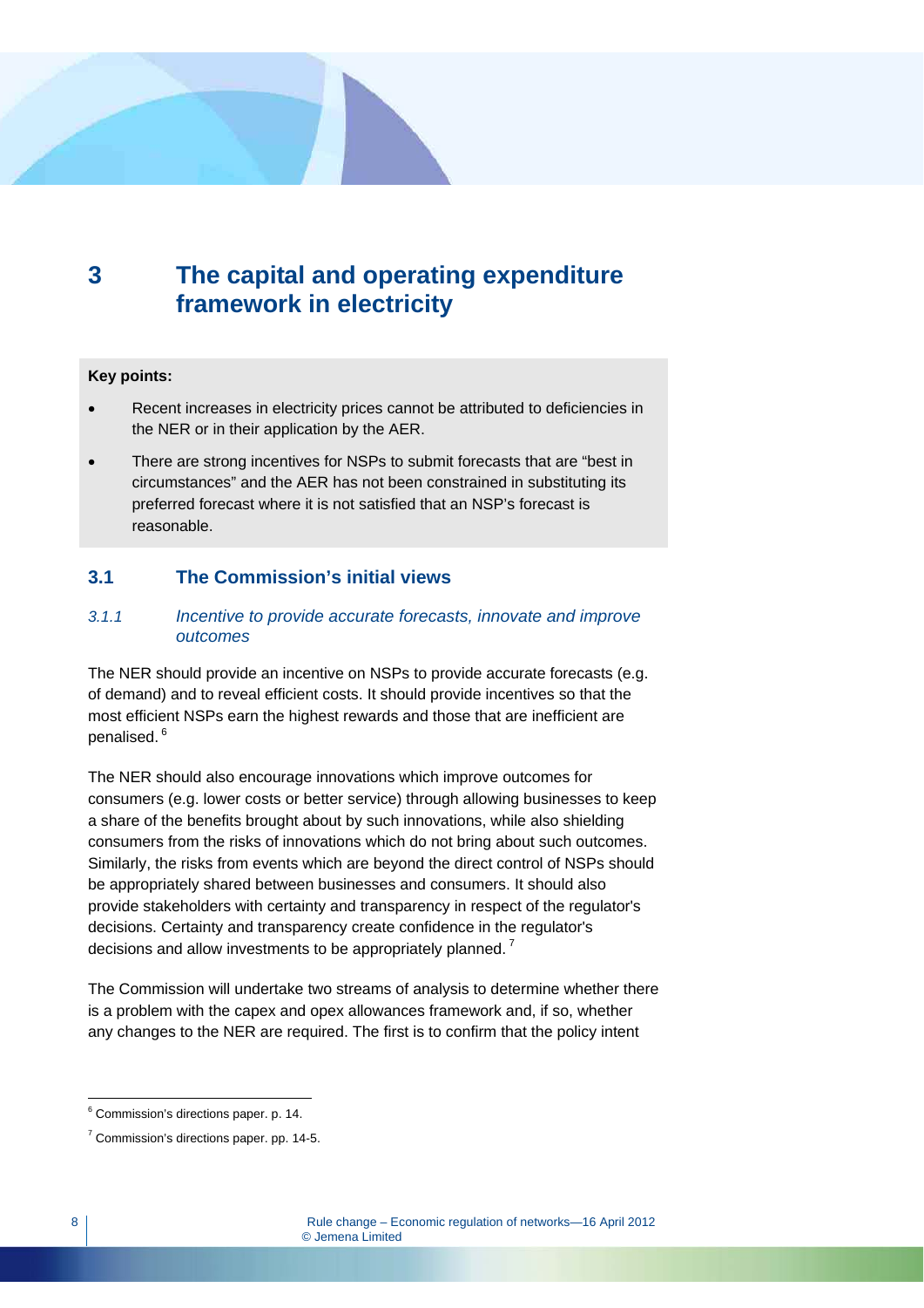# 3 The capital and operating expenditure framework in electricity

**Key points:**

- Recent increases in electricity prices cannot be attributed to deficiencies in the NER or in their application by the AER.
- There are strong incentives for NSPs to submit forecasts that are "best in circumstances" and the AER has not been constrained in substituting its preferred forecast where it is not satisfied that an NSP's forecast is reasonable.

## 3.1 The Commission's initial views

### *3.1.1 Incentive to provide accurate forecasts, innovate and improve outcomes*

The NER should provide an incentive on NSPs to provide accurate forecasts (e.g. of demand) and to reveal efficient costs. It should provide incentives so that the most efficient NSPs earn the highest rewards and those that are inefficient are penalised.[6]

The NER should also encourage innovations which improve outcomes for consumers (e.g. lower costs or better service) through allowing businesses to keep a share of the benefits brought about by such innovations, while also shielding consumers from the risks of innovations which do not bring about such outcomes. Similarly, the risks from events which are beyond the direct control of NSPs should be appropriately shared between businesses and consumers. It should also provide stakeholders with certainty and transparency in respect of the regulator's decisions. Certainty and transparency create confidence in the regulator's decisions and allow investments to be appropriately planned.[7]

The Commission will undertake two streams of analysis to determine whether there is a problem with the capex and opex allowances framework and, if so, whether any changes to the NER are required. The first is to confirm that the policy intent

---

[6] Commission's directions paper. p. 14.

[7] Commission's directions paper. pp. 14-5.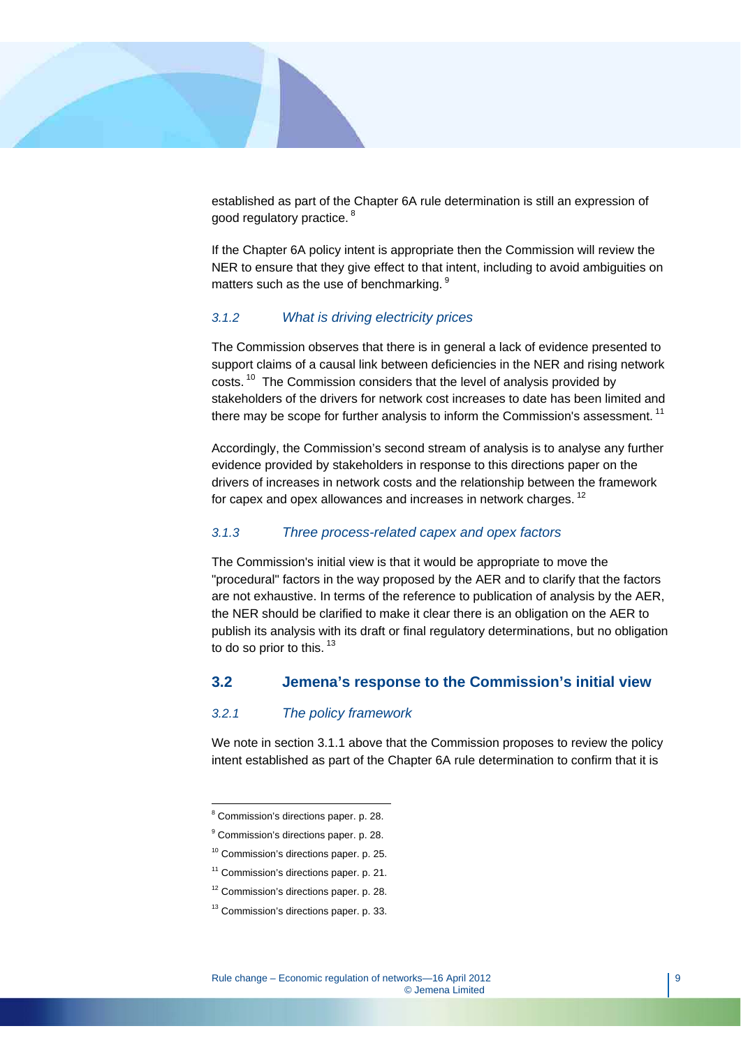established as part of the Chapter 6A rule determination is still an expression of good regulatory practice. [8]

If the Chapter 6A policy intent is appropriate then the Commission will review the NER to ensure that they give effect to that intent, including to avoid ambiguities on matters such as the use of benchmarking. [9]

### *3.1.2 What is driving electricity prices*

The Commission observes that there is in general a lack of evidence presented to support claims of a causal link between deficiencies in the NER and rising network costs. [10] The Commission considers that the level of analysis provided by stakeholders of the drivers for network cost increases to date has been limited and there may be scope for further analysis to inform the Commission's assessment. [11]

Accordingly, the Commission's second stream of analysis is to analyse any further evidence provided by stakeholders in response to this directions paper on the drivers of increases in network costs and the relationship between the framework for capex and opex allowances and increases in network charges. [12]

### *3.1.3 Three process-related capex and opex factors*

The Commission's initial view is that it would be appropriate to move the "procedural" factors in the way proposed by the AER and to clarify that the factors are not exhaustive. In terms of the reference to publication of analysis by the AER, the NER should be clarified to make it clear there is an obligation on the AER to publish its analysis with its draft or final regulatory determinations, but no obligation to do so prior to this. [13]

## 3.2 Jemena's response to the Commission's initial view

### *3.2.1 The policy framework*

We note in section 3.1.1 above that the Commission proposes to review the policy intent established as part of the Chapter 6A rule determination to confirm that it is

---

[8] Commission's directions paper. p. 28.

[9] Commission's directions paper. p. 28.

[10] Commission's directions paper. p. 25.

[11] Commission's directions paper. p. 21.

[12] Commission's directions paper. p. 28.

[13] Commission's directions paper. p. 33.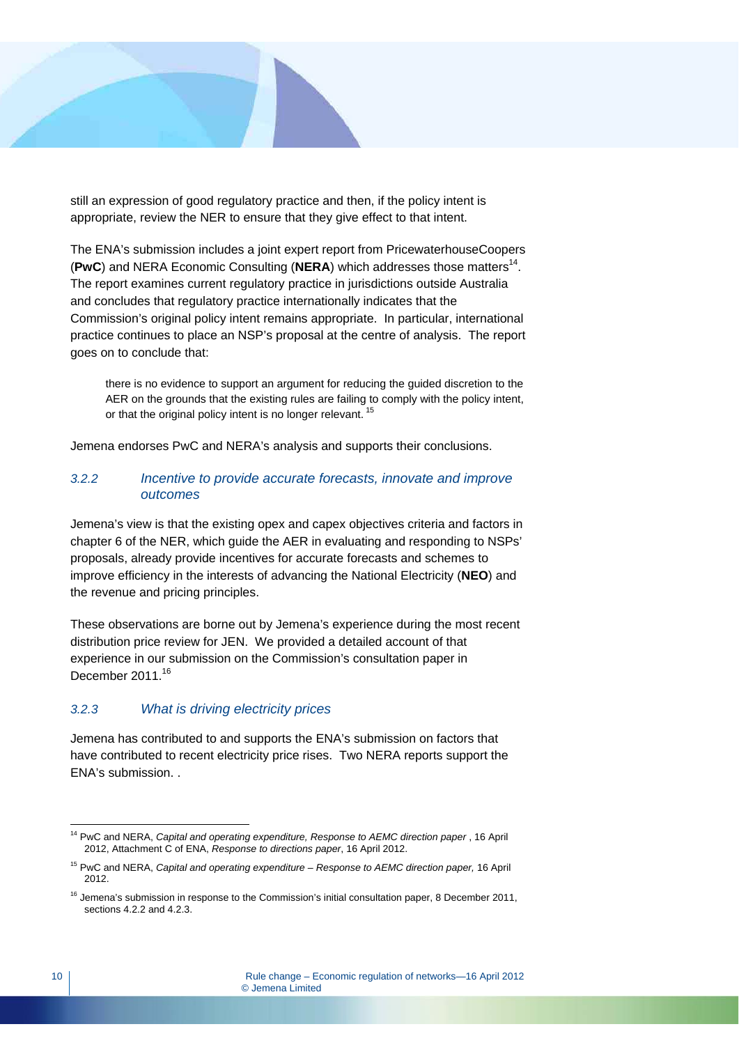still an expression of good regulatory practice and then, if the policy intent is appropriate, review the NER to ensure that they give effect to that intent.

The ENA's submission includes a joint expert report from PricewaterhouseCoopers (**PwC**) and NERA Economic Consulting (**NERA**) which addresses those matters[14]. The report examines current regulatory practice in jurisdictions outside Australia and concludes that regulatory practice internationally indicates that the Commission's original policy intent remains appropriate. In particular, international practice continues to place an NSP's proposal at the centre of analysis. The report goes on to conclude that:

> there is no evidence to support an argument for reducing the guided discretion to the AER on the grounds that the existing rules are failing to comply with the policy intent, or that the original policy intent is no longer relevant.[15]

Jemena endorses PwC and NERA's analysis and supports their conclusions.

### 3.2.2 Incentive to provide accurate forecasts, innovate and improve outcomes

Jemena's view is that the existing opex and capex objectives criteria and factors in chapter 6 of the NER, which guide the AER in evaluating and responding to NSPs' proposals, already provide incentives for accurate forecasts and schemes to improve efficiency in the interests of advancing the National Electricity (**NEO**) and the revenue and pricing principles.

These observations are borne out by Jemena's experience during the most recent distribution price review for JEN. We provided a detailed account of that experience in our submission on the Commission's consultation paper in December 2011.[16]

### 3.2.3 What is driving electricity prices

Jemena has contributed to and supports the ENA's submission on factors that have contributed to recent electricity price rises. Two NERA reports support the ENA's submission. .

---

[14] PwC and NERA, *Capital and operating expenditure, Response to AEMC direction paper* , 16 April 2012, Attachment C of ENA, *Response to directions paper*, 16 April 2012.

[15] PwC and NERA, *Capital and operating expenditure – Response to AEMC direction paper,* 16 April 2012.

[16] Jemena's submission in response to the Commission's initial consultation paper, 8 December 2011, sections 4.2.2 and 4.2.3.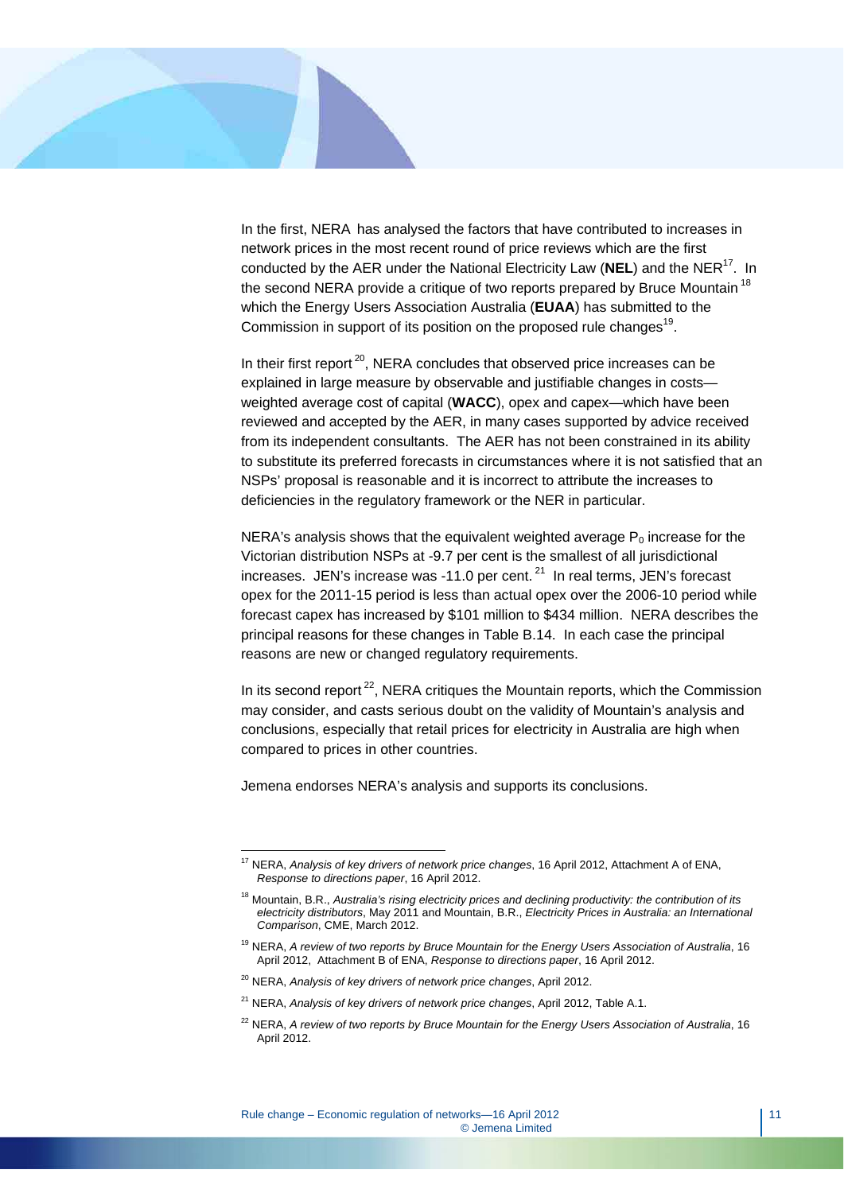In the first, NERA has analysed the factors that have contributed to increases in network prices in the most recent round of price reviews which are the first conducted by the AER under the National Electricity Law (**NEL**) and the NER[17]. In the second NERA provide a critique of two reports prepared by Bruce Mountain[18] which the Energy Users Association Australia (**EUAA**) has submitted to the Commission in support of its position on the proposed rule changes[19].

In their first report[20], NERA concludes that observed price increases can be explained in large measure by observable and justifiable changes in costs—weighted average cost of capital (**WACC**), opex and capex—which have been reviewed and accepted by the AER, in many cases supported by advice received from its independent consultants. The AER has not been constrained in its ability to substitute its preferred forecasts in circumstances where it is not satisfied that an NSPs' proposal is reasonable and it is incorrect to attribute the increases to deficiencies in the regulatory framework or the NER in particular.

NERA's analysis shows that the equivalent weighted average $P_0$ increase for the Victorian distribution NSPs at -9.7 per cent is the smallest of all jurisdictional increases. JEN's increase was -11.0 per cent.[21] In real terms, JEN's forecast opex for the 2011-15 period is less than actual opex over the 2006-10 period while forecast capex has increased by $101 million to $434 million. NERA describes the principal reasons for these changes in Table B.14. In each case the principal reasons are new or changed regulatory requirements.

In its second report[22], NERA critiques the Mountain reports, which the Commission may consider, and casts serious doubt on the validity of Mountain's analysis and conclusions, especially that retail prices for electricity in Australia are high when compared to prices in other countries.

Jemena endorses NERA's analysis and supports its conclusions.

---

[17] NERA, *Analysis of key drivers of network price changes*, 16 April 2012, Attachment A of ENA, *Response to directions paper*, 16 April 2012.

[18] Mountain, B.R., *Australia's rising electricity prices and declining productivity: the contribution of its electricity distributors*, May 2011 and Mountain, B.R., *Electricity Prices in Australia: an International Comparison*, CME, March 2012.

[19] NERA, *A review of two reports by Bruce Mountain for the Energy Users Association of Australia*, 16 April 2012, Attachment B of ENA, *Response to directions paper*, 16 April 2012.

[20] NERA, *Analysis of key drivers of network price changes*, April 2012.

[21] NERA, *Analysis of key drivers of network price changes*, April 2012, Table A.1.

[22] NERA, *A review of two reports by Bruce Mountain for the Energy Users Association of Australia*, 16 April 2012.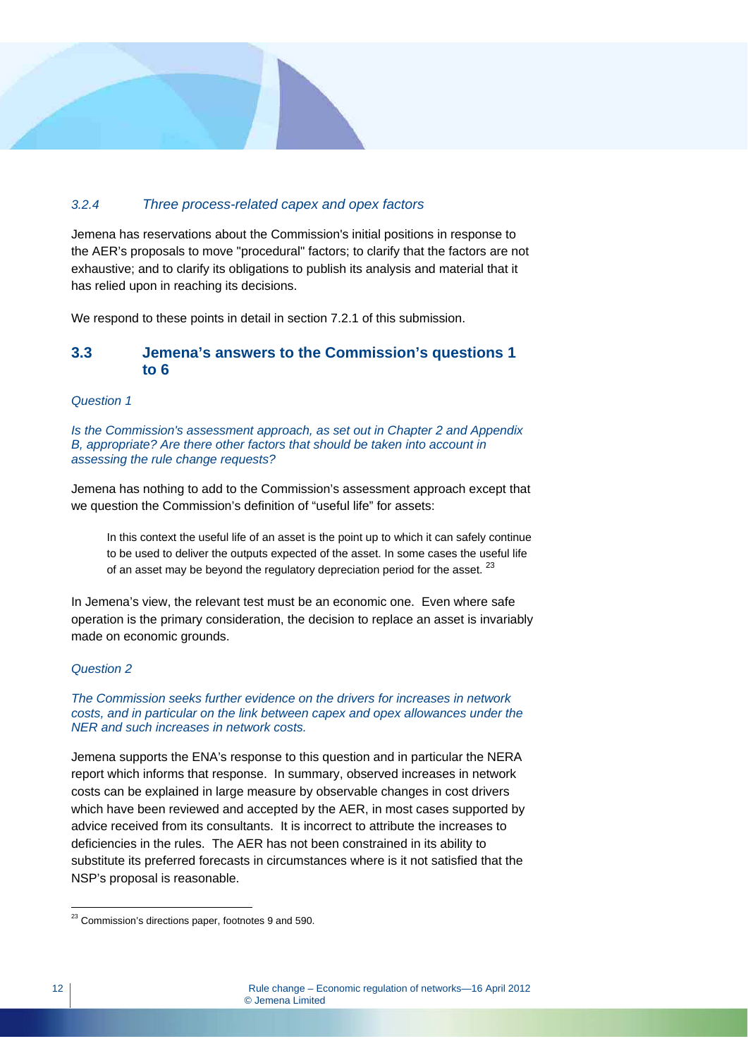#### *3.2.4 Three process-related capex and opex factors*

Jemena has reservations about the Commission's initial positions in response to the AER's proposals to move "procedural" factors; to clarify that the factors are not exhaustive; and to clarify its obligations to publish its analysis and material that it has relied upon in reaching its decisions.

We respond to these points in detail in section 7.2.1 of this submission.

### 3.3 Jemena's answers to the Commission's questions 1 to 6

*Question 1*

*Is the Commission's assessment approach, as set out in Chapter 2 and Appendix B, appropriate? Are there other factors that should be taken into account in assessing the rule change requests?*

Jemena has nothing to add to the Commission's assessment approach except that we question the Commission's definition of "useful life" for assets:

> In this context the useful life of an asset is the point up to which it can safely continue to be used to deliver the outputs expected of the asset. In some cases the useful life of an asset may be beyond the regulatory depreciation period for the asset. [23]

In Jemena's view, the relevant test must be an economic one. Even where safe operation is the primary consideration, the decision to replace an asset is invariably made on economic grounds.

*Question 2*

*The Commission seeks further evidence on the drivers for increases in network costs, and in particular on the link between capex and opex allowances under the NER and such increases in network costs.*

Jemena supports the ENA's response to this question and in particular the NERA report which informs that response. In summary, observed increases in network costs can be explained in large measure by observable changes in cost drivers which have been reviewed and accepted by the AER, in most cases supported by advice received from its consultants. It is incorrect to attribute the increases to deficiencies in the rules. The AER has not been constrained in its ability to substitute its preferred forecasts in circumstances where is it not satisfied that the NSP's proposal is reasonable.

---

[23] Commission's directions paper, footnotes 9 and 590.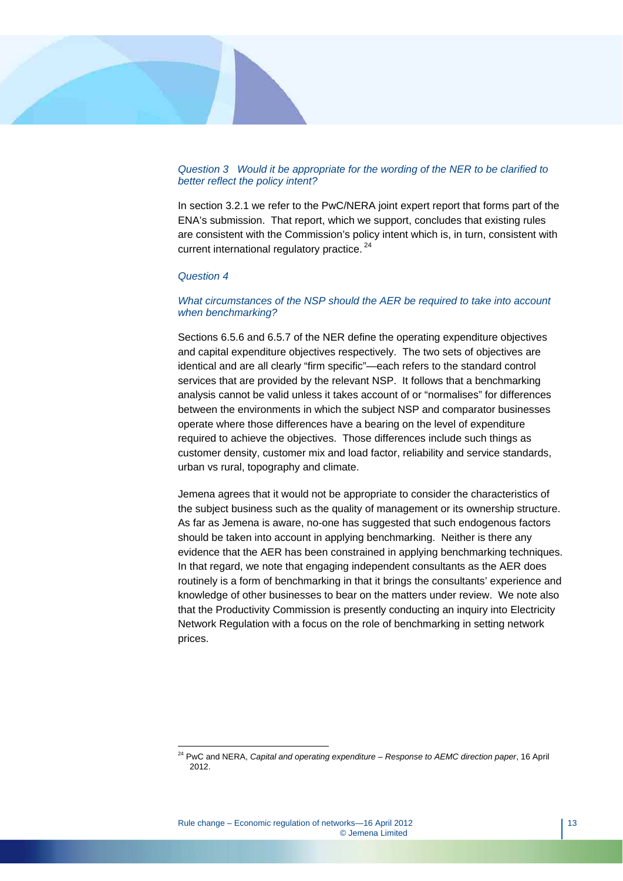*Question 3 Would it be appropriate for the wording of the NER to be clarified to better reflect the policy intent?*

In section 3.2.1 we refer to the PwC/NERA joint expert report that forms part of the ENA's submission. That report, which we support, concludes that existing rules are consistent with the Commission's policy intent which is, in turn, consistent with current international regulatory practice.[24]

*Question 4*

*What circumstances of the NSP should the AER be required to take into account when benchmarking?*

Sections 6.5.6 and 6.5.7 of the NER define the operating expenditure objectives and capital expenditure objectives respectively. The two sets of objectives are identical and are all clearly "firm specific"—each refers to the standard control services that are provided by the relevant NSP. It follows that a benchmarking analysis cannot be valid unless it takes account of or "normalises" for differences between the environments in which the subject NSP and comparator businesses operate where those differences have a bearing on the level of expenditure required to achieve the objectives. Those differences include such things as customer density, customer mix and load factor, reliability and service standards, urban vs rural, topography and climate.

Jemena agrees that it would not be appropriate to consider the characteristics of the subject business such as the quality of management or its ownership structure. As far as Jemena is aware, no-one has suggested that such endogenous factors should be taken into account in applying benchmarking. Neither is there any evidence that the AER has been constrained in applying benchmarking techniques. In that regard, we note that engaging independent consultants as the AER does routinely is a form of benchmarking in that it brings the consultants' experience and knowledge of other businesses to bear on the matters under review. We note also that the Productivity Commission is presently conducting an inquiry into Electricity Network Regulation with a focus on the role of benchmarking in setting network prices.

---

[24] PwC and NERA, *Capital and operating expenditure – Response to AEMC direction paper*, 16 April 2012.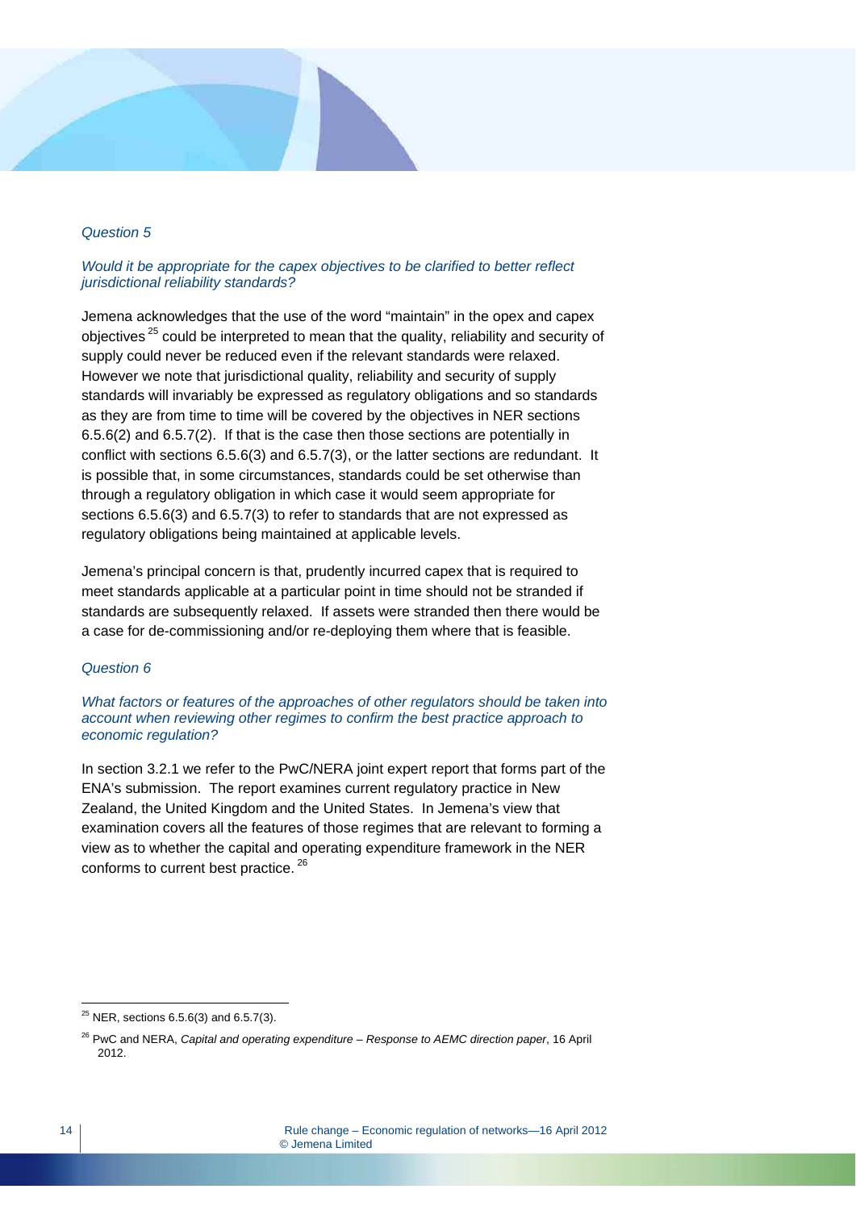*Question 5*

*Would it be appropriate for the capex objectives to be clarified to better reflect jurisdictional reliability standards?*

Jemena acknowledges that the use of the word “maintain” in the opex and capex objectives[25] could be interpreted to mean that the quality, reliability and security of supply could never be reduced even if the relevant standards were relaxed. However we note that jurisdictional quality, reliability and security of supply standards will invariably be expressed as regulatory obligations and so standards as they are from time to time will be covered by the objectives in NER sections 6.5.6(2) and 6.5.7(2). If that is the case then those sections are potentially in conflict with sections 6.5.6(3) and 6.5.7(3), or the latter sections are redundant. It is possible that, in some circumstances, standards could be set otherwise than through a regulatory obligation in which case it would seem appropriate for sections 6.5.6(3) and 6.5.7(3) to refer to standards that are not expressed as regulatory obligations being maintained at applicable levels.

Jemena’s principal concern is that, prudently incurred capex that is required to meet standards applicable at a particular point in time should not be stranded if standards are subsequently relaxed. If assets were stranded then there would be a case for de-commissioning and/or re-deploying them where that is feasible.

*Question 6*

*What factors or features of the approaches of other regulators should be taken into account when reviewing other regimes to confirm the best practice approach to economic regulation?*

In section 3.2.1 we refer to the PwC/NERA joint expert report that forms part of the ENA’s submission. The report examines current regulatory practice in New Zealand, the United Kingdom and the United States. In Jemena’s view that examination covers all the features of those regimes that are relevant to forming a view as to whether the capital and operating expenditure framework in the NER conforms to current best practice.[26]

---

[25] NER, sections 6.5.6(3) and 6.5.7(3).

[26] PwC and NERA, *Capital and operating expenditure – Response to AEMC direction paper*, 16 April 2012.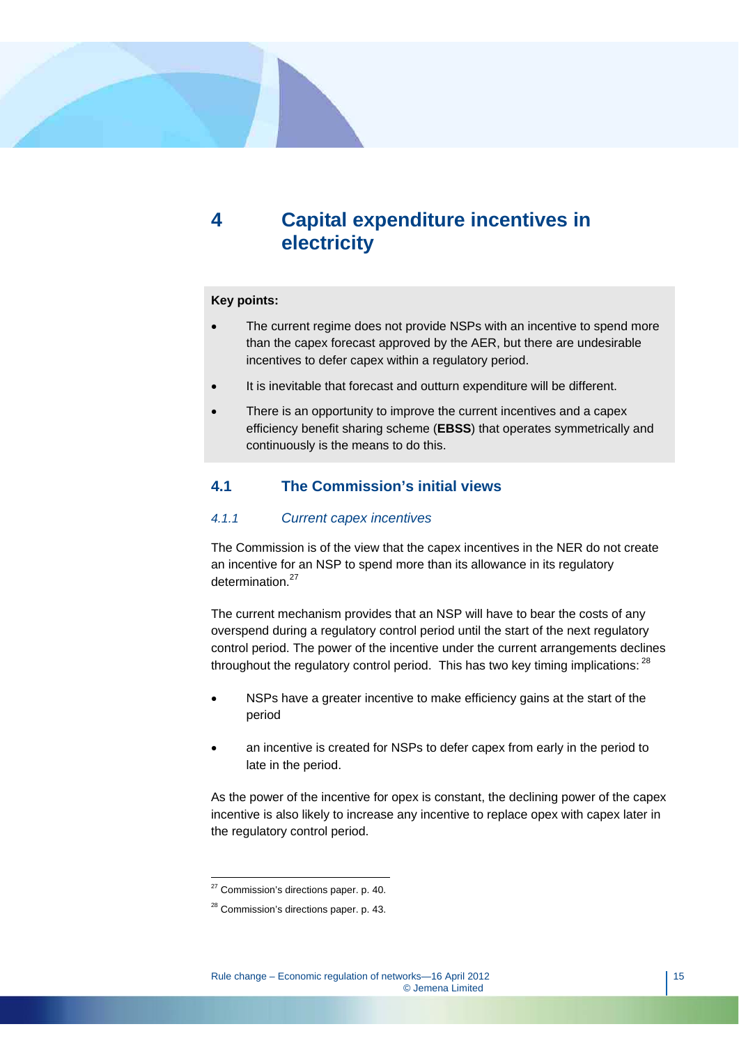# 4 Capital expenditure incentives in electricity

**Key points:**

- The current regime does not provide NSPs with an incentive to spend more than the capex forecast approved by the AER, but there are undesirable incentives to defer capex within a regulatory period.
- It is inevitable that forecast and outturn expenditure will be different.
- There is an opportunity to improve the current incentives and a capex efficiency benefit sharing scheme (**EBSS**) that operates symmetrically and continuously is the means to do this.

## 4.1 The Commission's initial views

### *4.1.1 Current capex incentives*

The Commission is of the view that the capex incentives in the NER do not create an incentive for an NSP to spend more than its allowance in its regulatory determination.[27]

The current mechanism provides that an NSP will have to bear the costs of any overspend during a regulatory control period until the start of the next regulatory control period. The power of the incentive under the current arrangements declines throughout the regulatory control period. This has two key timing implications: [28]

- NSPs have a greater incentive to make efficiency gains at the start of the period
- an incentive is created for NSPs to defer capex from early in the period to late in the period.

As the power of the incentive for opex is constant, the declining power of the capex incentive is also likely to increase any incentive to replace opex with capex later in the regulatory control period.

---

[27] Commission's directions paper. p. 40.

[28] Commission's directions paper. p. 43.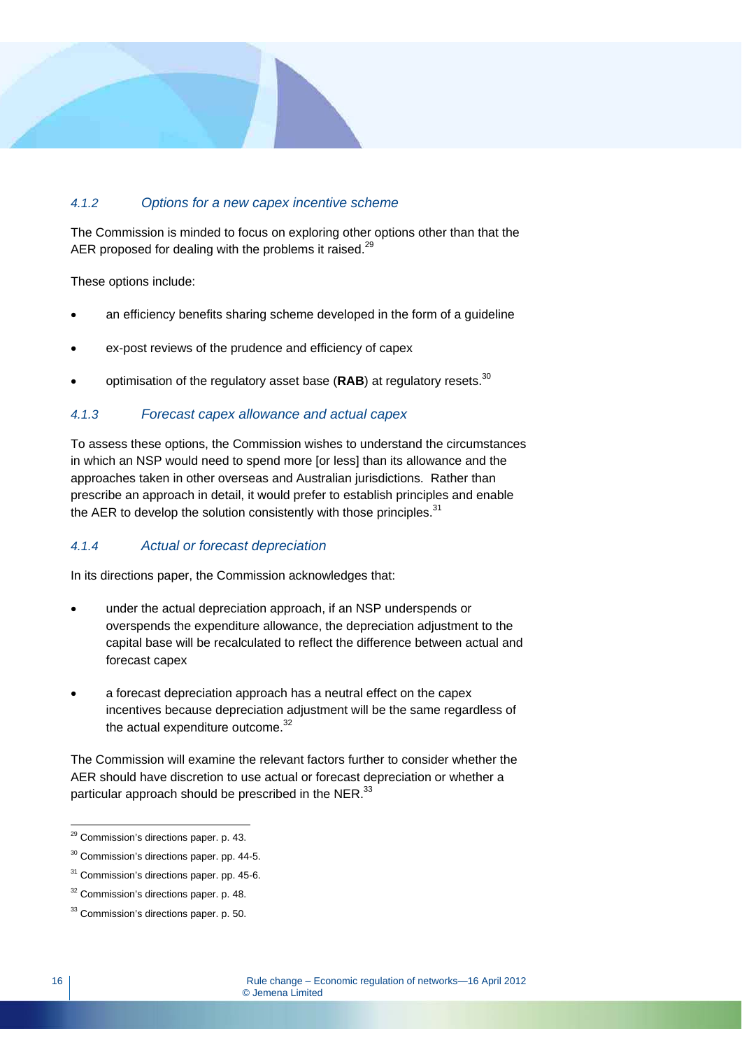#### 4.1.2 Options for a new capex incentive scheme

The Commission is minded to focus on exploring other options other than that the AER proposed for dealing with the problems it raised.[29]

These options include:

- an efficiency benefits sharing scheme developed in the form of a guideline
- ex-post reviews of the prudence and efficiency of capex
- optimisation of the regulatory asset base (**RAB**) at regulatory resets.[30]

#### 4.1.3 Forecast capex allowance and actual capex

To assess these options, the Commission wishes to understand the circumstances in which an NSP would need to spend more [or less] than its allowance and the approaches taken in other overseas and Australian jurisdictions. Rather than prescribe an approach in detail, it would prefer to establish principles and enable the AER to develop the solution consistently with those principles.[31]

#### 4.1.4 Actual or forecast depreciation

In its directions paper, the Commission acknowledges that:

- under the actual depreciation approach, if an NSP underspends or overspends the expenditure allowance, the depreciation adjustment to the capital base will be recalculated to reflect the difference between actual and forecast capex
- a forecast depreciation approach has a neutral effect on the capex incentives because depreciation adjustment will be the same regardless of the actual expenditure outcome.[32]

The Commission will examine the relevant factors further to consider whether the AER should have discretion to use actual or forecast depreciation or whether a particular approach should be prescribed in the NER.[33]

---

[29] Commission's directions paper. p. 43.

[30] Commission's directions paper. pp. 44-5.

[31] Commission's directions paper. pp. 45-6.

[32] Commission's directions paper. p. 48.

[33] Commission's directions paper. p. 50.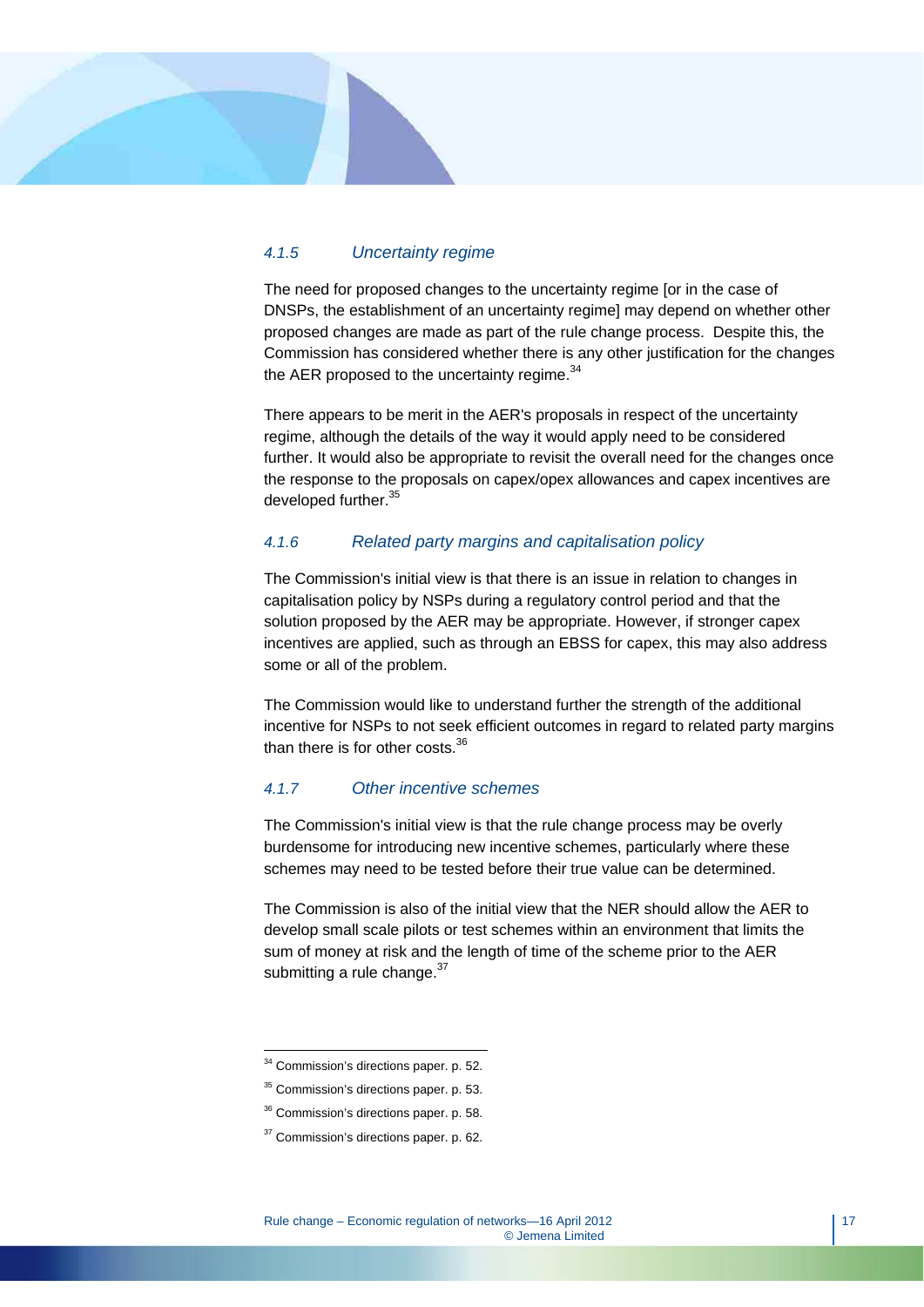#### *4.1.5 Uncertainty regime*

The need for proposed changes to the uncertainty regime [or in the case of DNSPs, the establishment of an uncertainty regime] may depend on whether other proposed changes are made as part of the rule change process. Despite this, the Commission has considered whether there is any other justification for the changes the AER proposed to the uncertainty regime.[34]

There appears to be merit in the AER's proposals in respect of the uncertainty regime, although the details of the way it would apply need to be considered further. It would also be appropriate to revisit the overall need for the changes once the response to the proposals on capex/opex allowances and capex incentives are developed further.[35]

#### *4.1.6 Related party margins and capitalisation policy*

The Commission's initial view is that there is an issue in relation to changes in capitalisation policy by NSPs during a regulatory control period and that the solution proposed by the AER may be appropriate. However, if stronger capex incentives are applied, such as through an EBSS for capex, this may also address some or all of the problem.

The Commission would like to understand further the strength of the additional incentive for NSPs to not seek efficient outcomes in regard to related party margins than there is for other costs.[36]

#### *4.1.7 Other incentive schemes*

The Commission's initial view is that the rule change process may be overly burdensome for introducing new incentive schemes, particularly where these schemes may need to be tested before their true value can be determined.

The Commission is also of the initial view that the NER should allow the AER to develop small scale pilots or test schemes within an environment that limits the sum of money at risk and the length of time of the scheme prior to the AER submitting a rule change.[37]

---

[34] Commission's directions paper. p. 52.

[35] Commission's directions paper. p. 53.

[36] Commission's directions paper. p. 58.

[37] Commission's directions paper. p. 62.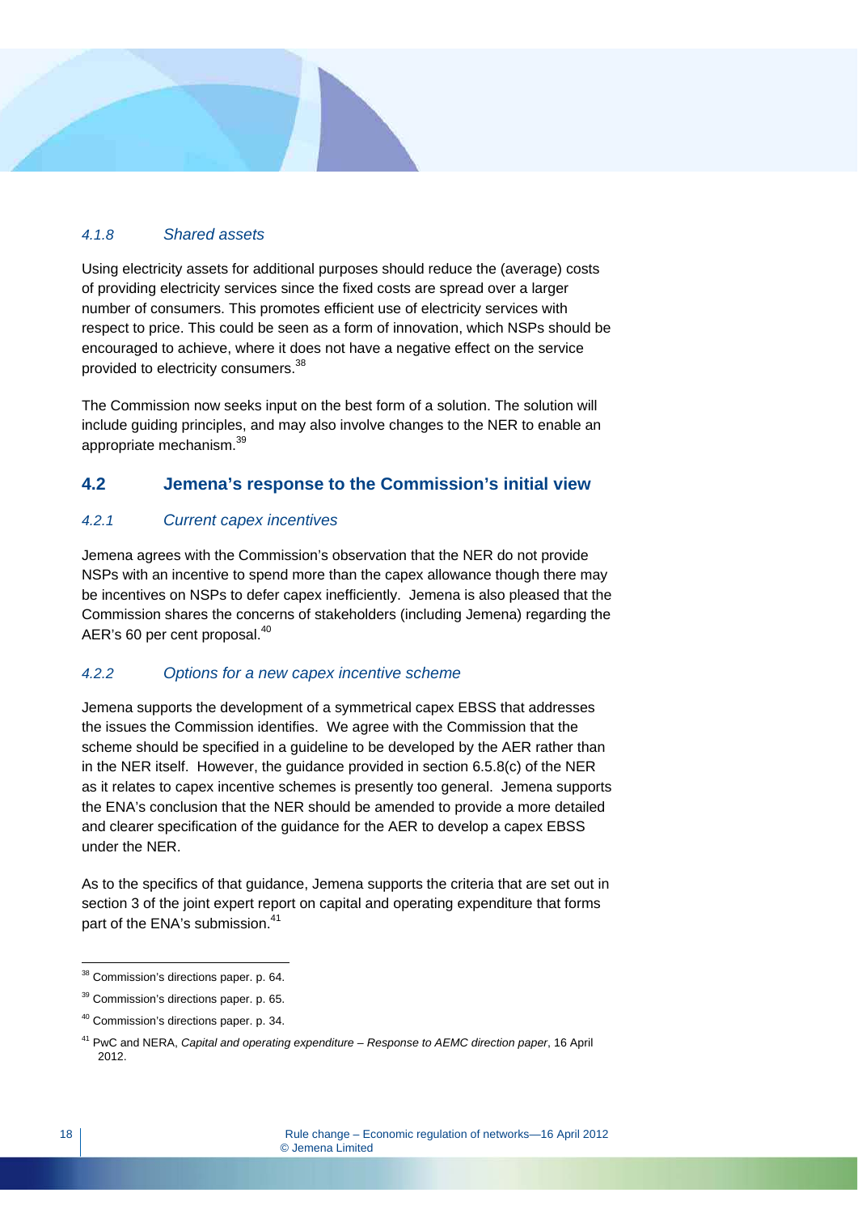#### *4.1.8 Shared assets*

Using electricity assets for additional purposes should reduce the (average) costs of providing electricity services since the fixed costs are spread over a larger number of consumers. This promotes efficient use of electricity services with respect to price. This could be seen as a form of innovation, which NSPs should be encouraged to achieve, where it does not have a negative effect on the service provided to electricity consumers.[38]

The Commission now seeks input on the best form of a solution. The solution will include guiding principles, and may also involve changes to the NER to enable an appropriate mechanism.[39]

### 4.2 Jemena's response to the Commission's initial view

#### *4.2.1 Current capex incentives*

Jemena agrees with the Commission's observation that the NER do not provide NSPs with an incentive to spend more than the capex allowance though there may be incentives on NSPs to defer capex inefficiently. Jemena is also pleased that the Commission shares the concerns of stakeholders (including Jemena) regarding the AER's 60 per cent proposal.[40]

#### *4.2.2 Options for a new capex incentive scheme*

Jemena supports the development of a symmetrical capex EBSS that addresses the issues the Commission identifies. We agree with the Commission that the scheme should be specified in a guideline to be developed by the AER rather than in the NER itself. However, the guidance provided in section 6.5.8(c) of the NER as it relates to capex incentive schemes is presently too general. Jemena supports the ENA's conclusion that the NER should be amended to provide a more detailed and clearer specification of the guidance for the AER to develop a capex EBSS under the NER.

As to the specifics of that guidance, Jemena supports the criteria that are set out in section 3 of the joint expert report on capital and operating expenditure that forms part of the ENA's submission.[41]

---

[38] Commission's directions paper. p. 64.

[39] Commission's directions paper. p. 65.

[40] Commission's directions paper. p. 34.

[41] PwC and NERA, *Capital and operating expenditure – Response to AEMC direction paper*, 16 April 2012.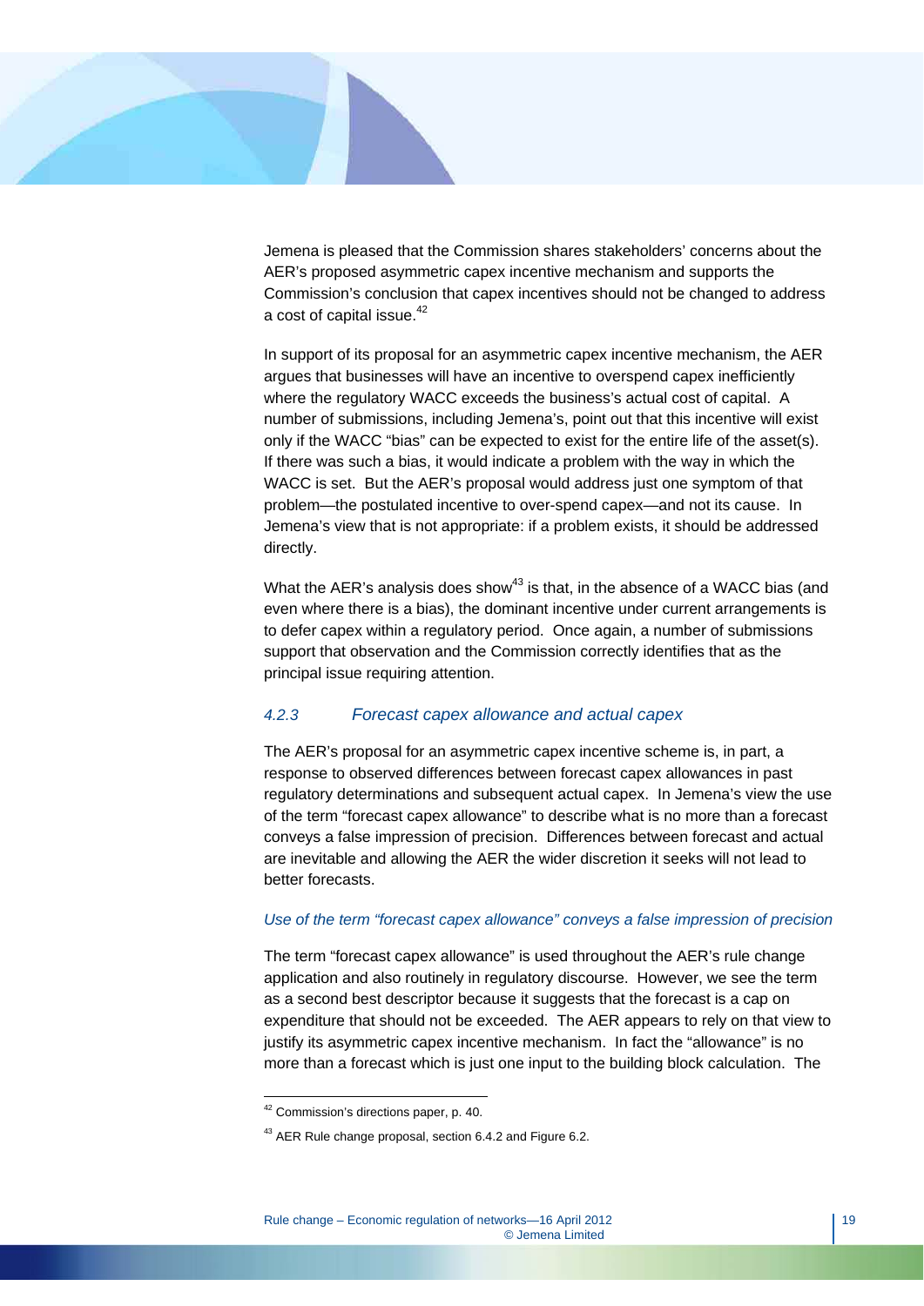Jemena is pleased that the Commission shares stakeholders' concerns about the AER's proposed asymmetric capex incentive mechanism and supports the Commission's conclusion that capex incentives should not be changed to address a cost of capital issue.[42]

In support of its proposal for an asymmetric capex incentive mechanism, the AER argues that businesses will have an incentive to overspend capex inefficiently where the regulatory WACC exceeds the business's actual cost of capital. A number of submissions, including Jemena's, point out that this incentive will exist only if the WACC "bias" can be expected to exist for the entire life of the asset(s). If there was such a bias, it would indicate a problem with the way in which the WACC is set. But the AER's proposal would address just one symptom of that problem—the postulated incentive to over-spend capex—and not its cause. In Jemena's view that is not appropriate: if a problem exists, it should be addressed directly.

What the AER's analysis does show[43] is that, in the absence of a WACC bias (and even where there is a bias), the dominant incentive under current arrangements is to defer capex within a regulatory period. Once again, a number of submissions support that observation and the Commission correctly identifies that as the principal issue requiring attention.

### *4.2.3 Forecast capex allowance and actual capex*

The AER's proposal for an asymmetric capex incentive scheme is, in part, a response to observed differences between forecast capex allowances in past regulatory determinations and subsequent actual capex. In Jemena's view the use of the term "forecast capex allowance" to describe what is no more than a forecast conveys a false impression of precision. Differences between forecast and actual are inevitable and allowing the AER the wider discretion it seeks will not lead to better forecasts.

*Use of the term "forecast capex allowance" conveys a false impression of precision*

The term "forecast capex allowance" is used throughout the AER's rule change application and also routinely in regulatory discourse. However, we see the term as a second best descriptor because it suggests that the forecast is a cap on expenditure that should not be exceeded. The AER appears to rely on that view to justify its asymmetric capex incentive mechanism. In fact the "allowance" is no more than a forecast which is just one input to the building block calculation. The

---

[42] Commission's directions paper, p. 40.

[43] AER Rule change proposal, section 6.4.2 and Figure 6.2.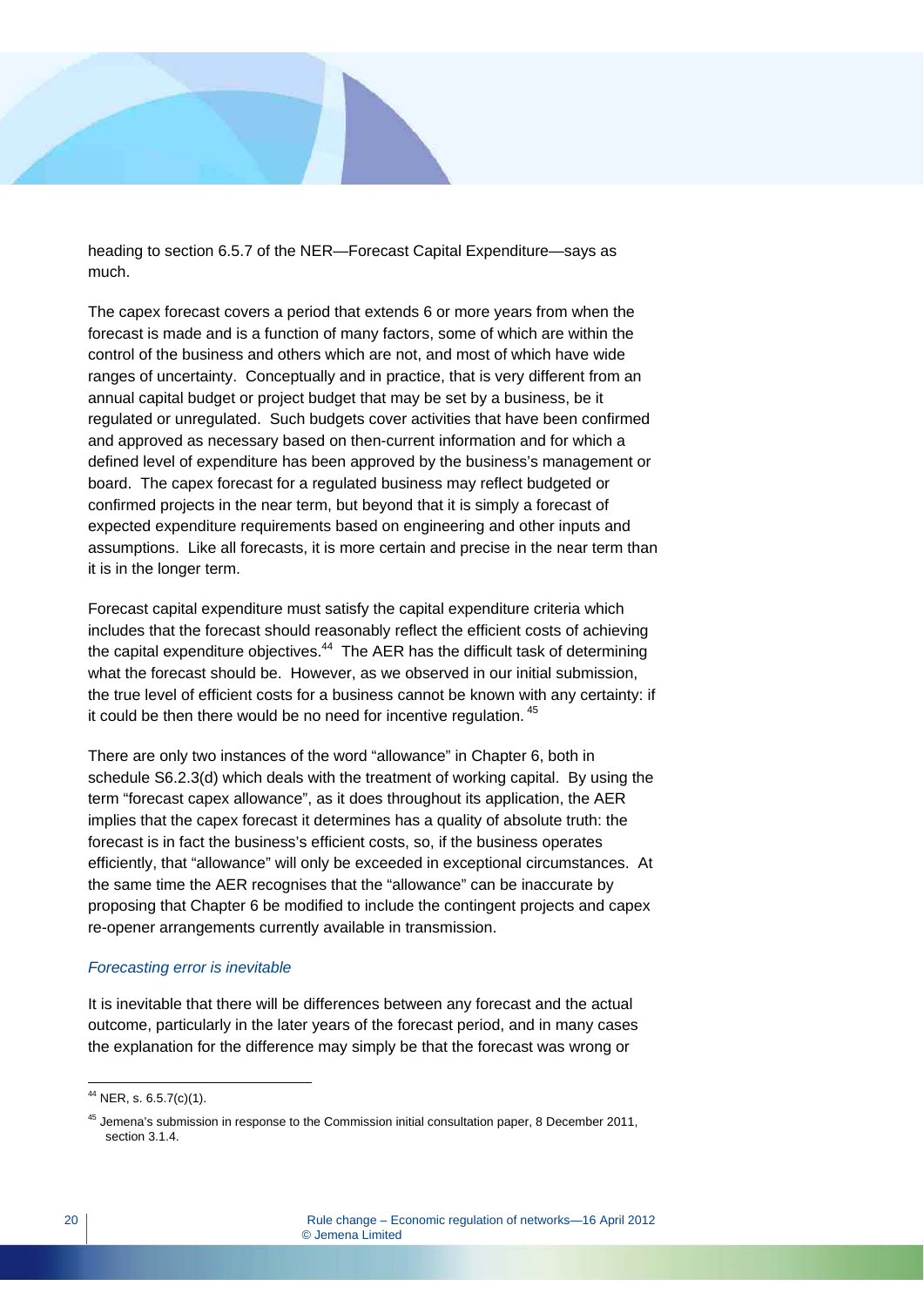heading to section 6.5.7 of the NER—Forecast Capital Expenditure—says as much.

The capex forecast covers a period that extends 6 or more years from when the forecast is made and is a function of many factors, some of which are within the control of the business and others which are not, and most of which have wide ranges of uncertainty. Conceptually and in practice, that is very different from an annual capital budget or project budget that may be set by a business, be it regulated or unregulated. Such budgets cover activities that have been confirmed and approved as necessary based on then-current information and for which a defined level of expenditure has been approved by the business's management or board. The capex forecast for a regulated business may reflect budgeted or confirmed projects in the near term, but beyond that it is simply a forecast of expected expenditure requirements based on engineering and other inputs and assumptions. Like all forecasts, it is more certain and precise in the near term than it is in the longer term.

Forecast capital expenditure must satisfy the capital expenditure criteria which includes that the forecast should reasonably reflect the efficient costs of achieving the capital expenditure objectives.[44] The AER has the difficult task of determining what the forecast should be. However, as we observed in our initial submission, the true level of efficient costs for a business cannot be known with any certainty: if it could be then there would be no need for incentive regulation.[45]

There are only two instances of the word "allowance" in Chapter 6, both in schedule S6.2.3(d) which deals with the treatment of working capital. By using the term "forecast capex allowance", as it does throughout its application, the AER implies that the capex forecast it determines has a quality of absolute truth: the forecast is in fact the business's efficient costs, so, if the business operates efficiently, that "allowance" will only be exceeded in exceptional circumstances. At the same time the AER recognises that the "allowance" can be inaccurate by proposing that Chapter 6 be modified to include the contingent projects and capex re-opener arrangements currently available in transmission.

*Forecasting error is inevitable*

It is inevitable that there will be differences between any forecast and the actual outcome, particularly in the later years of the forecast period, and in many cases the explanation for the difference may simply be that the forecast was wrong or

---

[44] NER, s. 6.5.7(c)(1).

[45] Jemena's submission in response to the Commission initial consultation paper, 8 December 2011, section 3.1.4.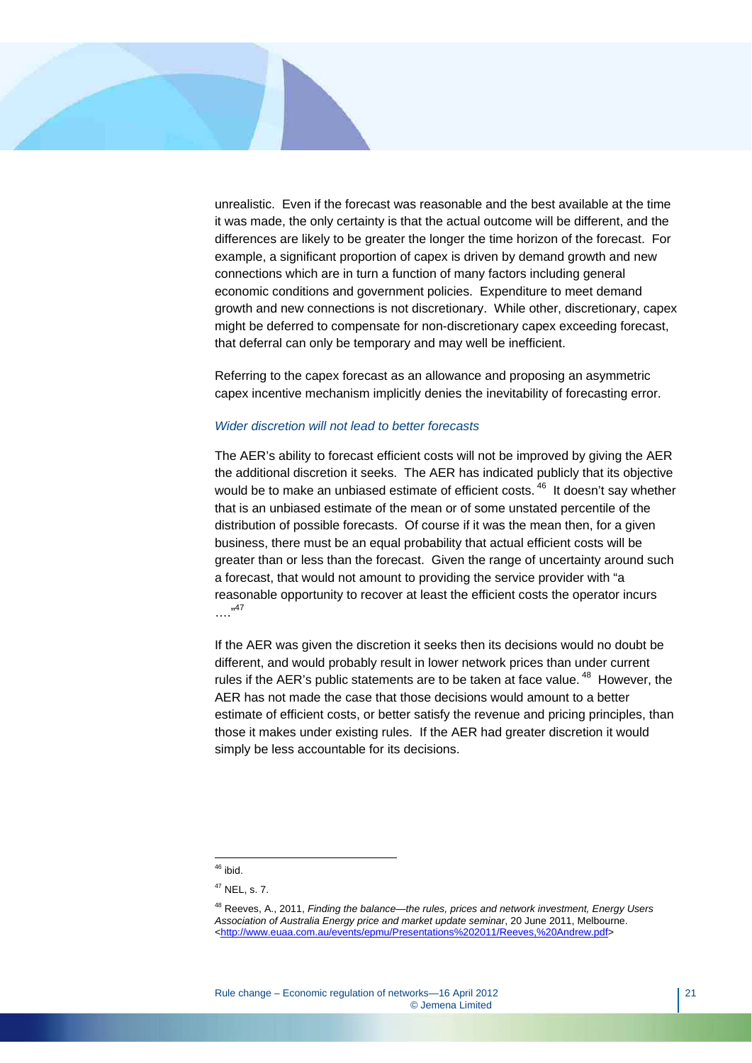unrealistic. Even if the forecast was reasonable and the best available at the time it was made, the only certainty is that the actual outcome will be different, and the differences are likely to be greater the longer the time horizon of the forecast. For example, a significant proportion of capex is driven by demand growth and new connections which are in turn a function of many factors including general economic conditions and government policies. Expenditure to meet demand growth and new connections is not discretionary. While other, discretionary, capex might be deferred to compensate for non-discretionary capex exceeding forecast, that deferral can only be temporary and may well be inefficient.

Referring to the capex forecast as an allowance and proposing an asymmetric capex incentive mechanism implicitly denies the inevitability of forecasting error.

*Wider discretion will not lead to better forecasts*

The AER's ability to forecast efficient costs will not be improved by giving the AER the additional discretion it seeks. The AER has indicated publicly that its objective would be to make an unbiased estimate of efficient costs. [46] It doesn't say whether that is an unbiased estimate of the mean or of some unstated percentile of the distribution of possible forecasts. Of course if it was the mean then, for a given business, there must be an equal probability that actual efficient costs will be greater than or less than the forecast. Given the range of uncertainty around such a forecast, that would not amount to providing the service provider with "a reasonable opportunity to recover at least the efficient costs the operator incurs …."[47]

If the AER was given the discretion it seeks then its decisions would no doubt be different, and would probably result in lower network prices than under current rules if the AER's public statements are to be taken at face value. [48] However, the AER has not made the case that those decisions would amount to a better estimate of efficient costs, or better satisfy the revenue and pricing principles, than those it makes under existing rules. If the AER had greater discretion it would simply be less accountable for its decisions.

---

[46] ibid.

[47] NEL, s. 7.

[48] Reeves, A., 2011, *Finding the balance—the rules, prices and network investment, Energy Users Association of Australia Energy price and market update seminar*, 20 June 2011, Melbourne. <http://www.euaa.com.au/events/epmu/Presentations%202011/Reeves,%20Andrew.pdf>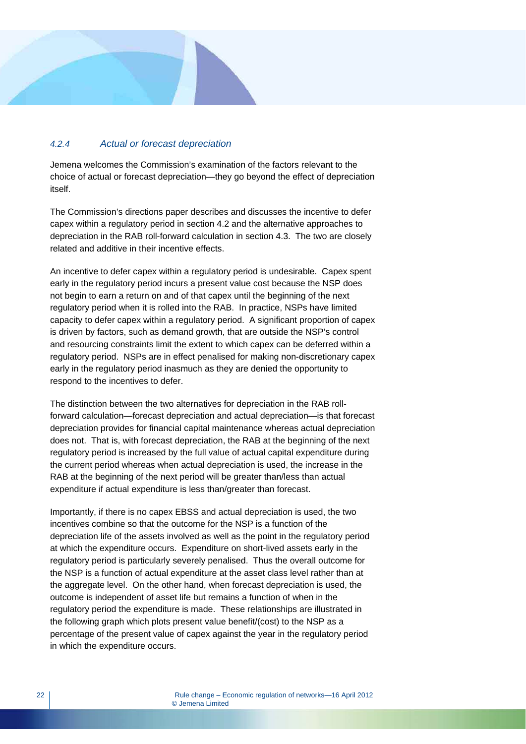#### *4.2.4 Actual or forecast depreciation*

Jemena welcomes the Commission's examination of the factors relevant to the choice of actual or forecast depreciation—they go beyond the effect of depreciation itself.

The Commission's directions paper describes and discusses the incentive to defer capex within a regulatory period in section 4.2 and the alternative approaches to depreciation in the RAB roll-forward calculation in section 4.3. The two are closely related and additive in their incentive effects.

An incentive to defer capex within a regulatory period is undesirable. Capex spent early in the regulatory period incurs a present value cost because the NSP does not begin to earn a return on and of that capex until the beginning of the next regulatory period when it is rolled into the RAB. In practice, NSPs have limited capacity to defer capex within a regulatory period. A significant proportion of capex is driven by factors, such as demand growth, that are outside the NSP's control and resourcing constraints limit the extent to which capex can be deferred within a regulatory period. NSPs are in effect penalised for making non-discretionary capex early in the regulatory period inasmuch as they are denied the opportunity to respond to the incentives to defer.

The distinction between the two alternatives for depreciation in the RAB roll-forward calculation—forecast depreciation and actual depreciation—is that forecast depreciation provides for financial capital maintenance whereas actual depreciation does not. That is, with forecast depreciation, the RAB at the beginning of the next regulatory period is increased by the full value of actual capital expenditure during the current period whereas when actual depreciation is used, the increase in the RAB at the beginning of the next period will be greater than/less than actual expenditure if actual expenditure is less than/greater than forecast.

Importantly, if there is no capex EBSS and actual depreciation is used, the two incentives combine so that the outcome for the NSP is a function of the depreciation life of the assets involved as well as the point in the regulatory period at which the expenditure occurs. Expenditure on short-lived assets early in the regulatory period is particularly severely penalised. Thus the overall outcome for the NSP is a function of actual expenditure at the asset class level rather than at the aggregate level. On the other hand, when forecast depreciation is used, the outcome is independent of asset life but remains a function of when in the regulatory period the expenditure is made. These relationships are illustrated in the following graph which plots present value benefit/(cost) to the NSP as a percentage of the present value of capex against the year in the regulatory period in which the expenditure occurs.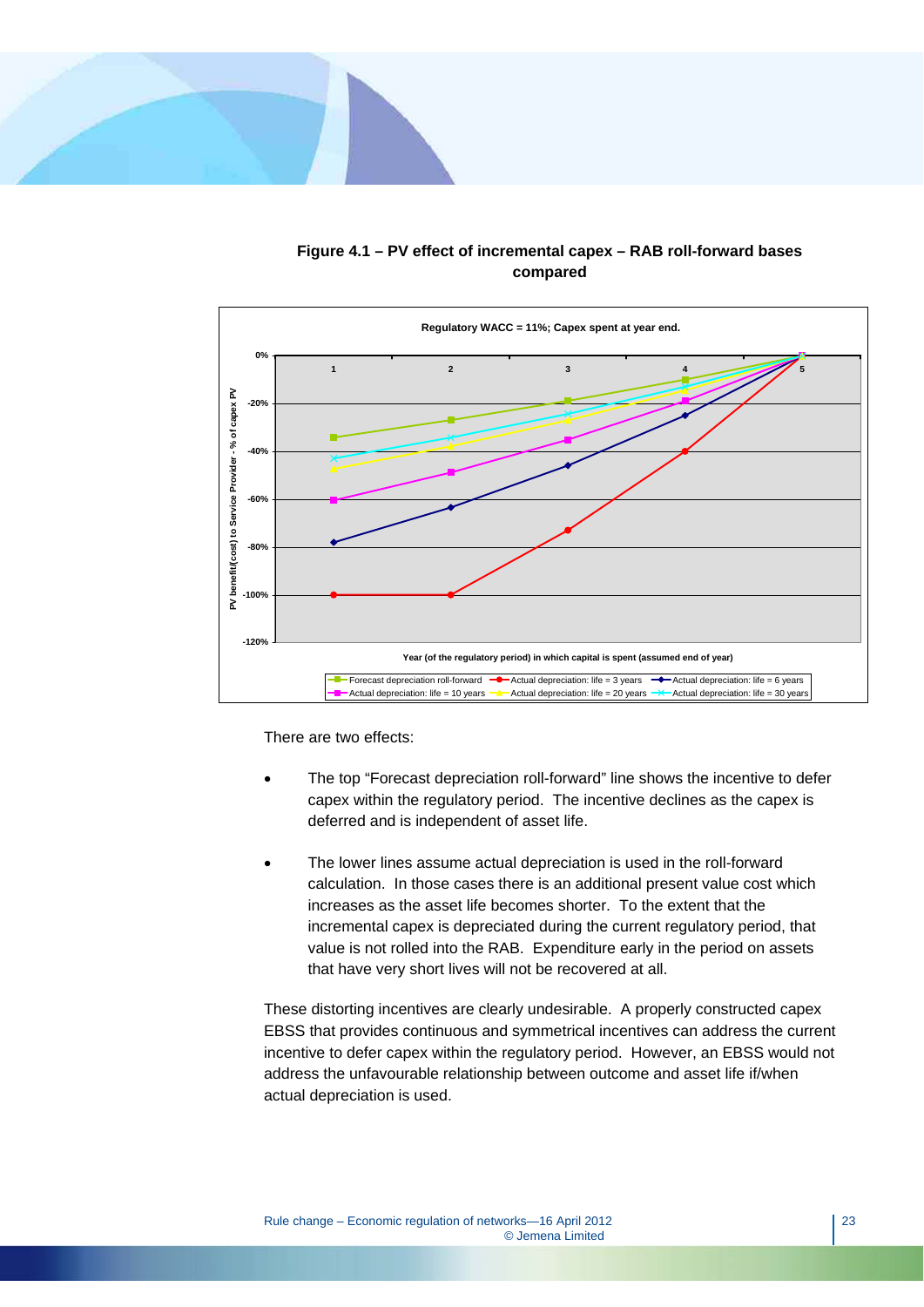**Figure 4.1 – PV effect of incremental capex – RAB roll-forward bases compared**

There are two effects:

- The top "Forecast depreciation roll-forward" line shows the incentive to defer capex within the regulatory period. The incentive declines as the capex is deferred and is independent of asset life.

- The lower lines assume actual depreciation is used in the roll-forward calculation. In those cases there is an additional present value cost which increases as the asset life becomes shorter. To the extent that the incremental capex is depreciated during the current regulatory period, that value is not rolled into the RAB. Expenditure early in the period on assets that have very short lives will not be recovered at all.

These distorting incentives are clearly undesirable. A properly constructed capex EBSS that provides continuous and symmetrical incentives can address the current incentive to defer capex within the regulatory period. However, an EBSS would not address the unfavourable relationship between outcome and asset life if/when actual depreciation is used.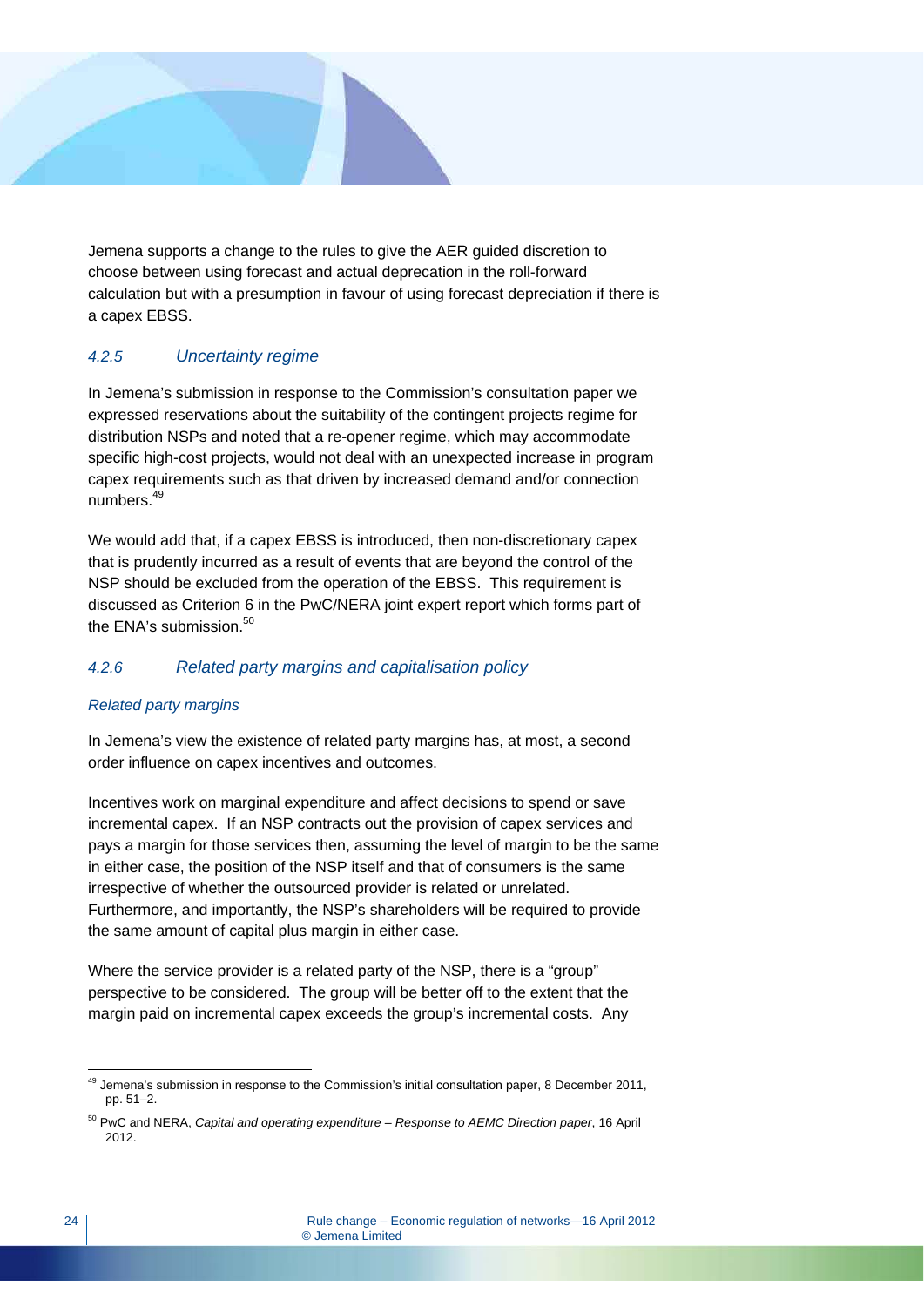Jemena supports a change to the rules to give the AER guided discretion to choose between using forecast and actual deprecation in the roll-forward calculation but with a presumption in favour of using forecast depreciation if there is a capex EBSS.

### *4.2.5 Uncertainty regime*

In Jemena's submission in response to the Commission's consultation paper we expressed reservations about the suitability of the contingent projects regime for distribution NSPs and noted that a re-opener regime, which may accommodate specific high-cost projects, would not deal with an unexpected increase in program capex requirements such as that driven by increased demand and/or connection numbers.[49]

We would add that, if a capex EBSS is introduced, then non-discretionary capex that is prudently incurred as a result of events that are beyond the control of the NSP should be excluded from the operation of the EBSS. This requirement is discussed as Criterion 6 in the PwC/NERA joint expert report which forms part of the ENA's submission.[50]

### *4.2.6 Related party margins and capitalisation policy*

*Related party margins*

In Jemena's view the existence of related party margins has, at most, a second order influence on capex incentives and outcomes.

Incentives work on marginal expenditure and affect decisions to spend or save incremental capex. If an NSP contracts out the provision of capex services and pays a margin for those services then, assuming the level of margin to be the same in either case, the position of the NSP itself and that of consumers is the same irrespective of whether the outsourced provider is related or unrelated. Furthermore, and importantly, the NSP's shareholders will be required to provide the same amount of capital plus margin in either case.

Where the service provider is a related party of the NSP, there is a "group" perspective to be considered. The group will be better off to the extent that the margin paid on incremental capex exceeds the group's incremental costs. Any

---

[49] Jemena's submission in response to the Commission's initial consultation paper, 8 December 2011, pp. 51–2.

[50] PwC and NERA, *Capital and operating expenditure – Response to AEMC Direction paper*, 16 April 2012.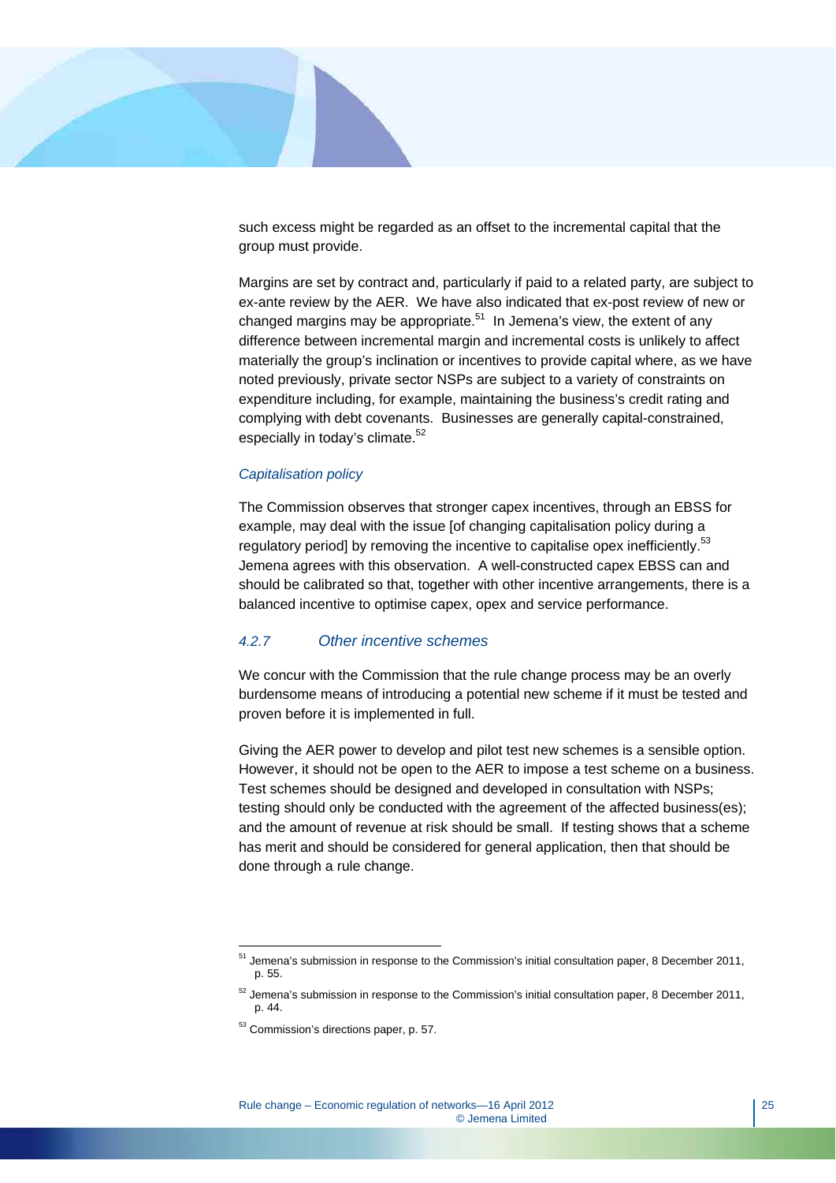such excess might be regarded as an offset to the incremental capital that the group must provide.

Margins are set by contract and, particularly if paid to a related party, are subject to ex-ante review by the AER. We have also indicated that ex-post review of new or changed margins may be appropriate.[51] In Jemena's view, the extent of any difference between incremental margin and incremental costs is unlikely to affect materially the group's inclination or incentives to provide capital where, as we have noted previously, private sector NSPs are subject to a variety of constraints on expenditure including, for example, maintaining the business's credit rating and complying with debt covenants. Businesses are generally capital-constrained, especially in today's climate.[52]

*Capitalisation policy*

The Commission observes that stronger capex incentives, through an EBSS for example, may deal with the issue [of changing capitalisation policy during a regulatory period] by removing the incentive to capitalise opex inefficiently.[53] Jemena agrees with this observation. A well-constructed capex EBSS can and should be calibrated so that, together with other incentive arrangements, there is a balanced incentive to optimise capex, opex and service performance.

### *4.2.7 Other incentive schemes*

We concur with the Commission that the rule change process may be an overly burdensome means of introducing a potential new scheme if it must be tested and proven before it is implemented in full.

Giving the AER power to develop and pilot test new schemes is a sensible option. However, it should not be open to the AER to impose a test scheme on a business. Test schemes should be designed and developed in consultation with NSPs; testing should only be conducted with the agreement of the affected business(es); and the amount of revenue at risk should be small. If testing shows that a scheme has merit and should be considered for general application, then that should be done through a rule change.

---

[51] Jemena's submission in response to the Commission's initial consultation paper, 8 December 2011, p. 55.

[52] Jemena's submission in response to the Commission's initial consultation paper, 8 December 2011, p. 44.

[53] Commission's directions paper, p. 57.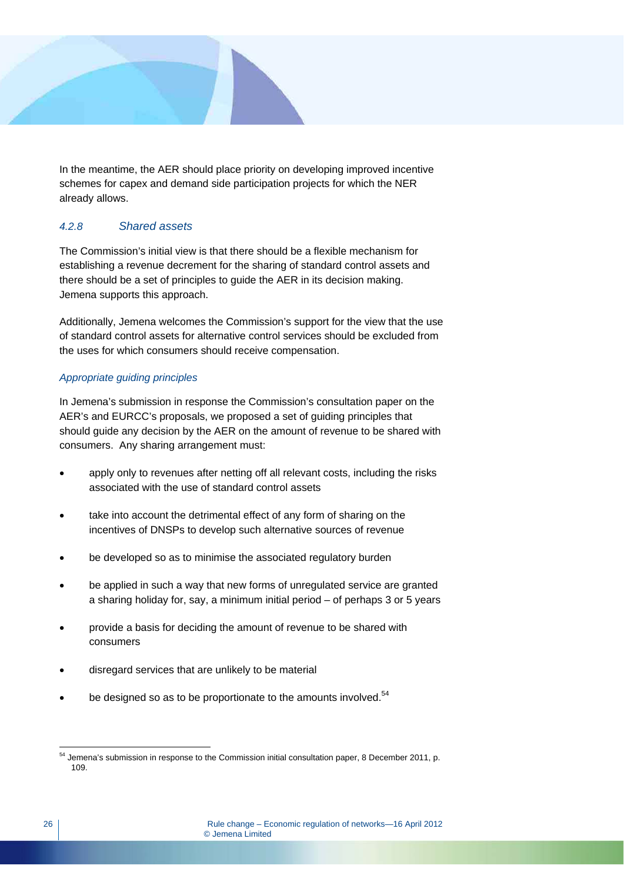In the meantime, the AER should place priority on developing improved incentive schemes for capex and demand side participation projects for which the NER already allows.

### *4.2.8 Shared assets*

The Commission's initial view is that there should be a flexible mechanism for establishing a revenue decrement for the sharing of standard control assets and there should be a set of principles to guide the AER in its decision making. Jemena supports this approach.

Additionally, Jemena welcomes the Commission's support for the view that the use of standard control assets for alternative control services should be excluded from the uses for which consumers should receive compensation.

*Appropriate guiding principles*

In Jemena's submission in response the Commission's consultation paper on the AER's and EURCC's proposals, we proposed a set of guiding principles that should guide any decision by the AER on the amount of revenue to be shared with consumers. Any sharing arrangement must:

- apply only to revenues after netting off all relevant costs, including the risks associated with the use of standard control assets
- take into account the detrimental effect of any form of sharing on the incentives of DNSPs to develop such alternative sources of revenue
- be developed so as to minimise the associated regulatory burden
- be applied in such a way that new forms of unregulated service are granted a sharing holiday for, say, a minimum initial period – of perhaps 3 or 5 years
- provide a basis for deciding the amount of revenue to be shared with consumers
- disregard services that are unlikely to be material
- be designed so as to be proportionate to the amounts involved.[54]

[54] Jemena's submission in response to the Commission initial consultation paper, 8 December 2011, p. 109.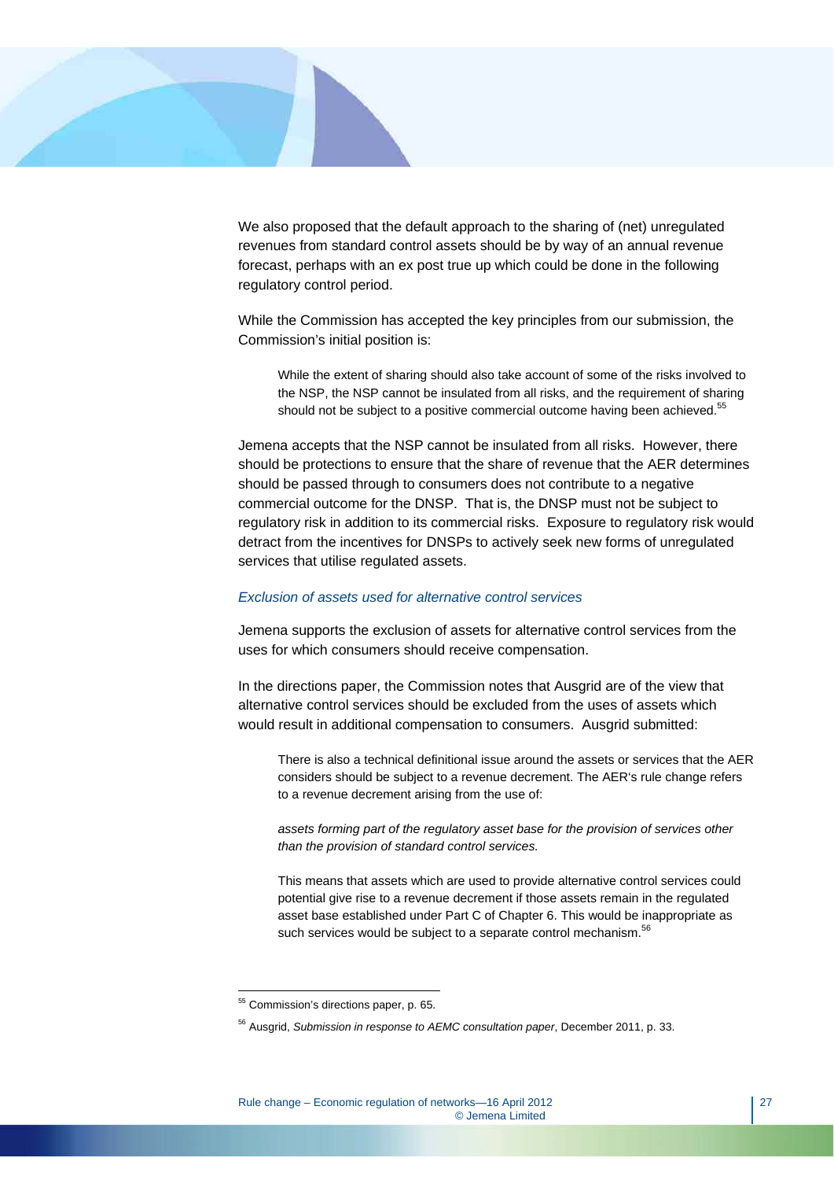We also proposed that the default approach to the sharing of (net) unregulated revenues from standard control assets should be by way of an annual revenue forecast, perhaps with an ex post true up which could be done in the following regulatory control period.

While the Commission has accepted the key principles from our submission, the Commission's initial position is:

> While the extent of sharing should also take account of some of the risks involved to the NSP, the NSP cannot be insulated from all risks, and the requirement of sharing should not be subject to a positive commercial outcome having been achieved.[55]

Jemena accepts that the NSP cannot be insulated from all risks. However, there should be protections to ensure that the share of revenue that the AER determines should be passed through to consumers does not contribute to a negative commercial outcome for the DNSP. That is, the DNSP must not be subject to regulatory risk in addition to its commercial risks. Exposure to regulatory risk would detract from the incentives for DNSPs to actively seek new forms of unregulated services that utilise regulated assets.

*Exclusion of assets used for alternative control services*

Jemena supports the exclusion of assets for alternative control services from the uses for which consumers should receive compensation.

In the directions paper, the Commission notes that Ausgrid are of the view that alternative control services should be excluded from the uses of assets which would result in additional compensation to consumers. Ausgrid submitted:

> There is also a technical definitional issue around the assets or services that the AER considers should be subject to a revenue decrement. The AER's rule change refers to a revenue decrement arising from the use of:
>
> *assets forming part of the regulatory asset base for the provision of services other than the provision of standard control services.*
>
> This means that assets which are used to provide alternative control services could potential give rise to a revenue decrement if those assets remain in the regulated asset base established under Part C of Chapter 6. This would be inappropriate as such services would be subject to a separate control mechanism.[56]

---

[55] Commission's directions paper, p. 65.

[56] Ausgrid, *Submission in response to AEMC consultation paper*, December 2011, p. 33.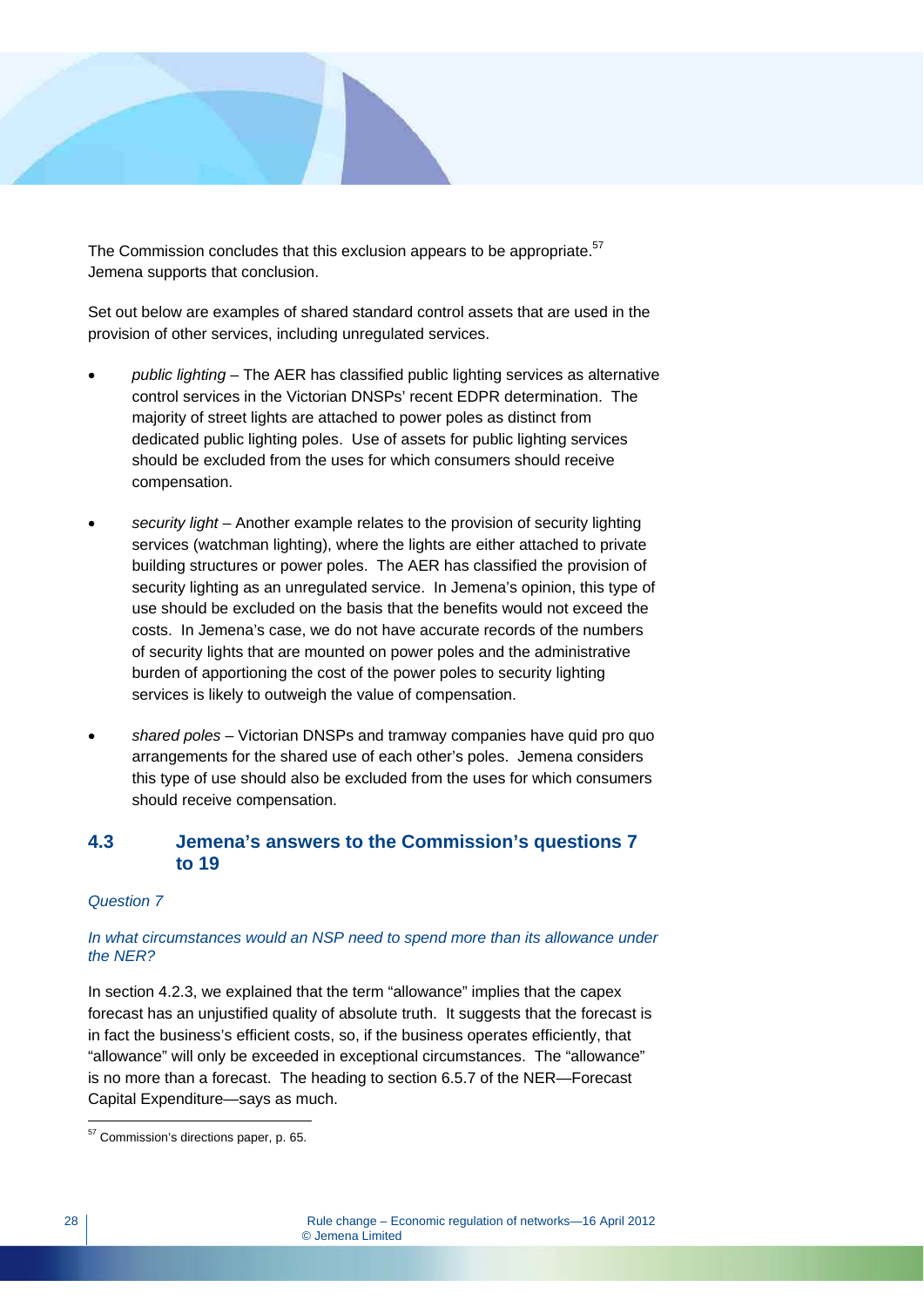The Commission concludes that this exclusion appears to be appropriate.[57] Jemena supports that conclusion.

Set out below are examples of shared standard control assets that are used in the provision of other services, including unregulated services.

- *public lighting* – The AER has classified public lighting services as alternative control services in the Victorian DNSPs' recent EDPR determination. The majority of street lights are attached to power poles as distinct from dedicated public lighting poles. Use of assets for public lighting services should be excluded from the uses for which consumers should receive compensation.

- *security light* – Another example relates to the provision of security lighting services (watchman lighting), where the lights are either attached to private building structures or power poles. The AER has classified the provision of security lighting as an unregulated service. In Jemena's opinion, this type of use should be excluded on the basis that the benefits would not exceed the costs. In Jemena's case, we do not have accurate records of the numbers of security lights that are mounted on power poles and the administrative burden of apportioning the cost of the power poles to security lighting services is likely to outweigh the value of compensation.

- *shared poles* – Victorian DNSPs and tramway companies have quid pro quo arrangements for the shared use of each other's poles. Jemena considers this type of use should also be excluded from the uses for which consumers should receive compensation.

## 4.3 Jemena's answers to the Commission's questions 7 to 19

*Question 7*

*In what circumstances would an NSP need to spend more than its allowance under the NER?*

In section 4.2.3, we explained that the term "allowance" implies that the capex forecast has an unjustified quality of absolute truth. It suggests that the forecast is in fact the business's efficient costs, so, if the business operates efficiently, that "allowance" will only be exceeded in exceptional circumstances. The "allowance" is no more than a forecast. The heading to section 6.5.7 of the NER—Forecast Capital Expenditure—says as much.

[57] Commission's directions paper, p. 65.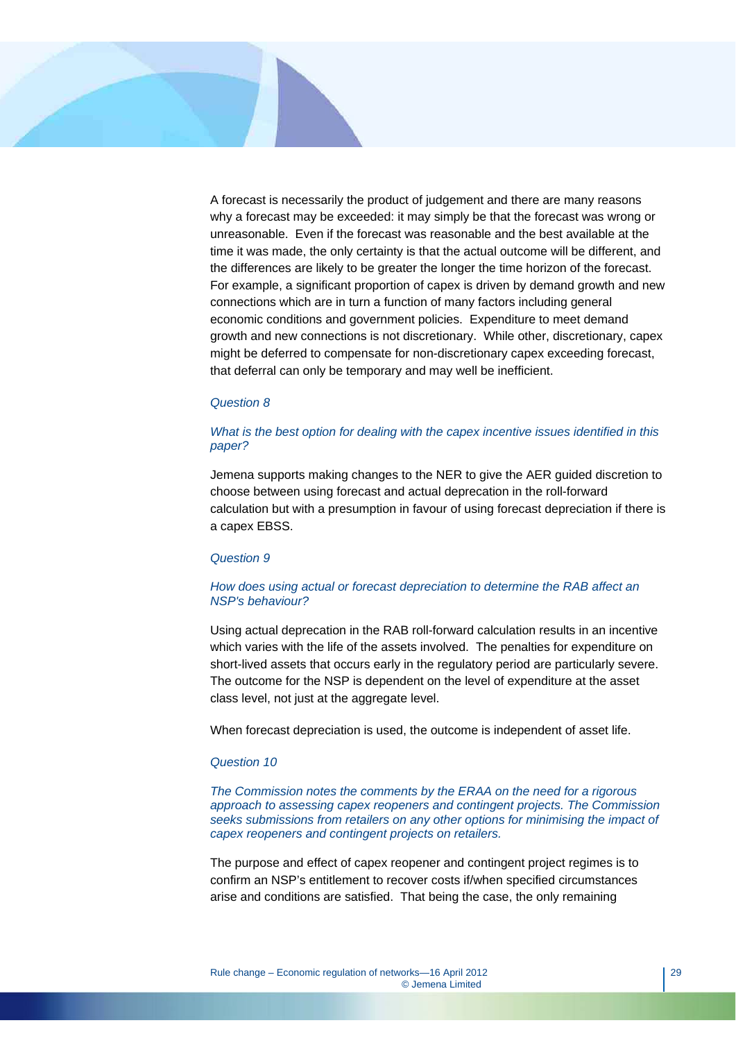A forecast is necessarily the product of judgement and there are many reasons why a forecast may be exceeded: it may simply be that the forecast was wrong or unreasonable. Even if the forecast was reasonable and the best available at the time it was made, the only certainty is that the actual outcome will be different, and the differences are likely to be greater the longer the time horizon of the forecast. For example, a significant proportion of capex is driven by demand growth and new connections which are in turn a function of many factors including general economic conditions and government policies. Expenditure to meet demand growth and new connections is not discretionary. While other, discretionary, capex might be deferred to compensate for non-discretionary capex exceeding forecast, that deferral can only be temporary and may well be inefficient.

*Question 8*

*What is the best option for dealing with the capex incentive issues identified in this paper?*

Jemena supports making changes to the NER to give the AER guided discretion to choose between using forecast and actual deprecation in the roll-forward calculation but with a presumption in favour of using forecast depreciation if there is a capex EBSS.

*Question 9*

*How does using actual or forecast depreciation to determine the RAB affect an NSP's behaviour?*

Using actual deprecation in the RAB roll-forward calculation results in an incentive which varies with the life of the assets involved. The penalties for expenditure on short-lived assets that occurs early in the regulatory period are particularly severe. The outcome for the NSP is dependent on the level of expenditure at the asset class level, not just at the aggregate level.

When forecast depreciation is used, the outcome is independent of asset life.

*Question 10*

*The Commission notes the comments by the ERAA on the need for a rigorous approach to assessing capex reopeners and contingent projects. The Commission seeks submissions from retailers on any other options for minimising the impact of capex reopeners and contingent projects on retailers.*

The purpose and effect of capex reopener and contingent project regimes is to confirm an NSP's entitlement to recover costs if/when specified circumstances arise and conditions are satisfied. That being the case, the only remaining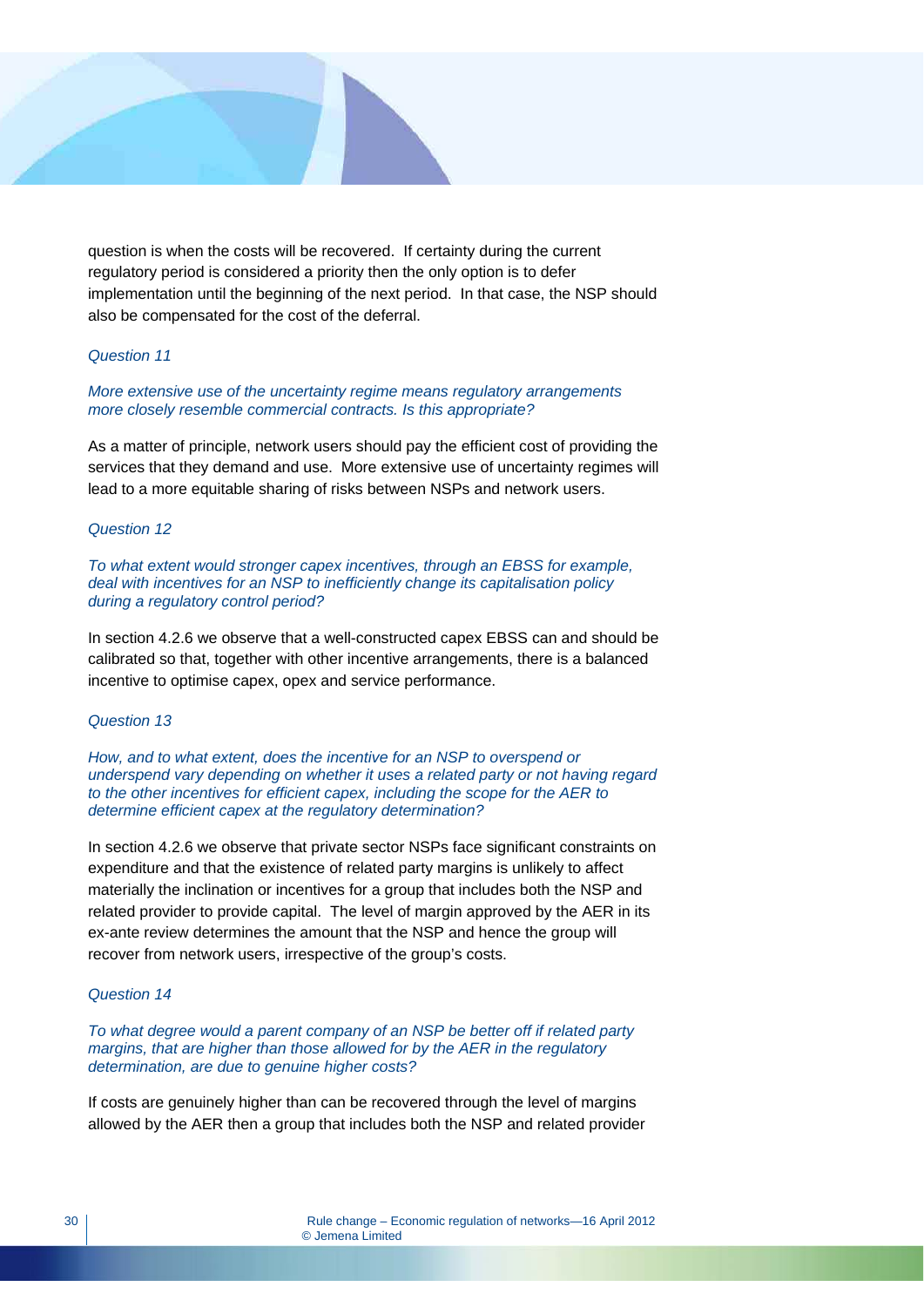question is when the costs will be recovered. If certainty during the current regulatory period is considered a priority then the only option is to defer implementation until the beginning of the next period. In that case, the NSP should also be compensated for the cost of the deferral.

*Question 11*

*More extensive use of the uncertainty regime means regulatory arrangements more closely resemble commercial contracts. Is this appropriate?*

As a matter of principle, network users should pay the efficient cost of providing the services that they demand and use. More extensive use of uncertainty regimes will lead to a more equitable sharing of risks between NSPs and network users.

*Question 12*

*To what extent would stronger capex incentives, through an EBSS for example, deal with incentives for an NSP to inefficiently change its capitalisation policy during a regulatory control period?*

In section 4.2.6 we observe that a well-constructed capex EBSS can and should be calibrated so that, together with other incentive arrangements, there is a balanced incentive to optimise capex, opex and service performance.

*Question 13*

*How, and to what extent, does the incentive for an NSP to overspend or underspend vary depending on whether it uses a related party or not having regard to the other incentives for efficient capex, including the scope for the AER to determine efficient capex at the regulatory determination?*

In section 4.2.6 we observe that private sector NSPs face significant constraints on expenditure and that the existence of related party margins is unlikely to affect materially the inclination or incentives for a group that includes both the NSP and related provider to provide capital. The level of margin approved by the AER in its ex-ante review determines the amount that the NSP and hence the group will recover from network users, irrespective of the group's costs.

*Question 14*

*To what degree would a parent company of an NSP be better off if related party margins, that are higher than those allowed for by the AER in the regulatory determination, are due to genuine higher costs?*

If costs are genuinely higher than can be recovered through the level of margins allowed by the AER then a group that includes both the NSP and related provider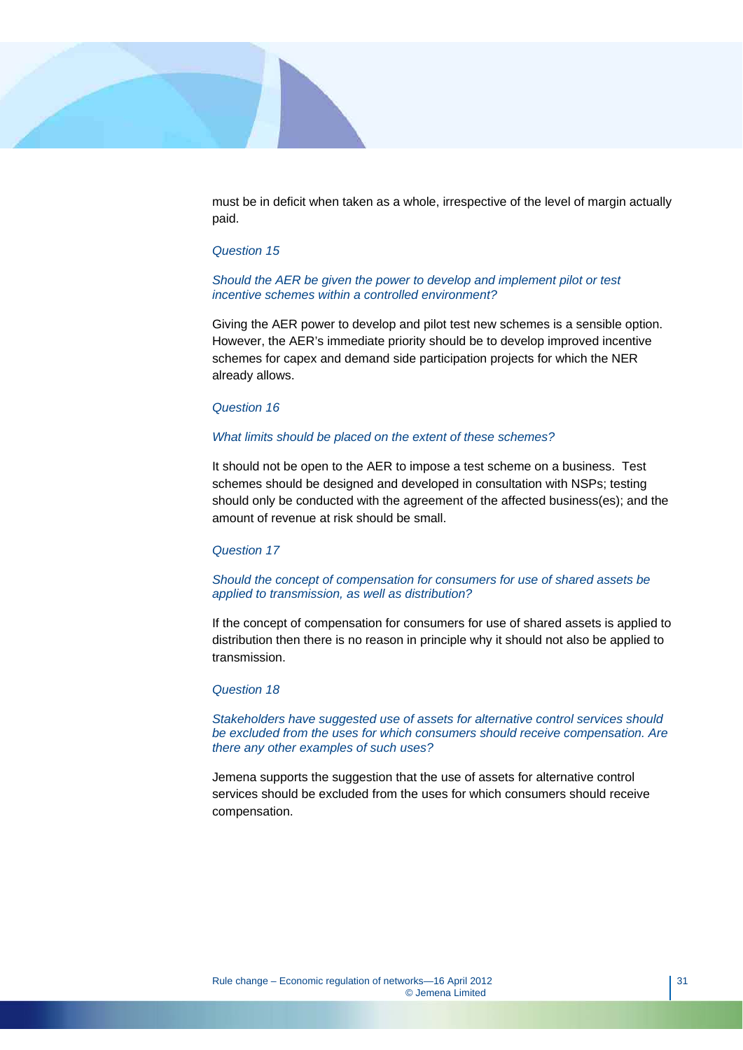must be in deficit when taken as a whole, irrespective of the level of margin actually paid.

*Question 15*

*Should the AER be given the power to develop and implement pilot or test incentive schemes within a controlled environment?*

Giving the AER power to develop and pilot test new schemes is a sensible option. However, the AER's immediate priority should be to develop improved incentive schemes for capex and demand side participation projects for which the NER already allows.

*Question 16*

*What limits should be placed on the extent of these schemes?*

It should not be open to the AER to impose a test scheme on a business. Test schemes should be designed and developed in consultation with NSPs; testing should only be conducted with the agreement of the affected business(es); and the amount of revenue at risk should be small.

*Question 17*

*Should the concept of compensation for consumers for use of shared assets be applied to transmission, as well as distribution?*

If the concept of compensation for consumers for use of shared assets is applied to distribution then there is no reason in principle why it should not also be applied to transmission.

*Question 18*

*Stakeholders have suggested use of assets for alternative control services should be excluded from the uses for which consumers should receive compensation. Are there any other examples of such uses?*

Jemena supports the suggestion that the use of assets for alternative control services should be excluded from the uses for which consumers should receive compensation.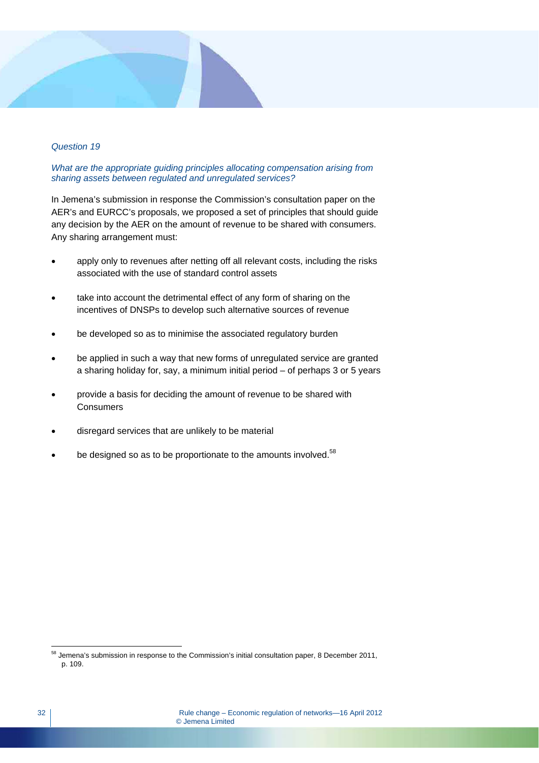*Question 19*

*What are the appropriate guiding principles allocating compensation arising from sharing assets between regulated and unregulated services?*

In Jemena's submission in response the Commission's consultation paper on the AER's and EURCC's proposals, we proposed a set of principles that should guide any decision by the AER on the amount of revenue to be shared with consumers. Any sharing arrangement must:

- apply only to revenues after netting off all relevant costs, including the risks associated with the use of standard control assets
- take into account the detrimental effect of any form of sharing on the incentives of DNSPs to develop such alternative sources of revenue
- be developed so as to minimise the associated regulatory burden
- be applied in such a way that new forms of unregulated service are granted a sharing holiday for, say, a minimum initial period – of perhaps 3 or 5 years
- provide a basis for deciding the amount of revenue to be shared with Consumers
- disregard services that are unlikely to be material
- be designed so as to be proportionate to the amounts involved.[58]

[58] Jemena's submission in response to the Commission's initial consultation paper, 8 December 2011, p. 109.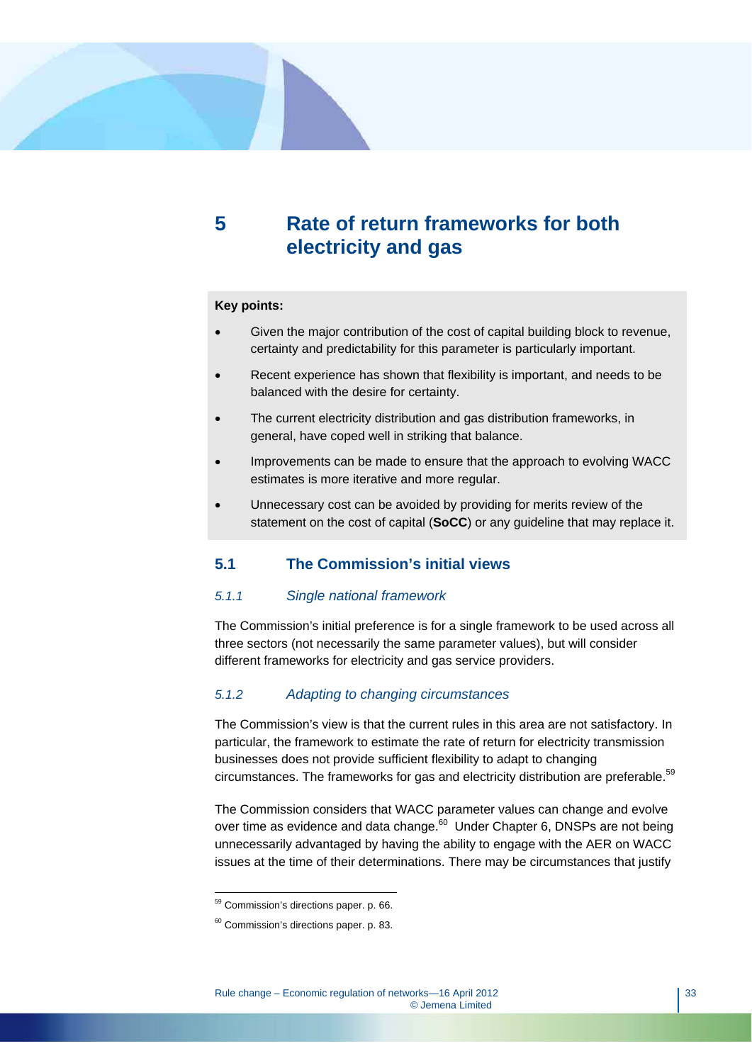# 5 Rate of return frameworks for both electricity and gas

**Key points:**

- Given the major contribution of the cost of capital building block to revenue, certainty and predictability for this parameter is particularly important.
- Recent experience has shown that flexibility is important, and needs to be balanced with the desire for certainty.
- The current electricity distribution and gas distribution frameworks, in general, have coped well in striking that balance.
- Improvements can be made to ensure that the approach to evolving WACC estimates is more iterative and more regular.
- Unnecessary cost can be avoided by providing for merits review of the statement on the cost of capital (**SoCC**) or any guideline that may replace it.

## 5.1 The Commission's initial views

### *5.1.1 Single national framework*

The Commission's initial preference is for a single framework to be used across all three sectors (not necessarily the same parameter values), but will consider different frameworks for electricity and gas service providers.

### *5.1.2 Adapting to changing circumstances*

The Commission's view is that the current rules in this area are not satisfactory. In particular, the framework to estimate the rate of return for electricity transmission businesses does not provide sufficient flexibility to adapt to changing circumstances. The frameworks for gas and electricity distribution are preferable.[59]

The Commission considers that WACC parameter values can change and evolve over time as evidence and data change.[60] Under Chapter 6, DNSPs are not being unnecessarily advantaged by having the ability to engage with the AER on WACC issues at the time of their determinations. There may be circumstances that justify

---

[59] Commission's directions paper. p. 66.

[60] Commission's directions paper. p. 83.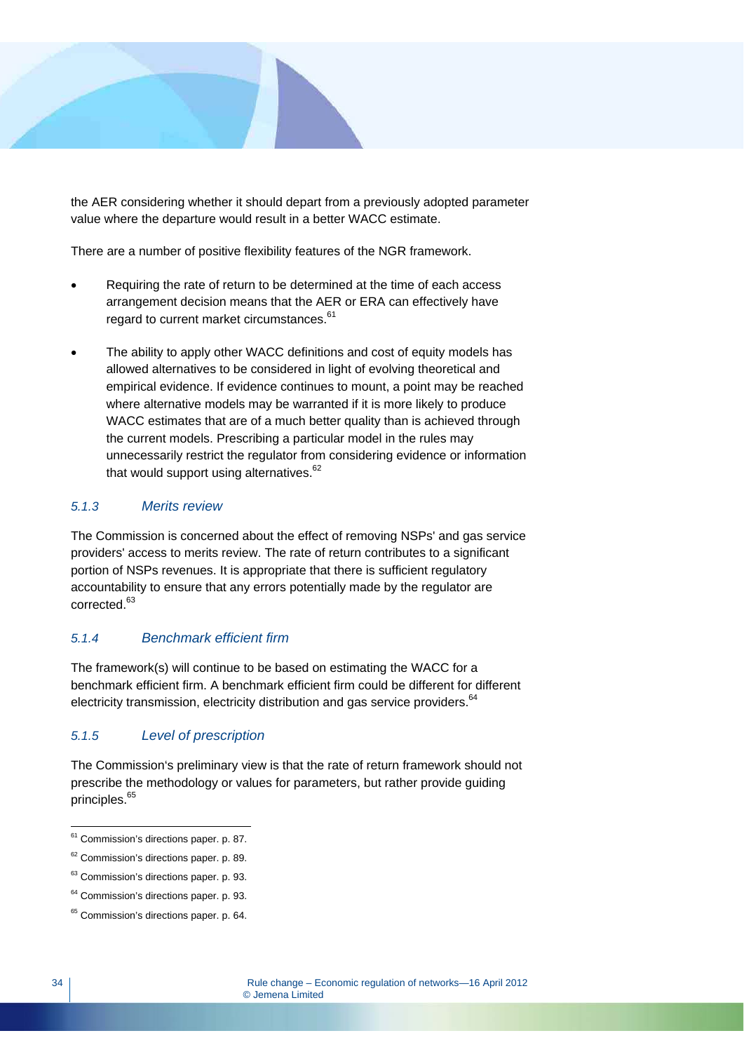the AER considering whether it should depart from a previously adopted parameter value where the departure would result in a better WACC estimate.

There are a number of positive flexibility features of the NGR framework.

- Requiring the rate of return to be determined at the time of each access arrangement decision means that the AER or ERA can effectively have regard to current market circumstances.[61]

- The ability to apply other WACC definitions and cost of equity models has allowed alternatives to be considered in light of evolving theoretical and empirical evidence. If evidence continues to mount, a point may be reached where alternative models may be warranted if it is more likely to produce WACC estimates that are of a much better quality than is achieved through the current models. Prescribing a particular model in the rules may unnecessarily restrict the regulator from considering evidence or information that would support using alternatives.[62]

### *5.1.3 Merits review*

The Commission is concerned about the effect of removing NSPs' and gas service providers' access to merits review. The rate of return contributes to a significant portion of NSPs revenues. It is appropriate that there is sufficient regulatory accountability to ensure that any errors potentially made by the regulator are corrected.[63]

### *5.1.4 Benchmark efficient firm*

The framework(s) will continue to be based on estimating the WACC for a benchmark efficient firm. A benchmark efficient firm could be different for different electricity transmission, electricity distribution and gas service providers.[64]

### *5.1.5 Level of prescription*

The Commission's preliminary view is that the rate of return framework should not prescribe the methodology or values for parameters, but rather provide guiding principles.[65]

---

[61] Commission's directions paper. p. 87.

[62] Commission's directions paper. p. 89.

[63] Commission's directions paper. p. 93.

[64] Commission's directions paper. p. 93.

[65] Commission's directions paper. p. 64.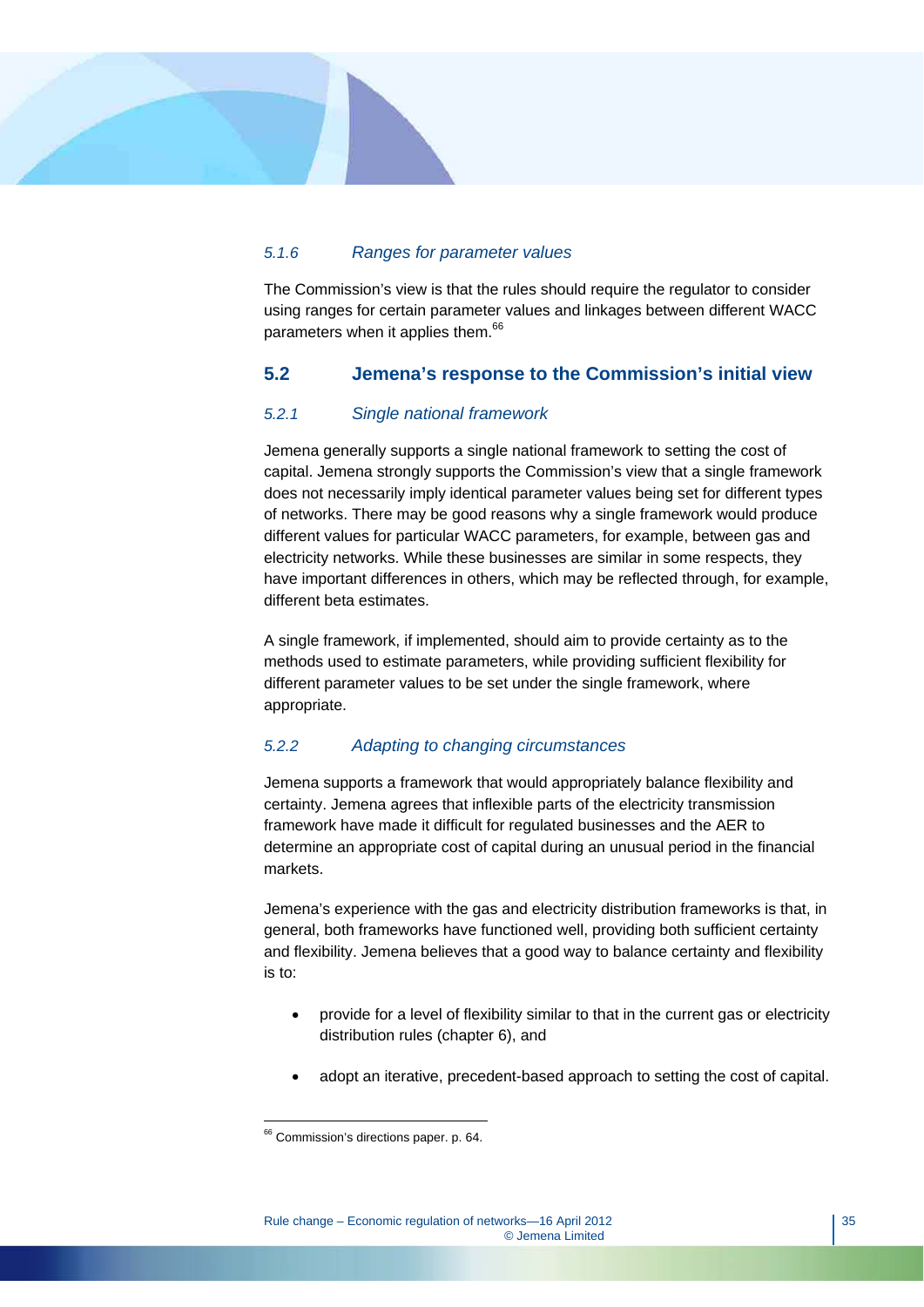#### *5.1.6 Ranges for parameter values*

The Commission's view is that the rules should require the regulator to consider using ranges for certain parameter values and linkages between different WACC parameters when it applies them.[66]

## 5.2 Jemena's response to the Commission's initial view

#### *5.2.1 Single national framework*

Jemena generally supports a single national framework to setting the cost of capital. Jemena strongly supports the Commission's view that a single framework does not necessarily imply identical parameter values being set for different types of networks. There may be good reasons why a single framework would produce different values for particular WACC parameters, for example, between gas and electricity networks. While these businesses are similar in some respects, they have important differences in others, which may be reflected through, for example, different beta estimates.

A single framework, if implemented, should aim to provide certainty as to the methods used to estimate parameters, while providing sufficient flexibility for different parameter values to be set under the single framework, where appropriate.

#### *5.2.2 Adapting to changing circumstances*

Jemena supports a framework that would appropriately balance flexibility and certainty. Jemena agrees that inflexible parts of the electricity transmission framework have made it difficult for regulated businesses and the AER to determine an appropriate cost of capital during an unusual period in the financial markets.

Jemena's experience with the gas and electricity distribution frameworks is that, in general, both frameworks have functioned well, providing both sufficient certainty and flexibility. Jemena believes that a good way to balance certainty and flexibility is to:

- provide for a level of flexibility similar to that in the current gas or electricity distribution rules (chapter 6), and
- adopt an iterative, precedent-based approach to setting the cost of capital.

---

[66] Commission's directions paper. p. 64.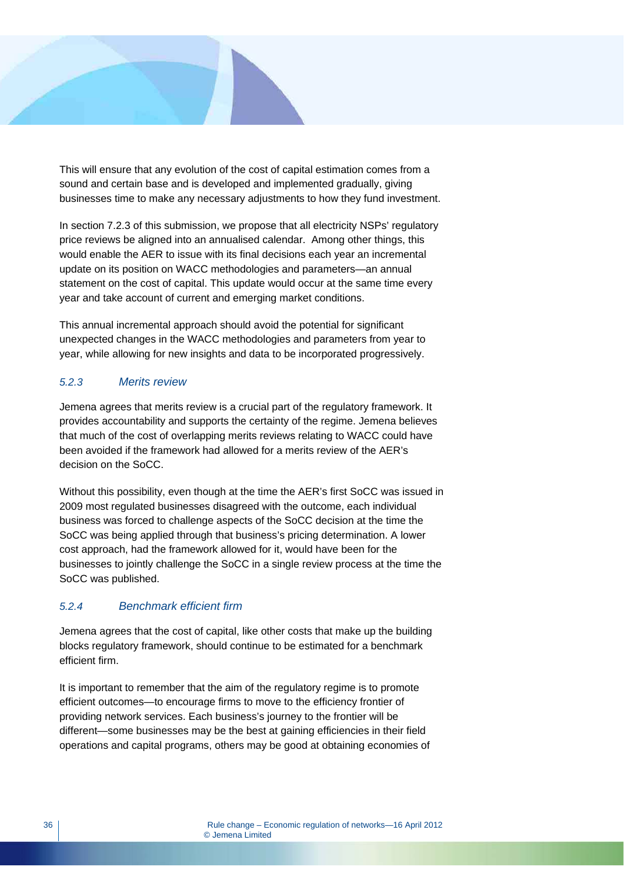This will ensure that any evolution of the cost of capital estimation comes from a sound and certain base and is developed and implemented gradually, giving businesses time to make any necessary adjustments to how they fund investment.

In section 7.2.3 of this submission, we propose that all electricity NSPs' regulatory price reviews be aligned into an annualised calendar. Among other things, this would enable the AER to issue with its final decisions each year an incremental update on its position on WACC methodologies and parameters—an annual statement on the cost of capital. This update would occur at the same time every year and take account of current and emerging market conditions.

This annual incremental approach should avoid the potential for significant unexpected changes in the WACC methodologies and parameters from year to year, while allowing for new insights and data to be incorporated progressively.

### *5.2.3 Merits review*

Jemena agrees that merits review is a crucial part of the regulatory framework. It provides accountability and supports the certainty of the regime. Jemena believes that much of the cost of overlapping merits reviews relating to WACC could have been avoided if the framework had allowed for a merits review of the AER's decision on the SoCC.

Without this possibility, even though at the time the AER's first SoCC was issued in 2009 most regulated businesses disagreed with the outcome, each individual business was forced to challenge aspects of the SoCC decision at the time the SoCC was being applied through that business's pricing determination. A lower cost approach, had the framework allowed for it, would have been for the businesses to jointly challenge the SoCC in a single review process at the time the SoCC was published.

### *5.2.4 Benchmark efficient firm*

Jemena agrees that the cost of capital, like other costs that make up the building blocks regulatory framework, should continue to be estimated for a benchmark efficient firm.

It is important to remember that the aim of the regulatory regime is to promote efficient outcomes—to encourage firms to move to the efficiency frontier of providing network services. Each business's journey to the frontier will be different—some businesses may be the best at gaining efficiencies in their field operations and capital programs, others may be good at obtaining economies of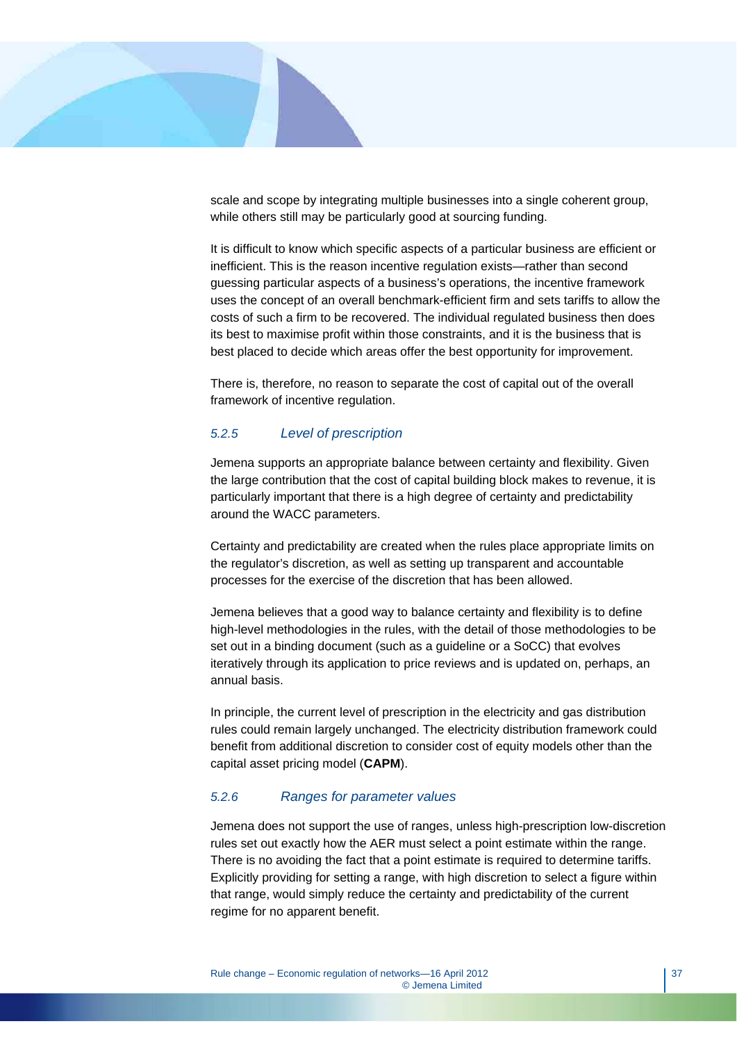scale and scope by integrating multiple businesses into a single coherent group, while others still may be particularly good at sourcing funding.

It is difficult to know which specific aspects of a particular business are efficient or inefficient. This is the reason incentive regulation exists—rather than second guessing particular aspects of a business's operations, the incentive framework uses the concept of an overall benchmark-efficient firm and sets tariffs to allow the costs of such a firm to be recovered. The individual regulated business then does its best to maximise profit within those constraints, and it is the business that is best placed to decide which areas offer the best opportunity for improvement.

There is, therefore, no reason to separate the cost of capital out of the overall framework of incentive regulation.

### *5.2.5 Level of prescription*

Jemena supports an appropriate balance between certainty and flexibility. Given the large contribution that the cost of capital building block makes to revenue, it is particularly important that there is a high degree of certainty and predictability around the WACC parameters.

Certainty and predictability are created when the rules place appropriate limits on the regulator's discretion, as well as setting up transparent and accountable processes for the exercise of the discretion that has been allowed.

Jemena believes that a good way to balance certainty and flexibility is to define high-level methodologies in the rules, with the detail of those methodologies to be set out in a binding document (such as a guideline or a SoCC) that evolves iteratively through its application to price reviews and is updated on, perhaps, an annual basis.

In principle, the current level of prescription in the electricity and gas distribution rules could remain largely unchanged. The electricity distribution framework could benefit from additional discretion to consider cost of equity models other than the capital asset pricing model (**CAPM**).

### *5.2.6 Ranges for parameter values*

Jemena does not support the use of ranges, unless high-prescription low-discretion rules set out exactly how the AER must select a point estimate within the range. There is no avoiding the fact that a point estimate is required to determine tariffs. Explicitly providing for setting a range, with high discretion to select a figure within that range, would simply reduce the certainty and predictability of the current regime for no apparent benefit.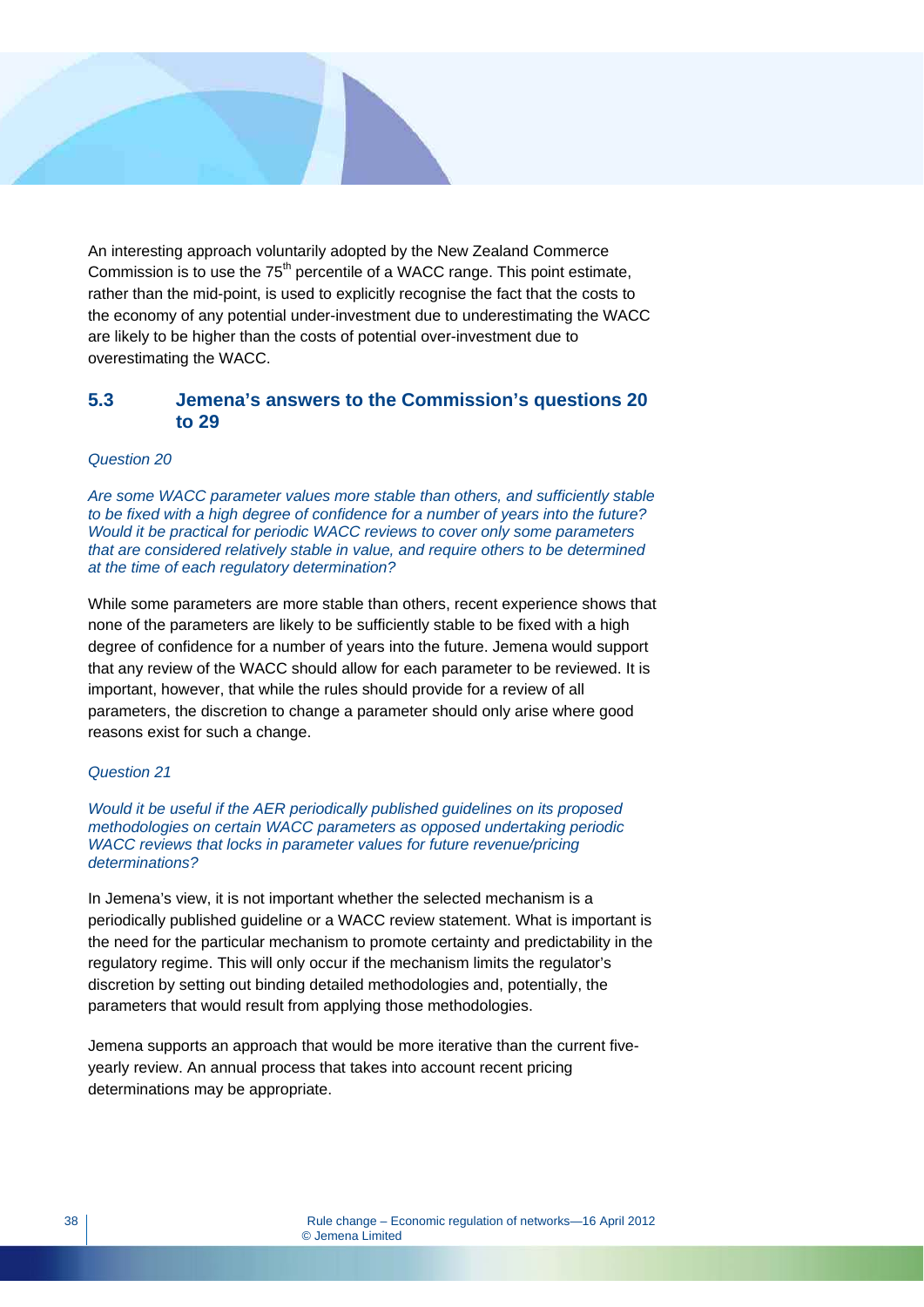An interesting approach voluntarily adopted by the New Zealand Commerce Commission is to use the 75th percentile of a WACC range. This point estimate, rather than the mid-point, is used to explicitly recognise the fact that the costs to the economy of any potential under-investment due to underestimating the WACC are likely to be higher than the costs of potential over-investment due to overestimating the WACC.

## 5.3 Jemena's answers to the Commission's questions 20 to 29

*Question 20*

*Are some WACC parameter values more stable than others, and sufficiently stable to be fixed with a high degree of confidence for a number of years into the future? Would it be practical for periodic WACC reviews to cover only some parameters that are considered relatively stable in value, and require others to be determined at the time of each regulatory determination?*

While some parameters are more stable than others, recent experience shows that none of the parameters are likely to be sufficiently stable to be fixed with a high degree of confidence for a number of years into the future. Jemena would support that any review of the WACC should allow for each parameter to be reviewed. It is important, however, that while the rules should provide for a review of all parameters, the discretion to change a parameter should only arise where good reasons exist for such a change.

*Question 21*

*Would it be useful if the AER periodically published guidelines on its proposed methodologies on certain WACC parameters as opposed undertaking periodic WACC reviews that locks in parameter values for future revenue/pricing determinations?*

In Jemena's view, it is not important whether the selected mechanism is a periodically published guideline or a WACC review statement. What is important is the need for the particular mechanism to promote certainty and predictability in the regulatory regime. This will only occur if the mechanism limits the regulator's discretion by setting out binding detailed methodologies and, potentially, the parameters that would result from applying those methodologies.

Jemena supports an approach that would be more iterative than the current five-yearly review. An annual process that takes into account recent pricing determinations may be appropriate.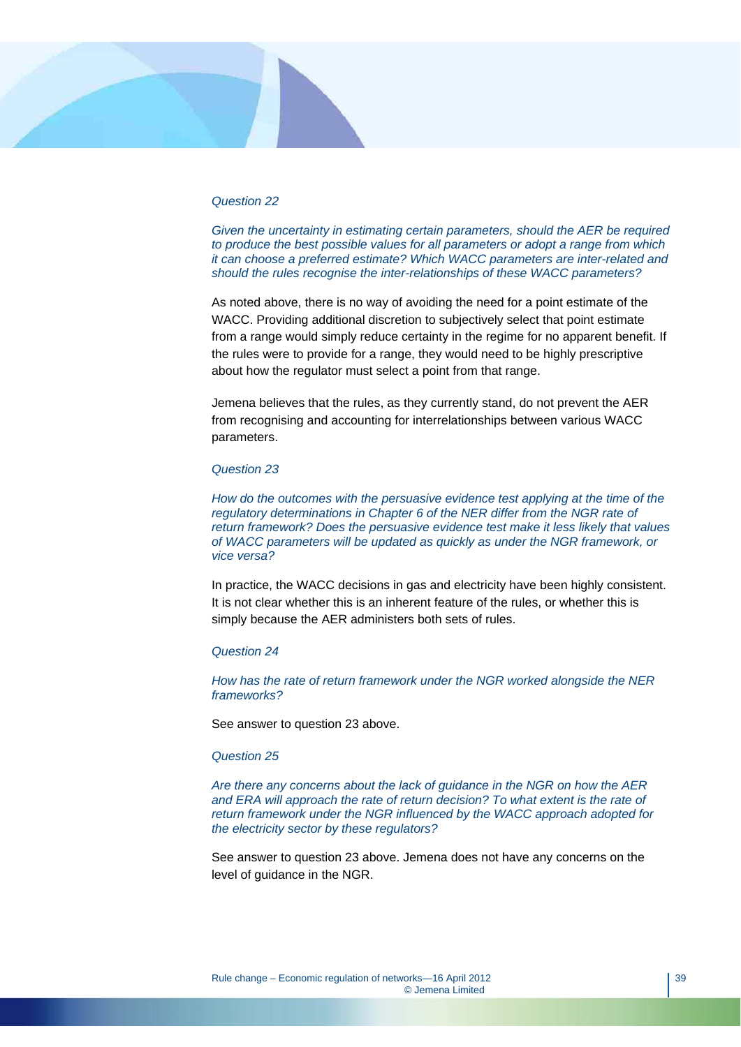*Question 22*

*Given the uncertainty in estimating certain parameters, should the AER be required to produce the best possible values for all parameters or adopt a range from which it can choose a preferred estimate? Which WACC parameters are inter-related and should the rules recognise the inter-relationships of these WACC parameters?*

As noted above, there is no way of avoiding the need for a point estimate of the WACC. Providing additional discretion to subjectively select that point estimate from a range would simply reduce certainty in the regime for no apparent benefit. If the rules were to provide for a range, they would need to be highly prescriptive about how the regulator must select a point from that range.

Jemena believes that the rules, as they currently stand, do not prevent the AER from recognising and accounting for interrelationships between various WACC parameters.

*Question 23*

*How do the outcomes with the persuasive evidence test applying at the time of the regulatory determinations in Chapter 6 of the NER differ from the NGR rate of return framework? Does the persuasive evidence test make it less likely that values of WACC parameters will be updated as quickly as under the NGR framework, or vice versa?*

In practice, the WACC decisions in gas and electricity have been highly consistent. It is not clear whether this is an inherent feature of the rules, or whether this is simply because the AER administers both sets of rules.

*Question 24*

*How has the rate of return framework under the NGR worked alongside the NER frameworks?*

See answer to question 23 above.

*Question 25*

*Are there any concerns about the lack of guidance in the NGR on how the AER and ERA will approach the rate of return decision? To what extent is the rate of return framework under the NGR influenced by the WACC approach adopted for the electricity sector by these regulators?*

See answer to question 23 above. Jemena does not have any concerns on the level of guidance in the NGR.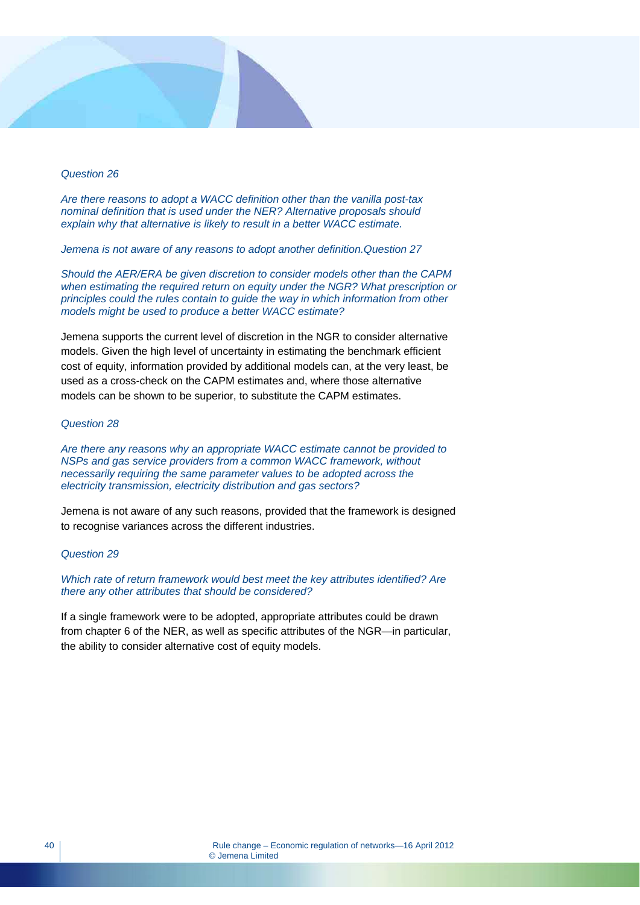*Question 26*

*Are there reasons to adopt a WACC definition other than the vanilla post-tax nominal definition that is used under the NER? Alternative proposals should explain why that alternative is likely to result in a better WACC estimate.*

*Jemena is not aware of any reasons to adopt another definition.Question 27*

*Should the AER/ERA be given discretion to consider models other than the CAPM when estimating the required return on equity under the NGR? What prescription or principles could the rules contain to guide the way in which information from other models might be used to produce a better WACC estimate?*

Jemena supports the current level of discretion in the NGR to consider alternative models. Given the high level of uncertainty in estimating the benchmark efficient cost of equity, information provided by additional models can, at the very least, be used as a cross-check on the CAPM estimates and, where those alternative models can be shown to be superior, to substitute the CAPM estimates.

*Question 28*

*Are there any reasons why an appropriate WACC estimate cannot be provided to NSPs and gas service providers from a common WACC framework, without necessarily requiring the same parameter values to be adopted across the electricity transmission, electricity distribution and gas sectors?*

Jemena is not aware of any such reasons, provided that the framework is designed to recognise variances across the different industries.

*Question 29*

*Which rate of return framework would best meet the key attributes identified? Are there any other attributes that should be considered?*

If a single framework were to be adopted, appropriate attributes could be drawn from chapter 6 of the NER, as well as specific attributes of the NGR—in particular, the ability to consider alternative cost of equity models.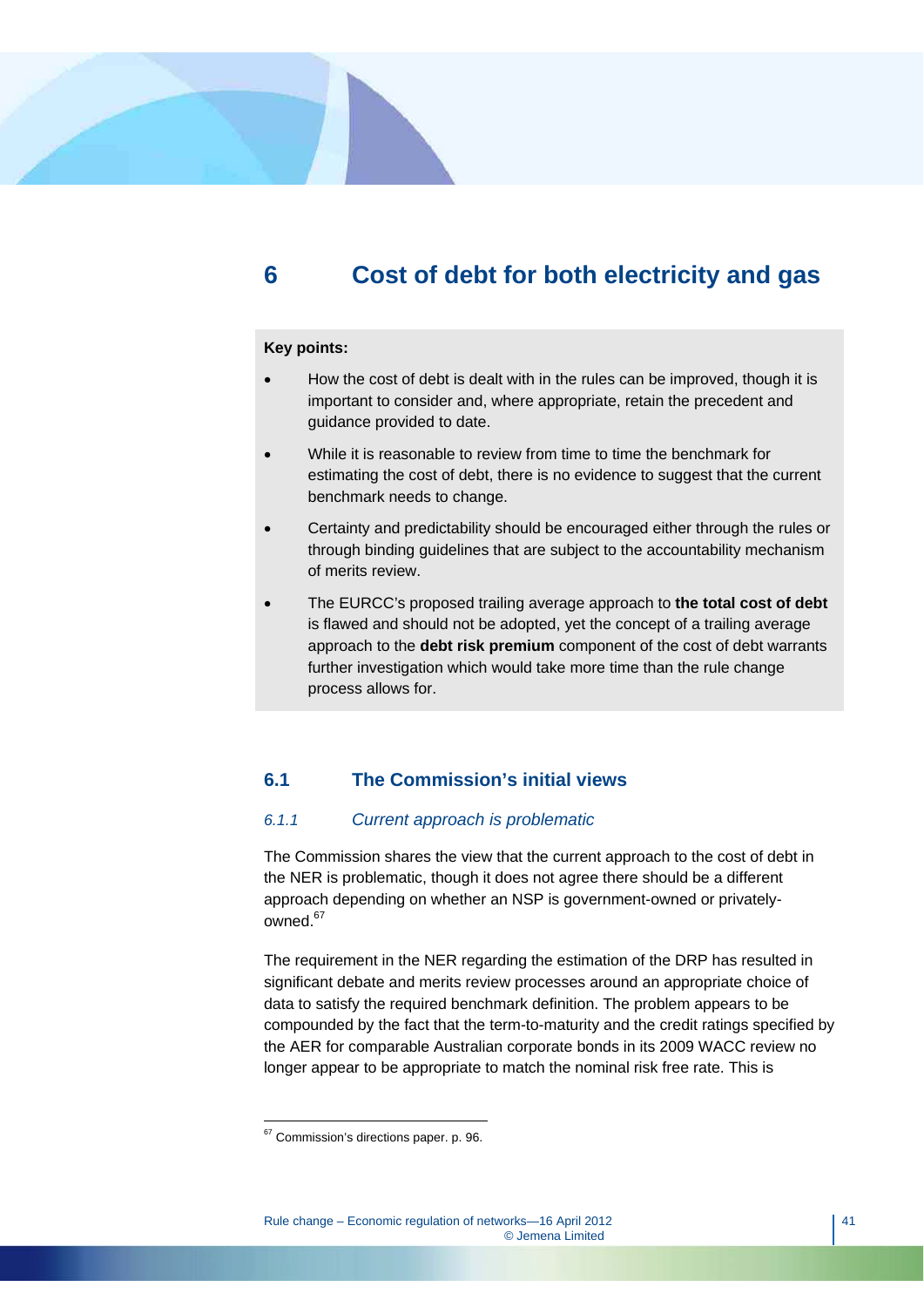# 6 Cost of debt for both electricity and gas

**Key points:**

- How the cost of debt is dealt with in the rules can be improved, though it is important to consider and, where appropriate, retain the precedent and guidance provided to date.
- While it is reasonable to review from time to time the benchmark for estimating the cost of debt, there is no evidence to suggest that the current benchmark needs to change.
- Certainty and predictability should be encouraged either through the rules or through binding guidelines that are subject to the accountability mechanism of merits review.
- The EURCC's proposed trailing average approach to **the total cost of debt** is flawed and should not be adopted, yet the concept of a trailing average approach to the **debt risk premium** component of the cost of debt warrants further investigation which would take more time than the rule change process allows for.

## 6.1 The Commission's initial views

### *6.1.1 Current approach is problematic*

The Commission shares the view that the current approach to the cost of debt in the NER is problematic, though it does not agree there should be a different approach depending on whether an NSP is government-owned or privately-owned.[67]

The requirement in the NER regarding the estimation of the DRP has resulted in significant debate and merits review processes around an appropriate choice of data to satisfy the required benchmark definition. The problem appears to be compounded by the fact that the term-to-maturity and the credit ratings specified by the AER for comparable Australian corporate bonds in its 2009 WACC review no longer appear to be appropriate to match the nominal risk free rate. This is

[67] Commission's directions paper. p. 96.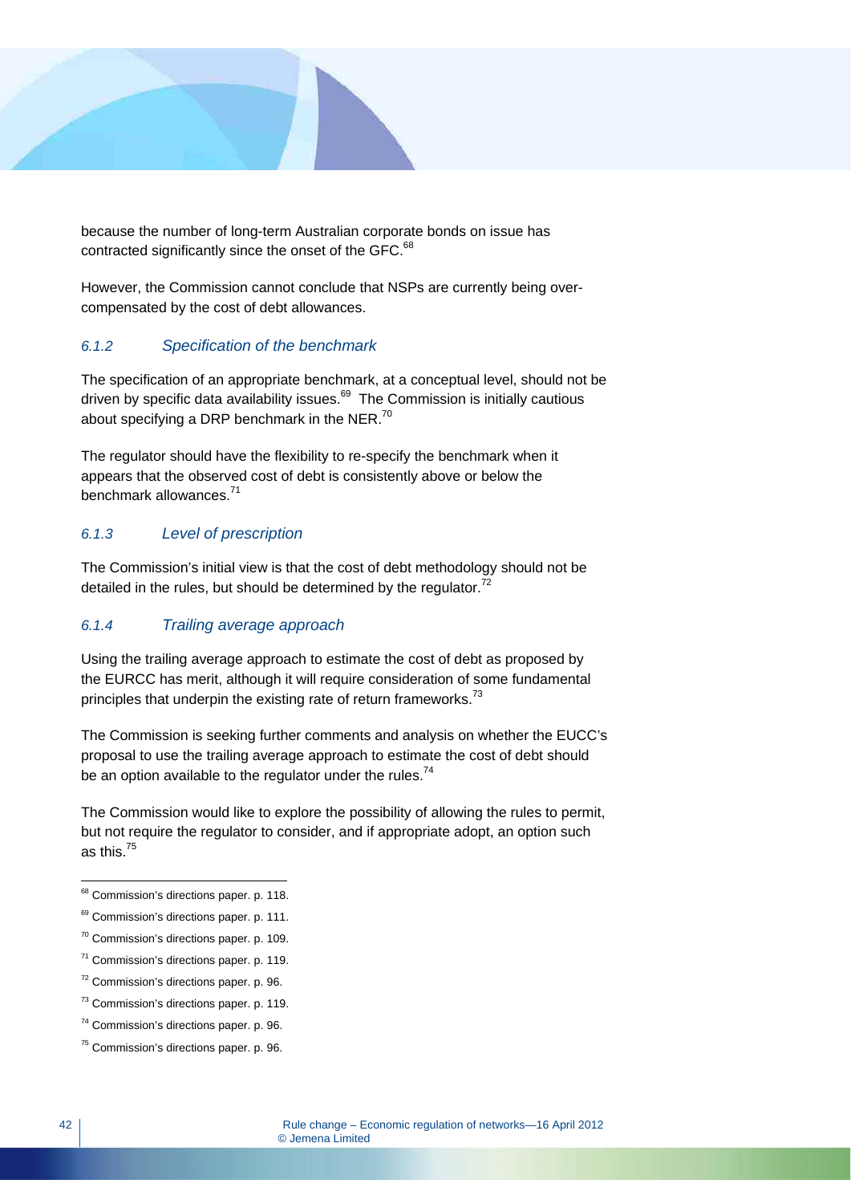because the number of long-term Australian corporate bonds on issue has contracted significantly since the onset of the GFC.[68]

However, the Commission cannot conclude that NSPs are currently being over-compensated by the cost of debt allowances.

### 6.1.2 Specification of the benchmark

The specification of an appropriate benchmark, at a conceptual level, should not be driven by specific data availability issues.[69] The Commission is initially cautious about specifying a DRP benchmark in the NER.[70]

The regulator should have the flexibility to re-specify the benchmark when it appears that the observed cost of debt is consistently above or below the benchmark allowances.[71]

### 6.1.3 Level of prescription

The Commission's initial view is that the cost of debt methodology should not be detailed in the rules, but should be determined by the regulator.[72]

### 6.1.4 Trailing average approach

Using the trailing average approach to estimate the cost of debt as proposed by the EURCC has merit, although it will require consideration of some fundamental principles that underpin the existing rate of return frameworks.[73]

The Commission is seeking further comments and analysis on whether the EUCC's proposal to use the trailing average approach to estimate the cost of debt should be an option available to the regulator under the rules.[74]

The Commission would like to explore the possibility of allowing the rules to permit, but not require the regulator to consider, and if appropriate adopt, an option such as this.[75]

---

[68] Commission's directions paper. p. 118.

[69] Commission's directions paper. p. 111.

[70] Commission's directions paper. p. 109.

[71] Commission's directions paper. p. 119.

[72] Commission's directions paper. p. 96.

[73] Commission's directions paper. p. 119.

[74] Commission's directions paper. p. 96.

[75] Commission's directions paper. p. 96.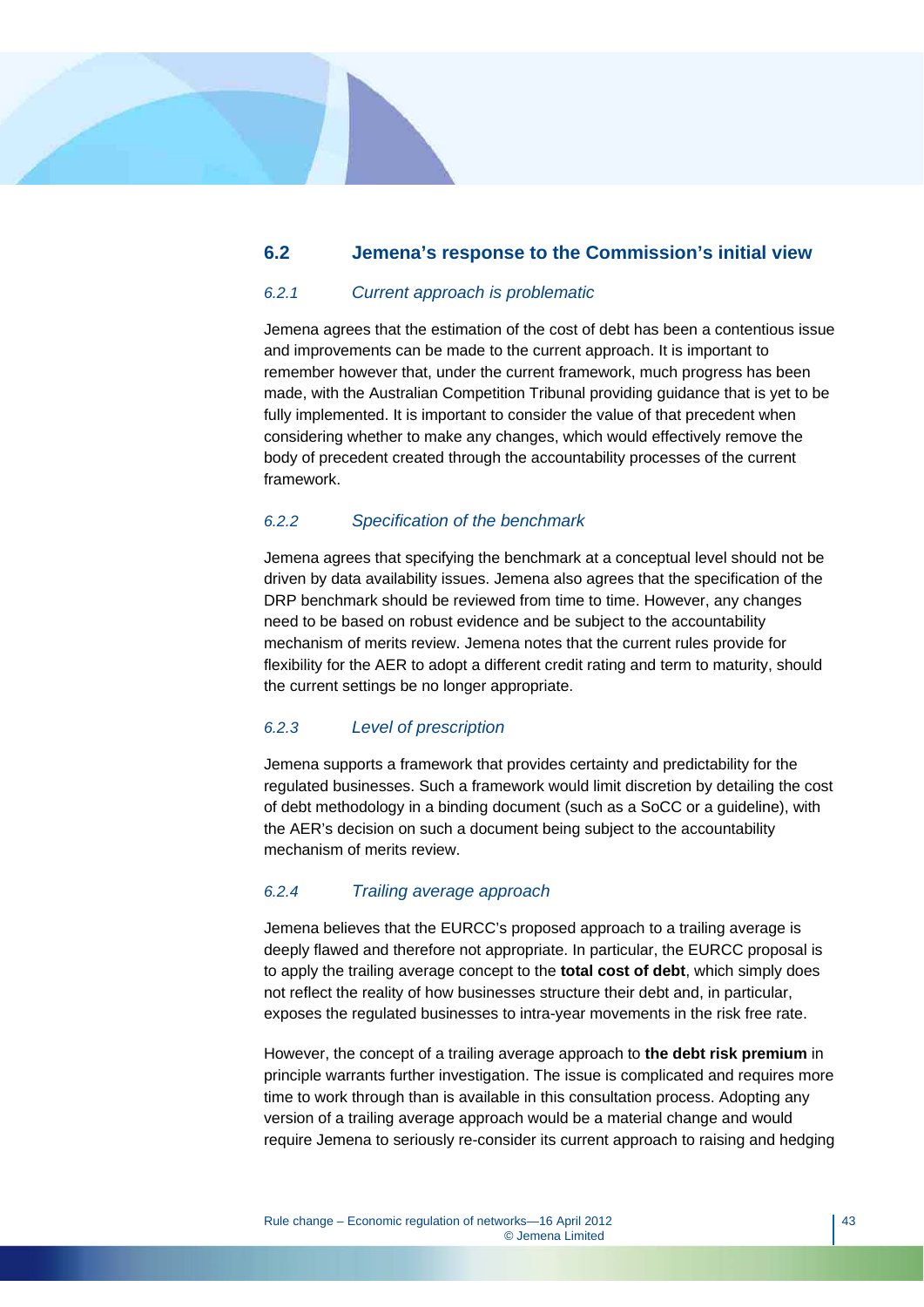## 6.2 Jemena's response to the Commission's initial view

### *6.2.1 Current approach is problematic*

Jemena agrees that the estimation of the cost of debt has been a contentious issue and improvements can be made to the current approach. It is important to remember however that, under the current framework, much progress has been made, with the Australian Competition Tribunal providing guidance that is yet to be fully implemented. It is important to consider the value of that precedent when considering whether to make any changes, which would effectively remove the body of precedent created through the accountability processes of the current framework.

### *6.2.2 Specification of the benchmark*

Jemena agrees that specifying the benchmark at a conceptual level should not be driven by data availability issues. Jemena also agrees that the specification of the DRP benchmark should be reviewed from time to time. However, any changes need to be based on robust evidence and be subject to the accountability mechanism of merits review. Jemena notes that the current rules provide for flexibility for the AER to adopt a different credit rating and term to maturity, should the current settings be no longer appropriate.

### *6.2.3 Level of prescription*

Jemena supports a framework that provides certainty and predictability for the regulated businesses. Such a framework would limit discretion by detailing the cost of debt methodology in a binding document (such as a SoCC or a guideline), with the AER's decision on such a document being subject to the accountability mechanism of merits review.

### *6.2.4 Trailing average approach*

Jemena believes that the EURCC's proposed approach to a trailing average is deeply flawed and therefore not appropriate. In particular, the EURCC proposal is to apply the trailing average concept to the **total cost of debt**, which simply does not reflect the reality of how businesses structure their debt and, in particular, exposes the regulated businesses to intra-year movements in the risk free rate.

However, the concept of a trailing average approach to **the debt risk premium** in principle warrants further investigation. The issue is complicated and requires more time to work through than is available in this consultation process. Adopting any version of a trailing average approach would be a material change and would require Jemena to seriously re-consider its current approach to raising and hedging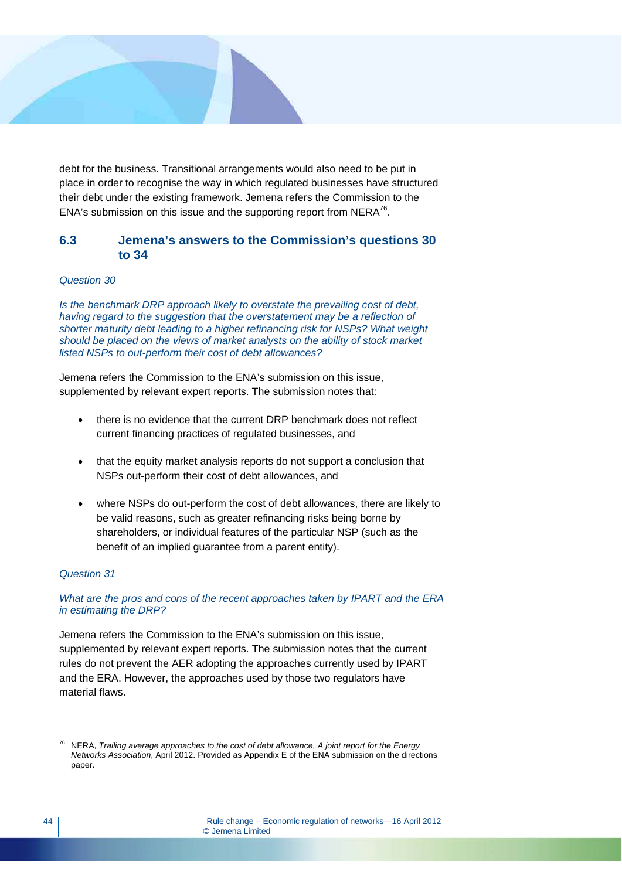debt for the business. Transitional arrangements would also need to be put in place in order to recognise the way in which regulated businesses have structured their debt under the existing framework. Jemena refers the Commission to the ENA's submission on this issue and the supporting report from NERA[76].

## 6.3 Jemena's answers to the Commission's questions 30 to 34

*Question 30*

*Is the benchmark DRP approach likely to overstate the prevailing cost of debt, having regard to the suggestion that the overstatement may be a reflection of shorter maturity debt leading to a higher refinancing risk for NSPs? What weight should be placed on the views of market analysts on the ability of stock market listed NSPs to out-perform their cost of debt allowances?*

Jemena refers the Commission to the ENA's submission on this issue, supplemented by relevant expert reports. The submission notes that:

- there is no evidence that the current DRP benchmark does not reflect current financing practices of regulated businesses, and
- that the equity market analysis reports do not support a conclusion that NSPs out-perform their cost of debt allowances, and
- where NSPs do out-perform the cost of debt allowances, there are likely to be valid reasons, such as greater refinancing risks being borne by shareholders, or individual features of the particular NSP (such as the benefit of an implied guarantee from a parent entity).

*Question 31*

*What are the pros and cons of the recent approaches taken by IPART and the ERA in estimating the DRP?*

Jemena refers the Commission to the ENA's submission on this issue, supplemented by relevant expert reports. The submission notes that the current rules do not prevent the AER adopting the approaches currently used by IPART and the ERA. However, the approaches used by those two regulators have material flaws.

[76] NERA, *Trailing average approaches to the cost of debt allowance, A joint report for the Energy Networks Association*, April 2012. Provided as Appendix E of the ENA submission on the directions paper.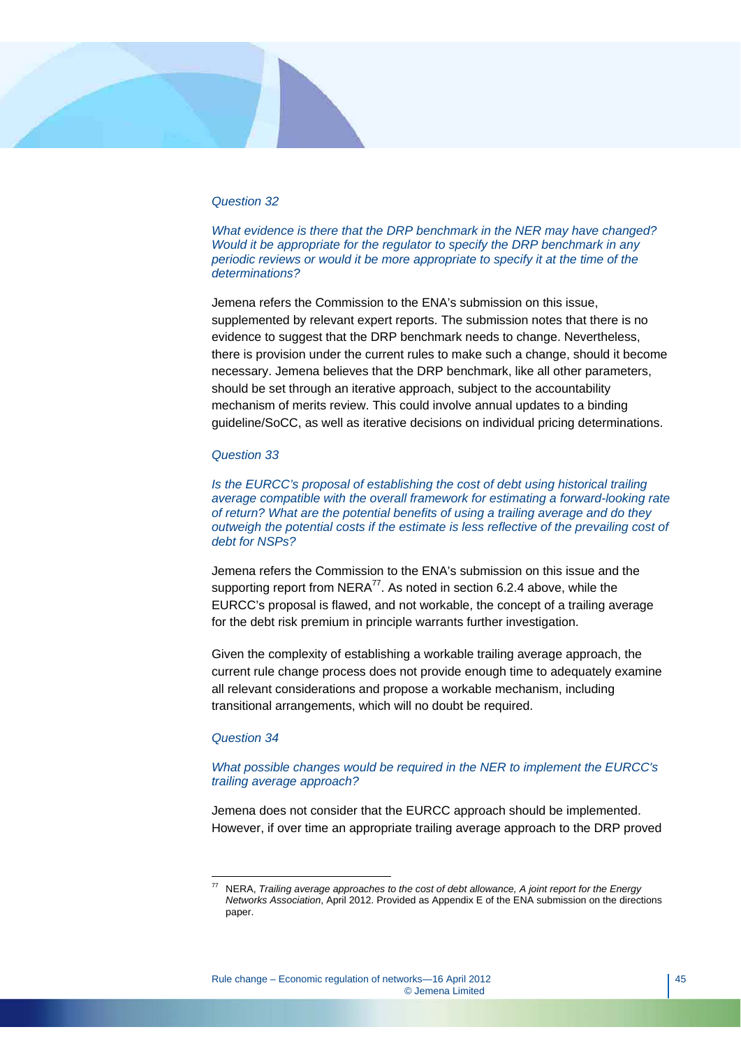*Question 32*

*What evidence is there that the DRP benchmark in the NER may have changed? Would it be appropriate for the regulator to specify the DRP benchmark in any periodic reviews or would it be more appropriate to specify it at the time of the determinations?*

Jemena refers the Commission to the ENA's submission on this issue, supplemented by relevant expert reports. The submission notes that there is no evidence to suggest that the DRP benchmark needs to change. Nevertheless, there is provision under the current rules to make such a change, should it become necessary. Jemena believes that the DRP benchmark, like all other parameters, should be set through an iterative approach, subject to the accountability mechanism of merits review. This could involve annual updates to a binding guideline/SoCC, as well as iterative decisions on individual pricing determinations.

*Question 33*

*Is the EURCC's proposal of establishing the cost of debt using historical trailing average compatible with the overall framework for estimating a forward-looking rate of return? What are the potential benefits of using a trailing average and do they outweigh the potential costs if the estimate is less reflective of the prevailing cost of debt for NSPs?*

Jemena refers the Commission to the ENA's submission on this issue and the supporting report from NERA[77]. As noted in section 6.2.4 above, while the EURCC's proposal is flawed, and not workable, the concept of a trailing average for the debt risk premium in principle warrants further investigation.

Given the complexity of establishing a workable trailing average approach, the current rule change process does not provide enough time to adequately examine all relevant considerations and propose a workable mechanism, including transitional arrangements, which will no doubt be required.

*Question 34*

*What possible changes would be required in the NER to implement the EURCC's trailing average approach?*

Jemena does not consider that the EURCC approach should be implemented. However, if over time an appropriate trailing average approach to the DRP proved

---

[77] NERA, *Trailing average approaches to the cost of debt allowance, A joint report for the Energy Networks Association*, April 2012. Provided as Appendix E of the ENA submission on the directions paper.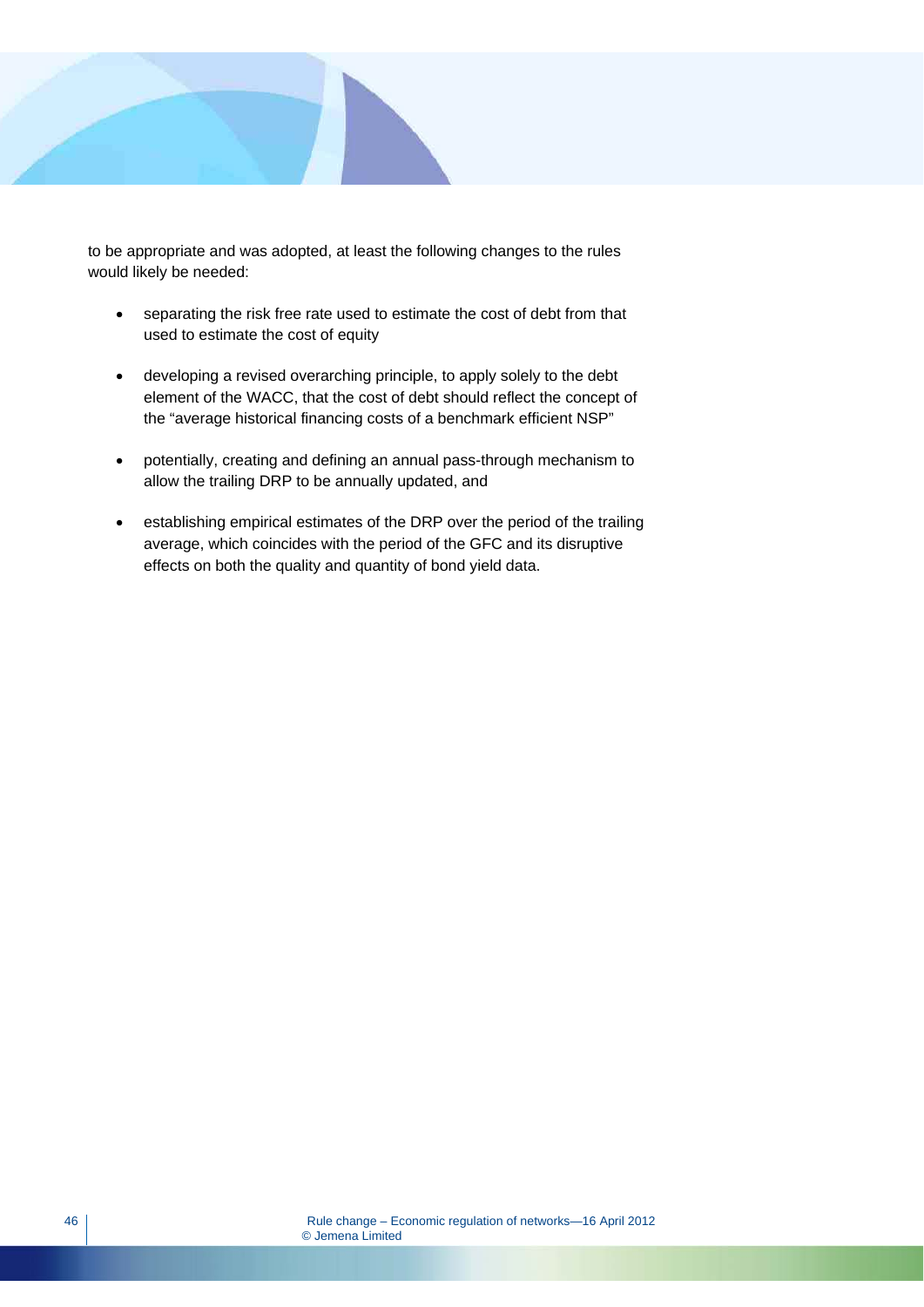to be appropriate and was adopted, at least the following changes to the rules would likely be needed:

- separating the risk free rate used to estimate the cost of debt from that used to estimate the cost of equity
- developing a revised overarching principle, to apply solely to the debt element of the WACC, that the cost of debt should reflect the concept of the "average historical financing costs of a benchmark efficient NSP"
- potentially, creating and defining an annual pass-through mechanism to allow the trailing DRP to be annually updated, and
- establishing empirical estimates of the DRP over the period of the trailing average, which coincides with the period of the GFC and its disruptive effects on both the quality and quantity of bond yield data.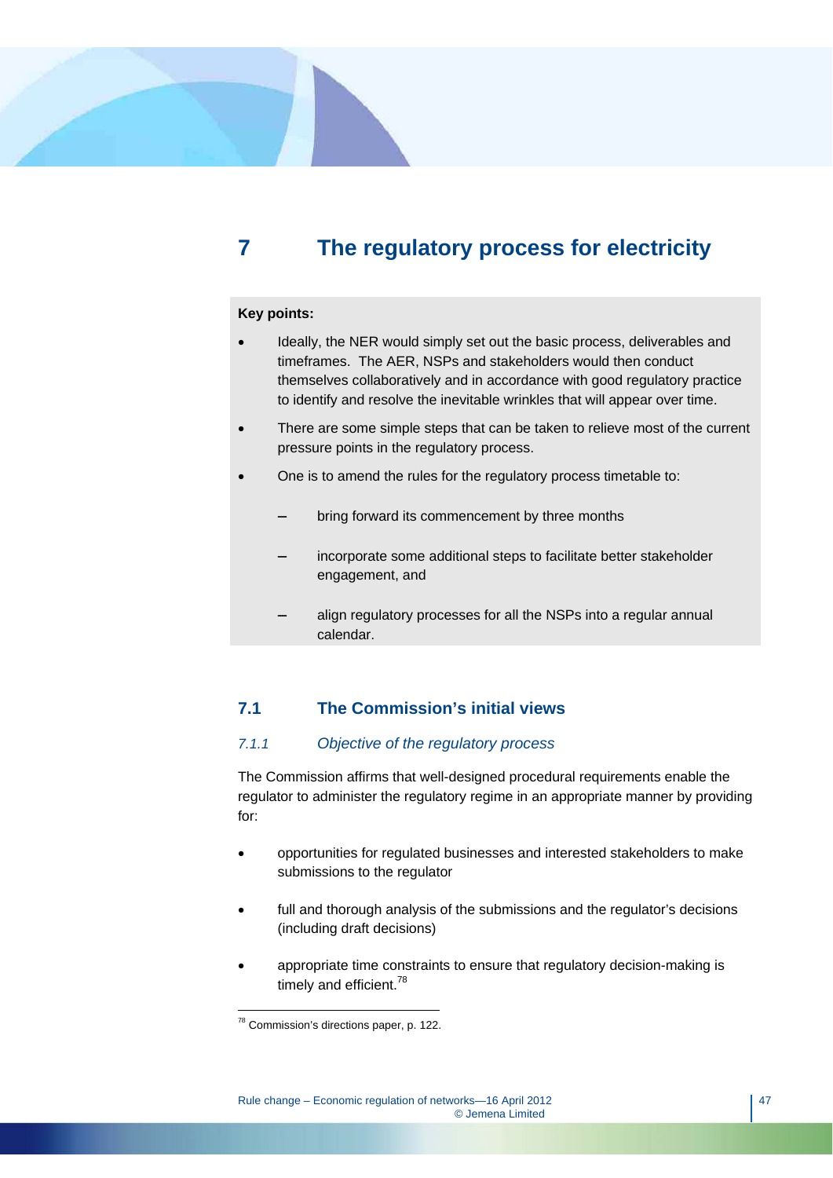# 7 The regulatory process for electricity

**Key points:**

- Ideally, the NER would simply set out the basic process, deliverables and timeframes. The AER, NSPs and stakeholders would then conduct themselves collaboratively and in accordance with good regulatory practice to identify and resolve the inevitable wrinkles that will appear over time.
- There are some simple steps that can be taken to relieve most of the current pressure points in the regulatory process.
- One is to amend the rules for the regulatory process timetable to:
  - bring forward its commencement by three months
  - incorporate some additional steps to facilitate better stakeholder engagement, and
  - align regulatory processes for all the NSPs into a regular annual calendar.

## 7.1 The Commission's initial views

### *7.1.1 Objective of the regulatory process*

The Commission affirms that well-designed procedural requirements enable the regulator to administer the regulatory regime in an appropriate manner by providing for:

- opportunities for regulated businesses and interested stakeholders to make submissions to the regulator
- full and thorough analysis of the submissions and the regulator's decisions (including draft decisions)
- appropriate time constraints to ensure that regulatory decision-making is timely and efficient.[78]

[78] Commission's directions paper, p. 122.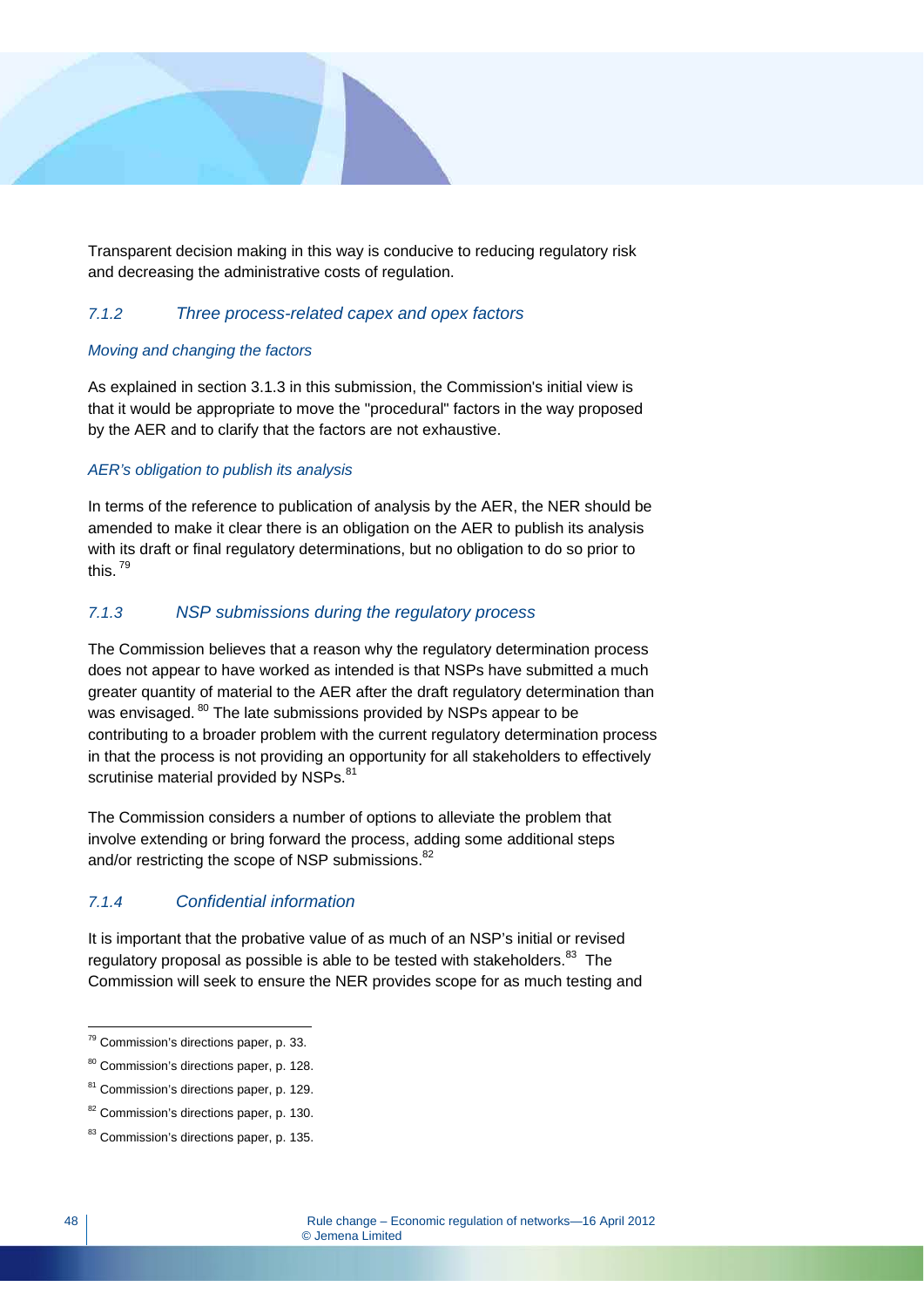Transparent decision making in this way is conducive to reducing regulatory risk and decreasing the administrative costs of regulation.

### *7.1.2 Three process-related capex and opex factors*

*Moving and changing the factors*

As explained in section 3.1.3 in this submission, the Commission's initial view is that it would be appropriate to move the "procedural" factors in the way proposed by the AER and to clarify that the factors are not exhaustive.

*AER's obligation to publish its analysis*

In terms of the reference to publication of analysis by the AER, the NER should be amended to make it clear there is an obligation on the AER to publish its analysis with its draft or final regulatory determinations, but no obligation to do so prior to this. [79]

### *7.1.3 NSP submissions during the regulatory process*

The Commission believes that a reason why the regulatory determination process does not appear to have worked as intended is that NSPs have submitted a much greater quantity of material to the AER after the draft regulatory determination than was envisaged. [80] The late submissions provided by NSPs appear to be contributing to a broader problem with the current regulatory determination process in that the process is not providing an opportunity for all stakeholders to effectively scrutinise material provided by NSPs.[81]

The Commission considers a number of options to alleviate the problem that involve extending or bring forward the process, adding some additional steps and/or restricting the scope of NSP submissions.[82]

### *7.1.4 Confidential information*

It is important that the probative value of as much of an NSP's initial or revised regulatory proposal as possible is able to be tested with stakeholders.[83] The Commission will seek to ensure the NER provides scope for as much testing and

---

[79] Commission's directions paper, p. 33.

[80] Commission's directions paper, p. 128.

[81] Commission's directions paper, p. 129.

[82] Commission's directions paper, p. 130.

[83] Commission's directions paper, p. 135.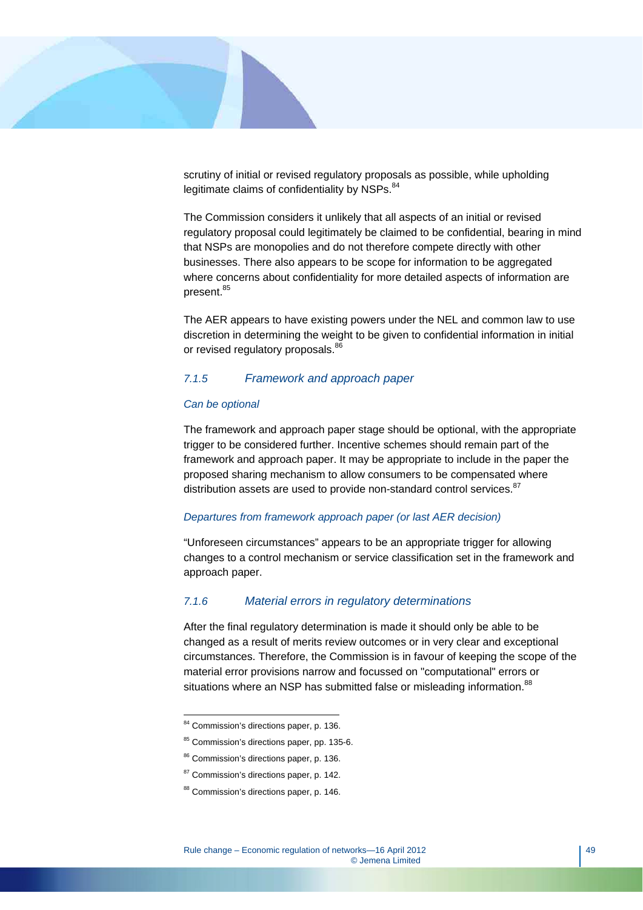scrutiny of initial or revised regulatory proposals as possible, while upholding legitimate claims of confidentiality by NSPs.[84]

The Commission considers it unlikely that all aspects of an initial or revised regulatory proposal could legitimately be claimed to be confidential, bearing in mind that NSPs are monopolies and do not therefore compete directly with other businesses. There also appears to be scope for information to be aggregated where concerns about confidentiality for more detailed aspects of information are present.[85]

The AER appears to have existing powers under the NEL and common law to use discretion in determining the weight to be given to confidential information in initial or revised regulatory proposals.[86]

### 7.1.5 Framework and approach paper

*Can be optional*

The framework and approach paper stage should be optional, with the appropriate trigger to be considered further. Incentive schemes should remain part of the framework and approach paper. It may be appropriate to include in the paper the proposed sharing mechanism to allow consumers to be compensated where distribution assets are used to provide non-standard control services.[87]

*Departures from framework approach paper (or last AER decision)*

"Unforeseen circumstances" appears to be an appropriate trigger for allowing changes to a control mechanism or service classification set in the framework and approach paper.

### 7.1.6 Material errors in regulatory determinations

After the final regulatory determination is made it should only be able to be changed as a result of merits review outcomes or in very clear and exceptional circumstances. Therefore, the Commission is in favour of keeping the scope of the material error provisions narrow and focussed on "computational" errors or situations where an NSP has submitted false or misleading information.[88]

---

[84] Commission's directions paper, p. 136.

[85] Commission's directions paper, pp. 135-6.

[86] Commission's directions paper, p. 136.

[87] Commission's directions paper, p. 142.

[88] Commission's directions paper, p. 146.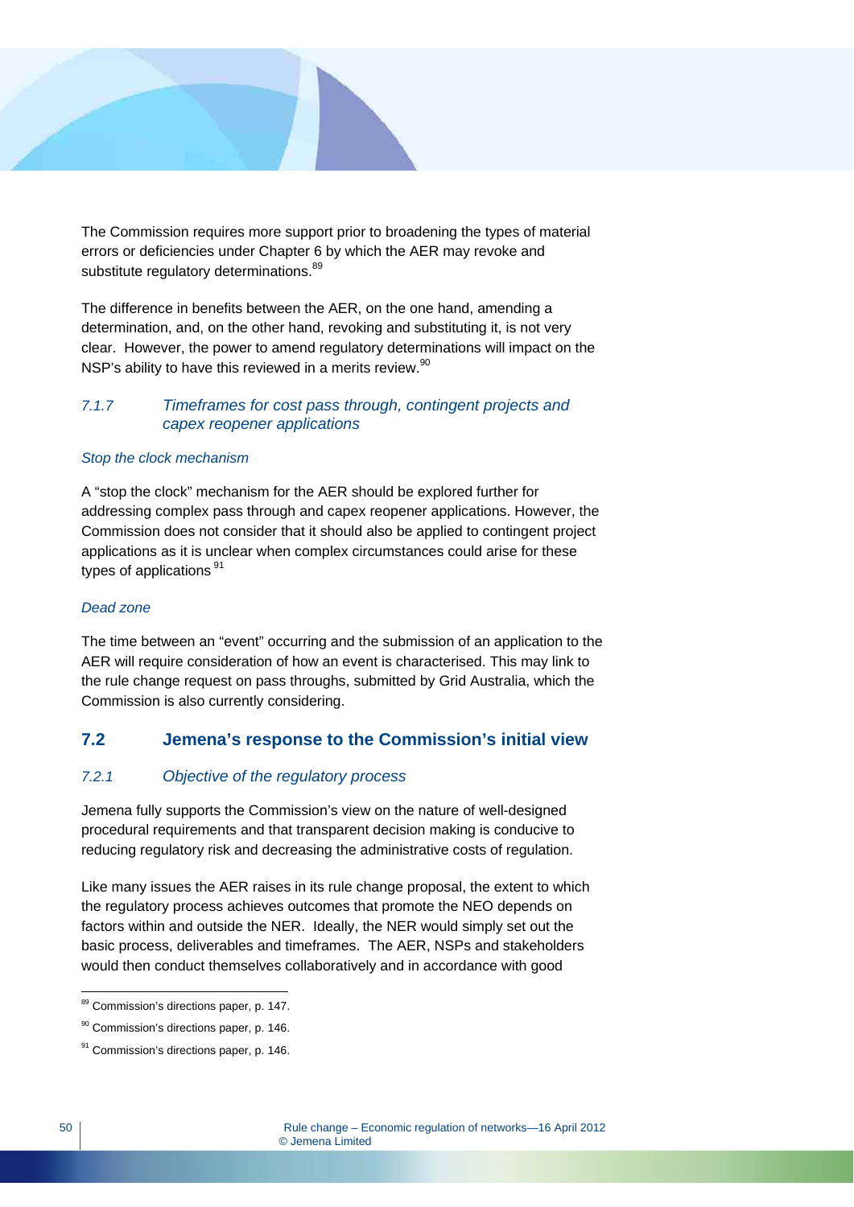The Commission requires more support prior to broadening the types of material errors or deficiencies under Chapter 6 by which the AER may revoke and substitute regulatory determinations.[89]

The difference in benefits between the AER, on the one hand, amending a determination, and, on the other hand, revoking and substituting it, is not very clear. However, the power to amend regulatory determinations will impact on the NSP's ability to have this reviewed in a merits review.[90]

### *7.1.7 Timeframes for cost pass through, contingent projects and capex reopener applications*

*Stop the clock mechanism*

A "stop the clock" mechanism for the AER should be explored further for addressing complex pass through and capex reopener applications. However, the Commission does not consider that it should also be applied to contingent project applications as it is unclear when complex circumstances could arise for these types of applications [91]

*Dead zone*

The time between an "event" occurring and the submission of an application to the AER will require consideration of how an event is characterised. This may link to the rule change request on pass throughs, submitted by Grid Australia, which the Commission is also currently considering.

## 7.2 Jemena's response to the Commission's initial view

### *7.2.1 Objective of the regulatory process*

Jemena fully supports the Commission's view on the nature of well-designed procedural requirements and that transparent decision making is conducive to reducing regulatory risk and decreasing the administrative costs of regulation.

Like many issues the AER raises in its rule change proposal, the extent to which the regulatory process achieves outcomes that promote the NEO depends on factors within and outside the NER. Ideally, the NER would simply set out the basic process, deliverables and timeframes. The AER, NSPs and stakeholders would then conduct themselves collaboratively and in accordance with good

[89] Commission's directions paper, p. 147.

[90] Commission's directions paper, p. 146.

[91] Commission's directions paper, p. 146.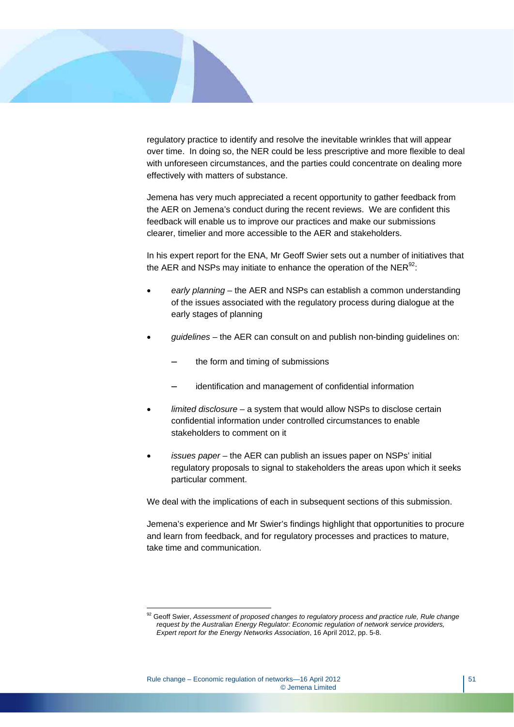regulatory practice to identify and resolve the inevitable wrinkles that will appear over time. In doing so, the NER could be less prescriptive and more flexible to deal with unforeseen circumstances, and the parties could concentrate on dealing more effectively with matters of substance.

Jemena has very much appreciated a recent opportunity to gather feedback from the AER on Jemena's conduct during the recent reviews. We are confident this feedback will enable us to improve our practices and make our submissions clearer, timelier and more accessible to the AER and stakeholders.

In his expert report for the ENA, Mr Geoff Swier sets out a number of initiatives that the AER and NSPs may initiate to enhance the operation of the NER[92]:

- *early planning* – the AER and NSPs can establish a common understanding of the issues associated with the regulatory process during dialogue at the early stages of planning
- *guidelines* – the AER can consult on and publish non-binding guidelines on:
  - the form and timing of submissions
  - identification and management of confidential information
- *limited disclosure* – a system that would allow NSPs to disclose certain confidential information under controlled circumstances to enable stakeholders to comment on it
- *issues paper* – the AER can publish an issues paper on NSPs' initial regulatory proposals to signal to stakeholders the areas upon which it seeks particular comment.

We deal with the implications of each in subsequent sections of this submission.

Jemena's experience and Mr Swier's findings highlight that opportunities to procure and learn from feedback, and for regulatory processes and practices to mature, take time and communication.

---

[92] Geoff Swier, *Assessment of proposed changes to regulatory process and practice rule, Rule change request by the Australian Energy Regulator: Economic regulation of network service providers, Expert report for the Energy Networks Association*, 16 April 2012, pp. 5-8.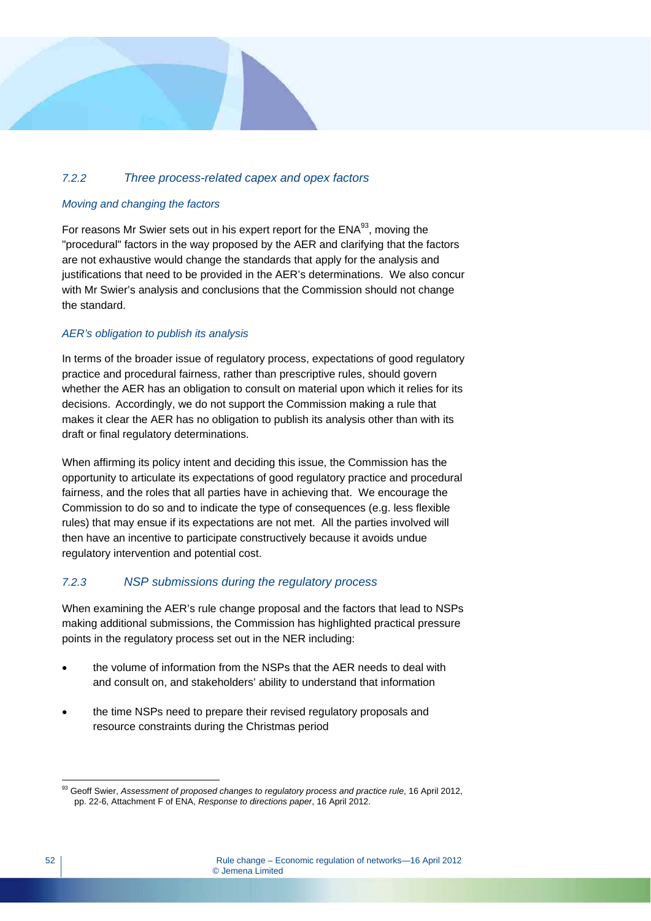### 7.2.2 Three process-related capex and opex factors

*Moving and changing the factors*

For reasons Mr Swier sets out in his expert report for the ENA[93], moving the "procedural" factors in the way proposed by the AER and clarifying that the factors are not exhaustive would change the standards that apply for the analysis and justifications that need to be provided in the AER's determinations. We also concur with Mr Swier's analysis and conclusions that the Commission should not change the standard.

*AER's obligation to publish its analysis*

In terms of the broader issue of regulatory process, expectations of good regulatory practice and procedural fairness, rather than prescriptive rules, should govern whether the AER has an obligation to consult on material upon which it relies for its decisions. Accordingly, we do not support the Commission making a rule that makes it clear the AER has no obligation to publish its analysis other than with its draft or final regulatory determinations.

When affirming its policy intent and deciding this issue, the Commission has the opportunity to articulate its expectations of good regulatory practice and procedural fairness, and the roles that all parties have in achieving that. We encourage the Commission to do so and to indicate the type of consequences (e.g. less flexible rules) that may ensue if its expectations are not met. All the parties involved will then have an incentive to participate constructively because it avoids undue regulatory intervention and potential cost.

### 7.2.3 NSP submissions during the regulatory process

When examining the AER's rule change proposal and the factors that lead to NSPs making additional submissions, the Commission has highlighted practical pressure points in the regulatory process set out in the NER including:

- the volume of information from the NSPs that the AER needs to deal with and consult on, and stakeholders' ability to understand that information
- the time NSPs need to prepare their revised regulatory proposals and resource constraints during the Christmas period

[93] Geoff Swier, *Assessment of proposed changes to regulatory process and practice rule*, 16 April 2012, pp. 22-6, Attachment F of ENA, *Response to directions paper*, 16 April 2012.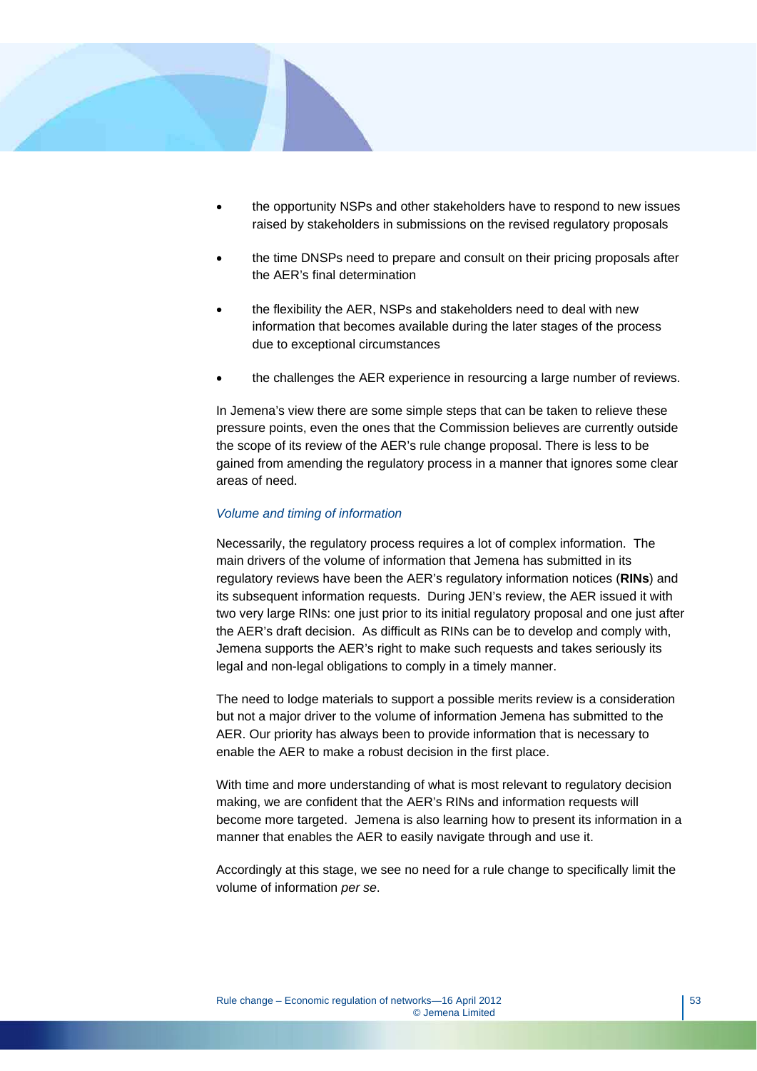- the opportunity NSPs and other stakeholders have to respond to new issues raised by stakeholders in submissions on the revised regulatory proposals
- the time DNSPs need to prepare and consult on their pricing proposals after the AER's final determination
- the flexibility the AER, NSPs and stakeholders need to deal with new information that becomes available during the later stages of the process due to exceptional circumstances
- the challenges the AER experience in resourcing a large number of reviews.

In Jemena's view there are some simple steps that can be taken to relieve these pressure points, even the ones that the Commission believes are currently outside the scope of its review of the AER's rule change proposal. There is less to be gained from amending the regulatory process in a manner that ignores some clear areas of need.

*Volume and timing of information*

Necessarily, the regulatory process requires a lot of complex information. The main drivers of the volume of information that Jemena has submitted in its regulatory reviews have been the AER's regulatory information notices (**RINs**) and its subsequent information requests. During JEN's review, the AER issued it with two very large RINs: one just prior to its initial regulatory proposal and one just after the AER's draft decision. As difficult as RINs can be to develop and comply with, Jemena supports the AER's right to make such requests and takes seriously its legal and non-legal obligations to comply in a timely manner.

The need to lodge materials to support a possible merits review is a consideration but not a major driver to the volume of information Jemena has submitted to the AER. Our priority has always been to provide information that is necessary to enable the AER to make a robust decision in the first place.

With time and more understanding of what is most relevant to regulatory decision making, we are confident that the AER's RINs and information requests will become more targeted. Jemena is also learning how to present its information in a manner that enables the AER to easily navigate through and use it.

Accordingly at this stage, we see no need for a rule change to specifically limit the volume of information *per se*.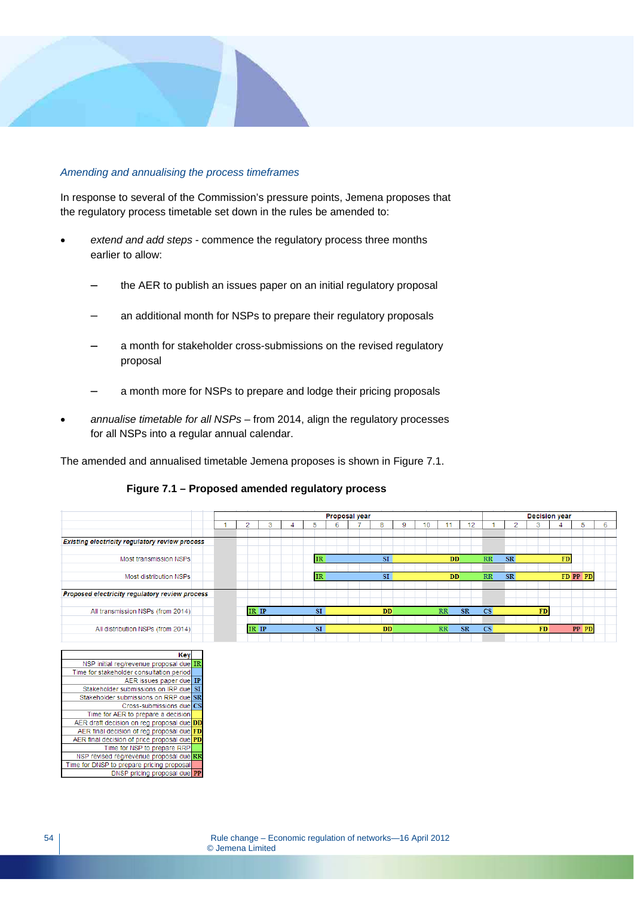*Amending and annualising the process timeframes*

In response to several of the Commission's pressure points, Jemena proposes that the regulatory process timetable set down in the rules be amended to:

- *extend and add steps* - commence the regulatory process three months earlier to allow:
  - the AER to publish an issues paper on an initial regulatory proposal
  - an additional month for NSPs to prepare their regulatory proposals
  - a month for stakeholder cross-submissions on the revised regulatory proposal
  - a month more for NSPs to prepare and lodge their pricing proposals
- *annualise timetable for all NSPs* – from 2014, align the regulatory processes for all NSPs into a regular annual calendar.

The amended and annualised timetable Jemena proposes is shown in Figure 7.1.

**Figure 7.1 – Proposed amended regulatory process**

| | Proposal year | | | | | | | | | | | | Decision year | | | | | |
|---|---|---|---|---|---|---|---|---|---|---|---|---|---|---|---|---|---|---|
| | 1 | 2 | 3 | 4 | 5 | 6 | 7 | 8 | 9 | 10 | 11 | 12 | 1 | 2 | 3 | 4 | 5 | 6 |
| *Existing electricity regulatory review process* | | | | | | | | | | | | | | | | | | |
| Most transmission NSPs | | | | | IR | | | SI | | | DD | | RR | SR | | FD | | |
| Most distribution NSPs | | | | | IR | | | SI | | | DD | | RR | SR | | FD | PP | PD |
| *Proposed electricity regulatory review process* | | | | | | | | | | | | | | | | | | |
| All transmission NSPs (from 2014) | | IR IP | | | SI | | | DD | | | RR | SR | CS | | FD | | | |
| All distribution NSPs (from 2014) | | IR IP | | | SI | | | DD | | | RR | SR | CS | | FD | | PP | PD |

| Key | |
|---|---|
| NSP initial reg/revenue proposal due | IR |
| Time for stakeholder consultation period | |
| AER issues paper due | IP |
| Stakeholder submissions on IRP due | SI |
| Stakeholder submissions on RRP due | SR |
| Cross-submissions due | CS |
| Time for AER to prepare a decision | |
| AER draft decision on reg proposal due | DD |
| AER final decision of reg proposal due | FD |
| AER final decision of price proposal due | PD |
| Time for NSP to prepare RRP | |
| NSP revised reg/revenue proposal due | RR |
| Time for DNSP to prepare pricing proposal | |
| DNSP pricing proposal due | PP |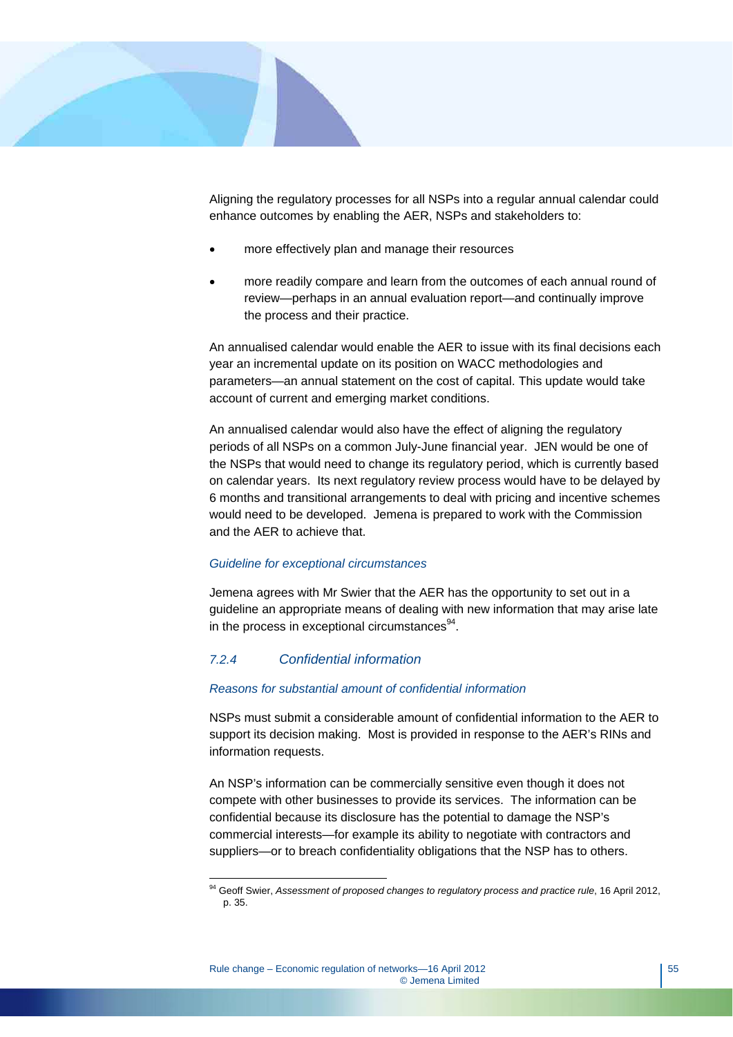Aligning the regulatory processes for all NSPs into a regular annual calendar could enhance outcomes by enabling the AER, NSPs and stakeholders to:

- more effectively plan and manage their resources
- more readily compare and learn from the outcomes of each annual round of review—perhaps in an annual evaluation report—and continually improve the process and their practice.

An annualised calendar would enable the AER to issue with its final decisions each year an incremental update on its position on WACC methodologies and parameters—an annual statement on the cost of capital. This update would take account of current and emerging market conditions.

An annualised calendar would also have the effect of aligning the regulatory periods of all NSPs on a common July-June financial year. JEN would be one of the NSPs that would need to change its regulatory period, which is currently based on calendar years. Its next regulatory review process would have to be delayed by 6 months and transitional arrangements to deal with pricing and incentive schemes would need to be developed. Jemena is prepared to work with the Commission and the AER to achieve that.

*Guideline for exceptional circumstances*

Jemena agrees with Mr Swier that the AER has the opportunity to set out in a guideline an appropriate means of dealing with new information that may arise late in the process in exceptional circumstances[94].

### *7.2.4 Confidential information*

*Reasons for substantial amount of confidential information*

NSPs must submit a considerable amount of confidential information to the AER to support its decision making. Most is provided in response to the AER's RINs and information requests.

An NSP's information can be commercially sensitive even though it does not compete with other businesses to provide its services. The information can be confidential because its disclosure has the potential to damage the NSP's commercial interests—for example its ability to negotiate with contractors and suppliers—or to breach confidentiality obligations that the NSP has to others.

---

[94] Geoff Swier, *Assessment of proposed changes to regulatory process and practice rule*, 16 April 2012, p. 35.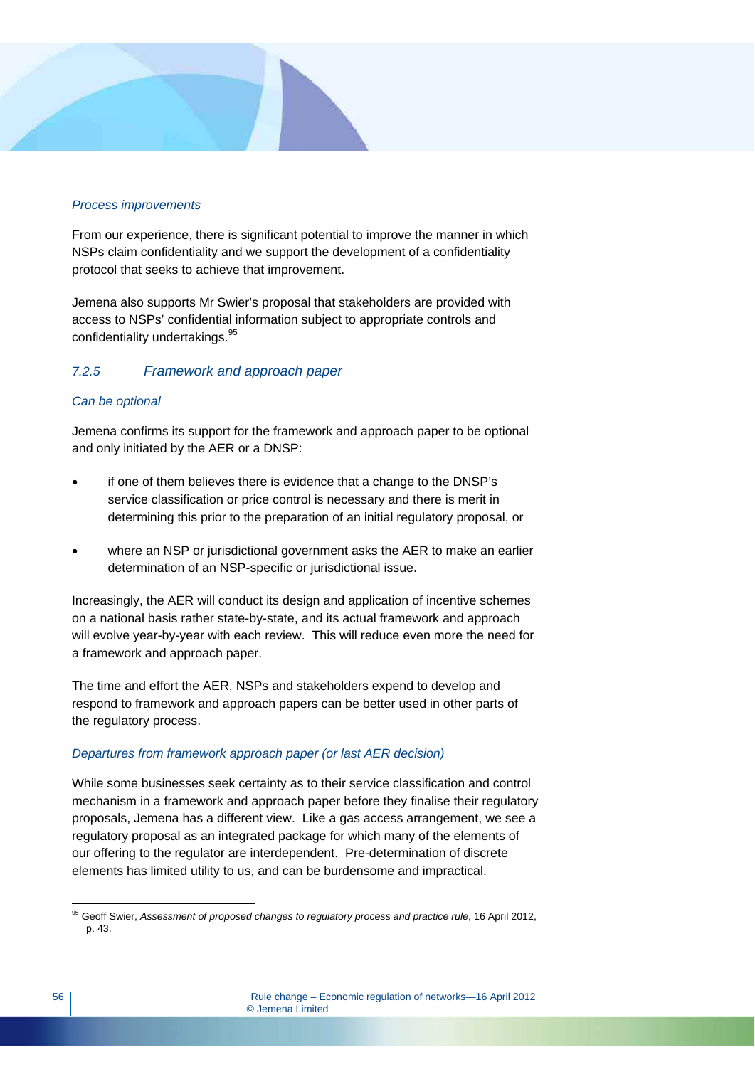*Process improvements*

From our experience, there is significant potential to improve the manner in which NSPs claim confidentiality and we support the development of a confidentiality protocol that seeks to achieve that improvement.

Jemena also supports Mr Swier's proposal that stakeholders are provided with access to NSPs' confidential information subject to appropriate controls and confidentiality undertakings.[95]

### *7.2.5 Framework and approach paper*

*Can be optional*

Jemena confirms its support for the framework and approach paper to be optional and only initiated by the AER or a DNSP:

- if one of them believes there is evidence that a change to the DNSP's service classification or price control is necessary and there is merit in determining this prior to the preparation of an initial regulatory proposal, or
- where an NSP or jurisdictional government asks the AER to make an earlier determination of an NSP-specific or jurisdictional issue.

Increasingly, the AER will conduct its design and application of incentive schemes on a national basis rather state-by-state, and its actual framework and approach will evolve year-by-year with each review. This will reduce even more the need for a framework and approach paper.

The time and effort the AER, NSPs and stakeholders expend to develop and respond to framework and approach papers can be better used in other parts of the regulatory process.

*Departures from framework approach paper (or last AER decision)*

While some businesses seek certainty as to their service classification and control mechanism in a framework and approach paper before they finalise their regulatory proposals, Jemena has a different view. Like a gas access arrangement, we see a regulatory proposal as an integrated package for which many of the elements of our offering to the regulator are interdependent. Pre-determination of discrete elements has limited utility to us, and can be burdensome and impractical.

---

[95] Geoff Swier, *Assessment of proposed changes to regulatory process and practice rule*, 16 April 2012, p. 43.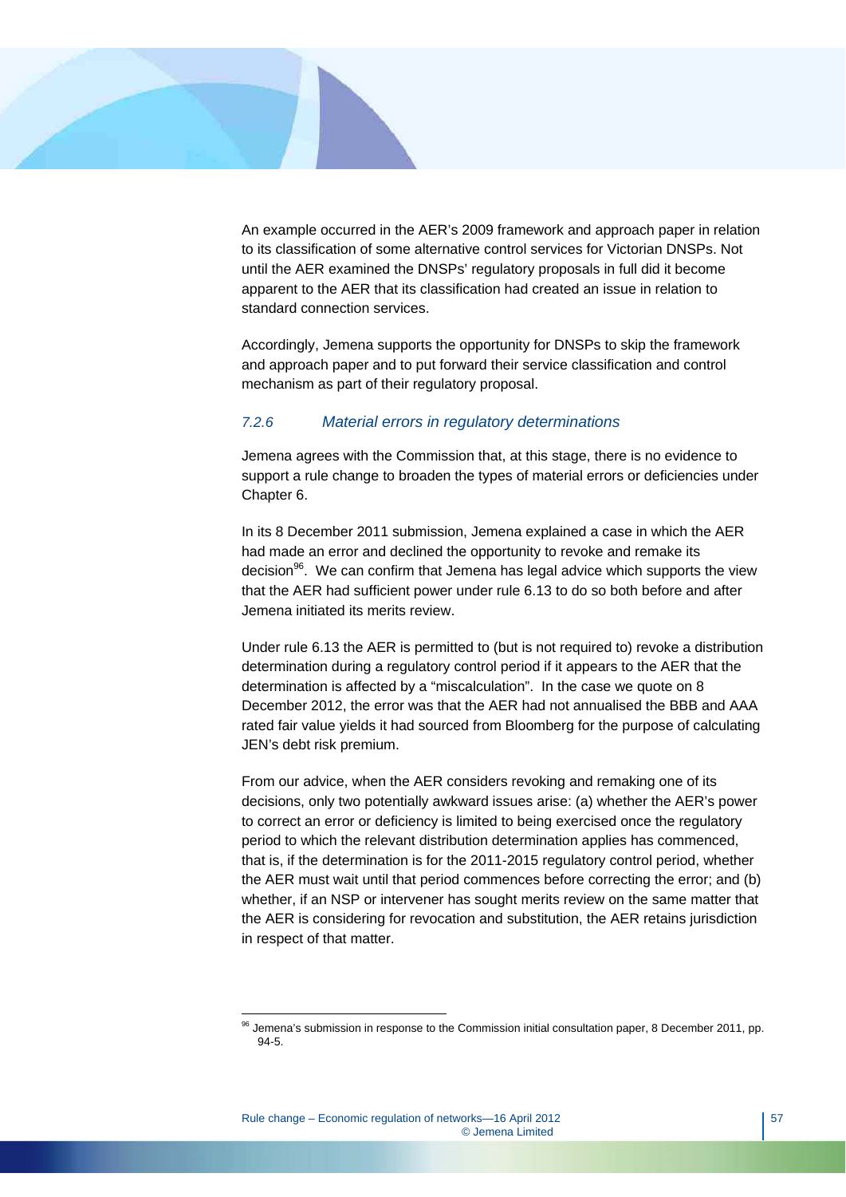An example occurred in the AER's 2009 framework and approach paper in relation to its classification of some alternative control services for Victorian DNSPs. Not until the AER examined the DNSPs' regulatory proposals in full did it become apparent to the AER that its classification had created an issue in relation to standard connection services.

Accordingly, Jemena supports the opportunity for DNSPs to skip the framework and approach paper and to put forward their service classification and control mechanism as part of their regulatory proposal.

### *7.2.6 Material errors in regulatory determinations*

Jemena agrees with the Commission that, at this stage, there is no evidence to support a rule change to broaden the types of material errors or deficiencies under Chapter 6.

In its 8 December 2011 submission, Jemena explained a case in which the AER had made an error and declined the opportunity to revoke and remake its decision[96]. We can confirm that Jemena has legal advice which supports the view that the AER had sufficient power under rule 6.13 to do so both before and after Jemena initiated its merits review.

Under rule 6.13 the AER is permitted to (but is not required to) revoke a distribution determination during a regulatory control period if it appears to the AER that the determination is affected by a "miscalculation". In the case we quote on 8 December 2012, the error was that the AER had not annualised the BBB and AAA rated fair value yields it had sourced from Bloomberg for the purpose of calculating JEN's debt risk premium.

From our advice, when the AER considers revoking and remaking one of its decisions, only two potentially awkward issues arise: (a) whether the AER's power to correct an error or deficiency is limited to being exercised once the regulatory period to which the relevant distribution determination applies has commenced, that is, if the determination is for the 2011-2015 regulatory control period, whether the AER must wait until that period commences before correcting the error; and (b) whether, if an NSP or intervener has sought merits review on the same matter that the AER is considering for revocation and substitution, the AER retains jurisdiction in respect of that matter.

---

[96] Jemena's submission in response to the Commission initial consultation paper, 8 December 2011, pp. 94-5.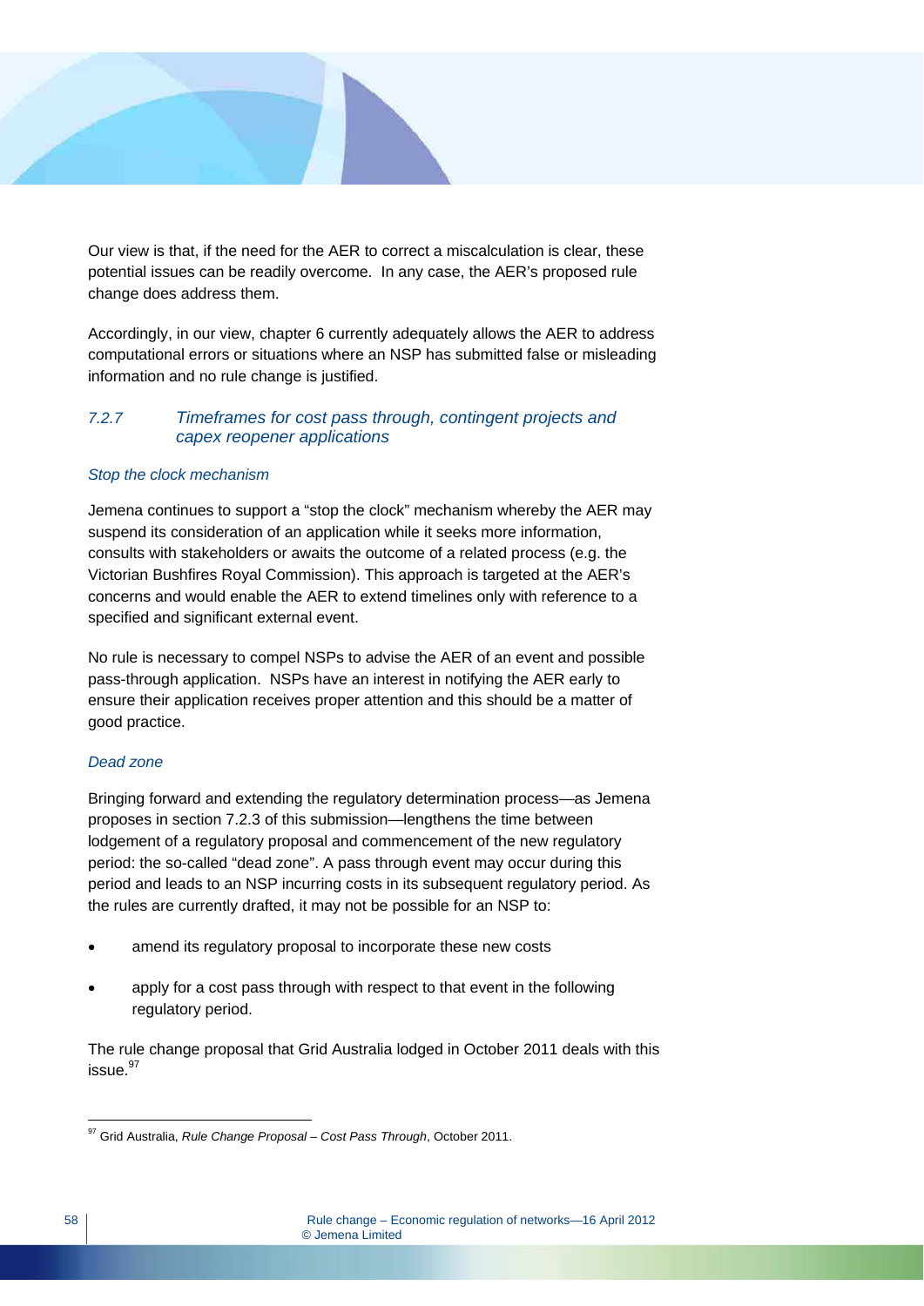Our view is that, if the need for the AER to correct a miscalculation is clear, these potential issues can be readily overcome. In any case, the AER's proposed rule change does address them.

Accordingly, in our view, chapter 6 currently adequately allows the AER to address computational errors or situations where an NSP has submitted false or misleading information and no rule change is justified.

### *7.2.7 Timeframes for cost pass through, contingent projects and capex reopener applications*

*Stop the clock mechanism*

Jemena continues to support a "stop the clock" mechanism whereby the AER may suspend its consideration of an application while it seeks more information, consults with stakeholders or awaits the outcome of a related process (e.g. the Victorian Bushfires Royal Commission). This approach is targeted at the AER's concerns and would enable the AER to extend timelines only with reference to a specified and significant external event.

No rule is necessary to compel NSPs to advise the AER of an event and possible pass-through application. NSPs have an interest in notifying the AER early to ensure their application receives proper attention and this should be a matter of good practice.

*Dead zone*

Bringing forward and extending the regulatory determination process—as Jemena proposes in section 7.2.3 of this submission—lengthens the time between lodgement of a regulatory proposal and commencement of the new regulatory period: the so-called "dead zone". A pass through event may occur during this period and leads to an NSP incurring costs in its subsequent regulatory period. As the rules are currently drafted, it may not be possible for an NSP to:

- amend its regulatory proposal to incorporate these new costs
- apply for a cost pass through with respect to that event in the following regulatory period.

The rule change proposal that Grid Australia lodged in October 2011 deals with this issue.[97]

---

[97] Grid Australia, *Rule Change Proposal – Cost Pass Through*, October 2011.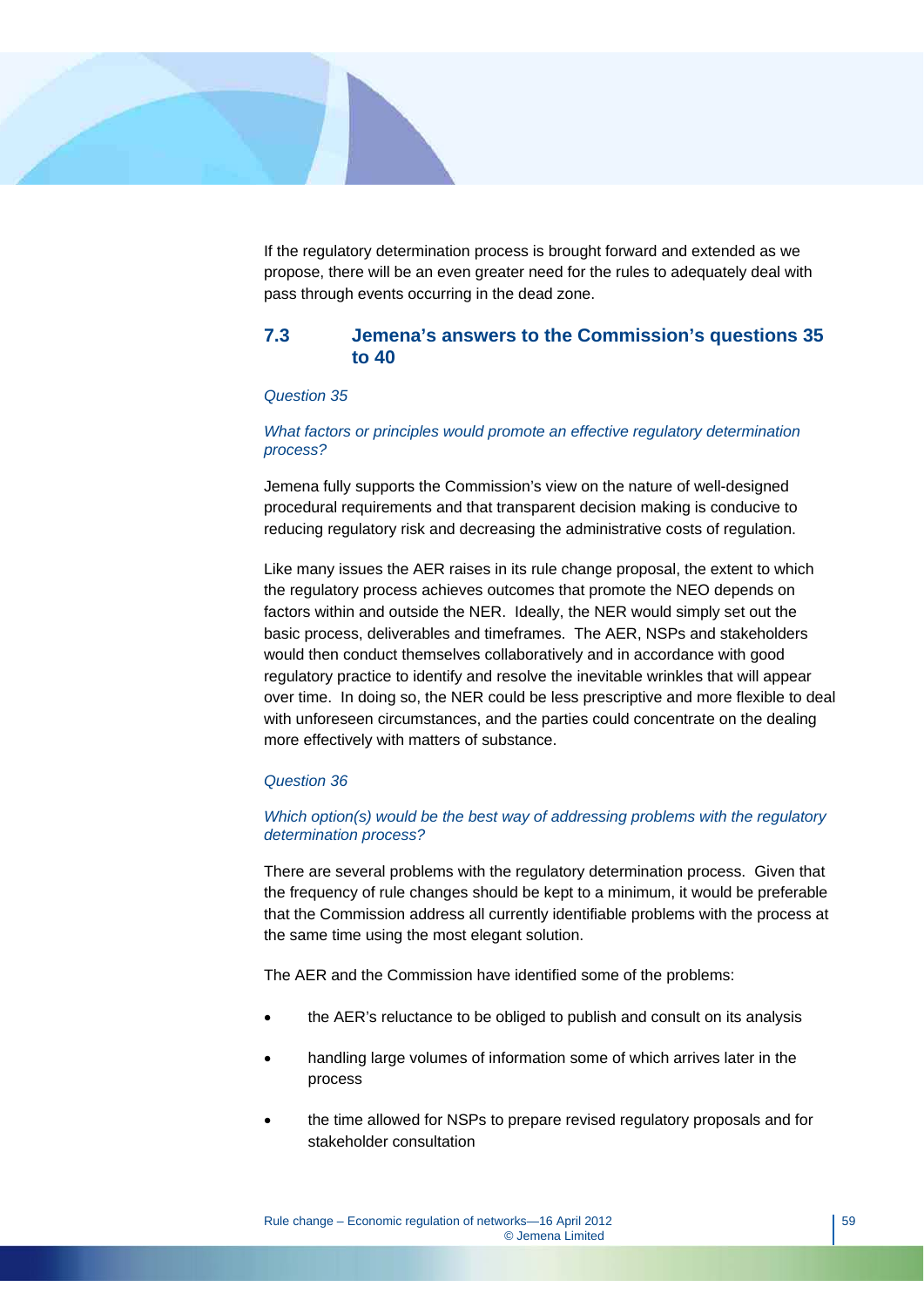If the regulatory determination process is brought forward and extended as we propose, there will be an even greater need for the rules to adequately deal with pass through events occurring in the dead zone.

## 7.3 Jemena's answers to the Commission's questions 35 to 40

*Question 35*

*What factors or principles would promote an effective regulatory determination process?*

Jemena fully supports the Commission's view on the nature of well-designed procedural requirements and that transparent decision making is conducive to reducing regulatory risk and decreasing the administrative costs of regulation.

Like many issues the AER raises in its rule change proposal, the extent to which the regulatory process achieves outcomes that promote the NEO depends on factors within and outside the NER. Ideally, the NER would simply set out the basic process, deliverables and timeframes. The AER, NSPs and stakeholders would then conduct themselves collaboratively and in accordance with good regulatory practice to identify and resolve the inevitable wrinkles that will appear over time. In doing so, the NER could be less prescriptive and more flexible to deal with unforeseen circumstances, and the parties could concentrate on the dealing more effectively with matters of substance.

*Question 36*

*Which option(s) would be the best way of addressing problems with the regulatory determination process?*

There are several problems with the regulatory determination process. Given that the frequency of rule changes should be kept to a minimum, it would be preferable that the Commission address all currently identifiable problems with the process at the same time using the most elegant solution.

The AER and the Commission have identified some of the problems:

- the AER's reluctance to be obliged to publish and consult on its analysis
- handling large volumes of information some of which arrives later in the process
- the time allowed for NSPs to prepare revised regulatory proposals and for stakeholder consultation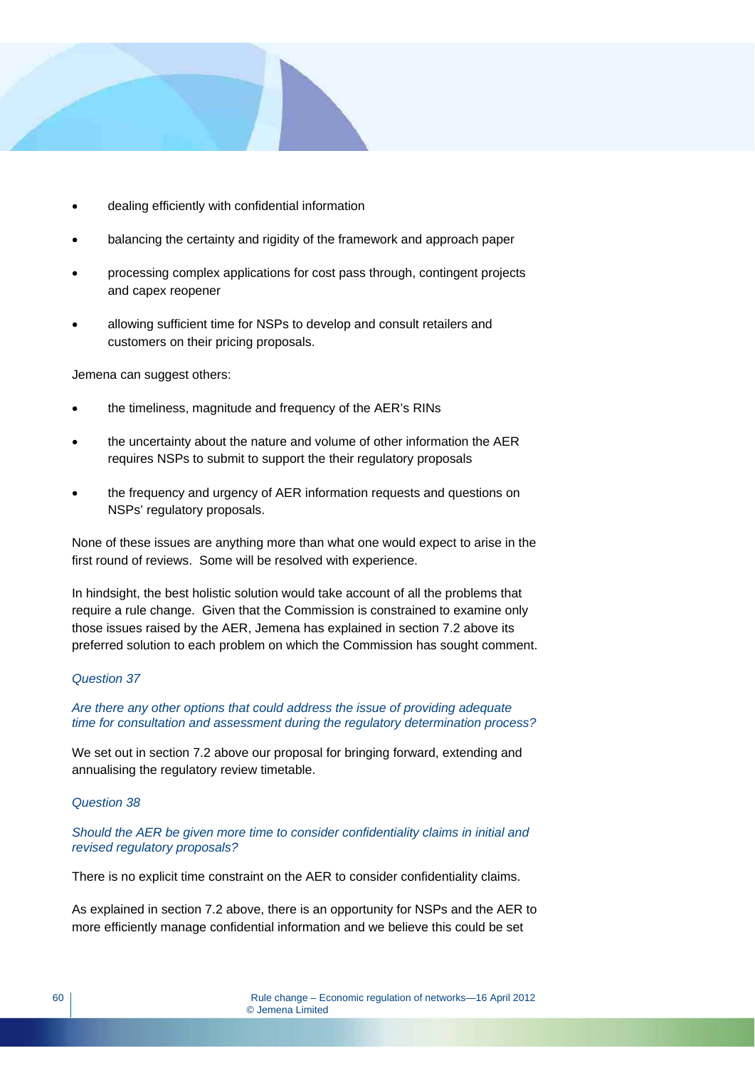- dealing efficiently with confidential information
- balancing the certainty and rigidity of the framework and approach paper
- processing complex applications for cost pass through, contingent projects and capex reopener
- allowing sufficient time for NSPs to develop and consult retailers and customers on their pricing proposals.

Jemena can suggest others:

- the timeliness, magnitude and frequency of the AER's RINs
- the uncertainty about the nature and volume of other information the AER requires NSPs to submit to support the their regulatory proposals
- the frequency and urgency of AER information requests and questions on NSPs' regulatory proposals.

None of these issues are anything more than what one would expect to arise in the first round of reviews. Some will be resolved with experience.

In hindsight, the best holistic solution would take account of all the problems that require a rule change. Given that the Commission is constrained to examine only those issues raised by the AER, Jemena has explained in section 7.2 above its preferred solution to each problem on which the Commission has sought comment.

*Question 37*

*Are there any other options that could address the issue of providing adequate time for consultation and assessment during the regulatory determination process?*

We set out in section 7.2 above our proposal for bringing forward, extending and annualising the regulatory review timetable.

*Question 38*

*Should the AER be given more time to consider confidentiality claims in initial and revised regulatory proposals?*

There is no explicit time constraint on the AER to consider confidentiality claims.

As explained in section 7.2 above, there is an opportunity for NSPs and the AER to more efficiently manage confidential information and we believe this could be set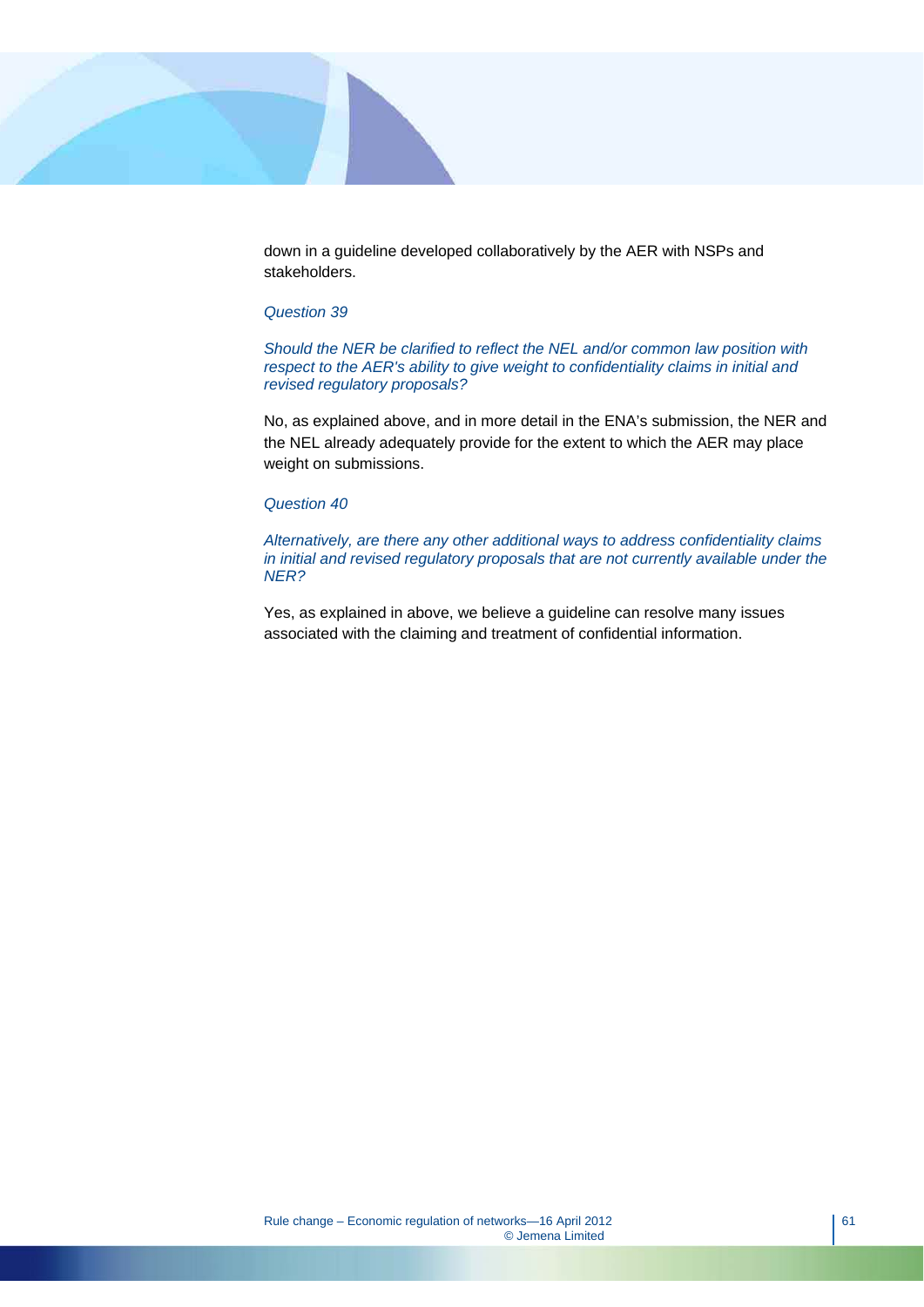down in a guideline developed collaboratively by the AER with NSPs and stakeholders.

*Question 39*

*Should the NER be clarified to reflect the NEL and/or common law position with respect to the AER's ability to give weight to confidentiality claims in initial and revised regulatory proposals?*

No, as explained above, and in more detail in the ENA's submission, the NER and the NEL already adequately provide for the extent to which the AER may place weight on submissions.

*Question 40*

*Alternatively, are there any other additional ways to address confidentiality claims in initial and revised regulatory proposals that are not currently available under the NER?*

Yes, as explained in above, we believe a guideline can resolve many issues associated with the claiming and treatment of confidential information.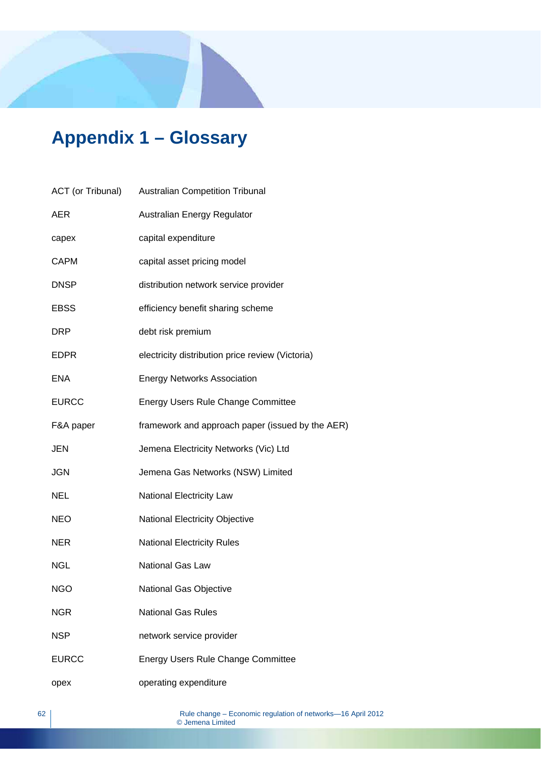# Appendix 1 – Glossary

| | |
|---|---|
| ACT (or Tribunal) | Australian Competition Tribunal |
| AER | Australian Energy Regulator |
| capex | capital expenditure |
| CAPM | capital asset pricing model |
| DNSP | distribution network service provider |
| EBSS | efficiency benefit sharing scheme |
| DRP | debt risk premium |
| EDPR | electricity distribution price review (Victoria) |
| ENA | Energy Networks Association |
| EURCC | Energy Users Rule Change Committee |
| F&A paper | framework and approach paper (issued by the AER) |
| JEN | Jemena Electricity Networks (Vic) Ltd |
| JGN | Jemena Gas Networks (NSW) Limited |
| NEL | National Electricity Law |
| NEO | National Electricity Objective |
| NER | National Electricity Rules |
| NGL | National Gas Law |
| NGO | National Gas Objective |
| NGR | National Gas Rules |
| NSP | network service provider |
| EURCC | Energy Users Rule Change Committee |
| opex | operating expenditure |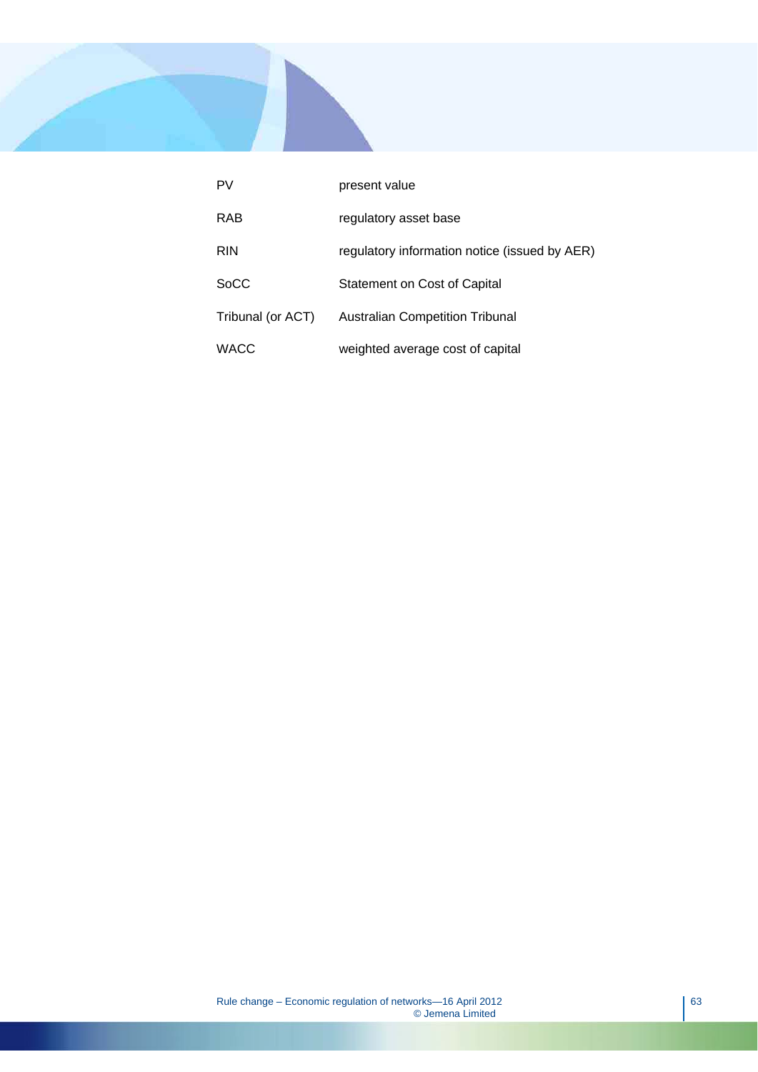| | |
|---|---|
| PV | present value |
| RAB | regulatory asset base |
| RIN | regulatory information notice (issued by AER) |
| SoCC | Statement on Cost of Capital |
| Tribunal (or ACT) | Australian Competition Tribunal |
| WACC | weighted average cost of capital |